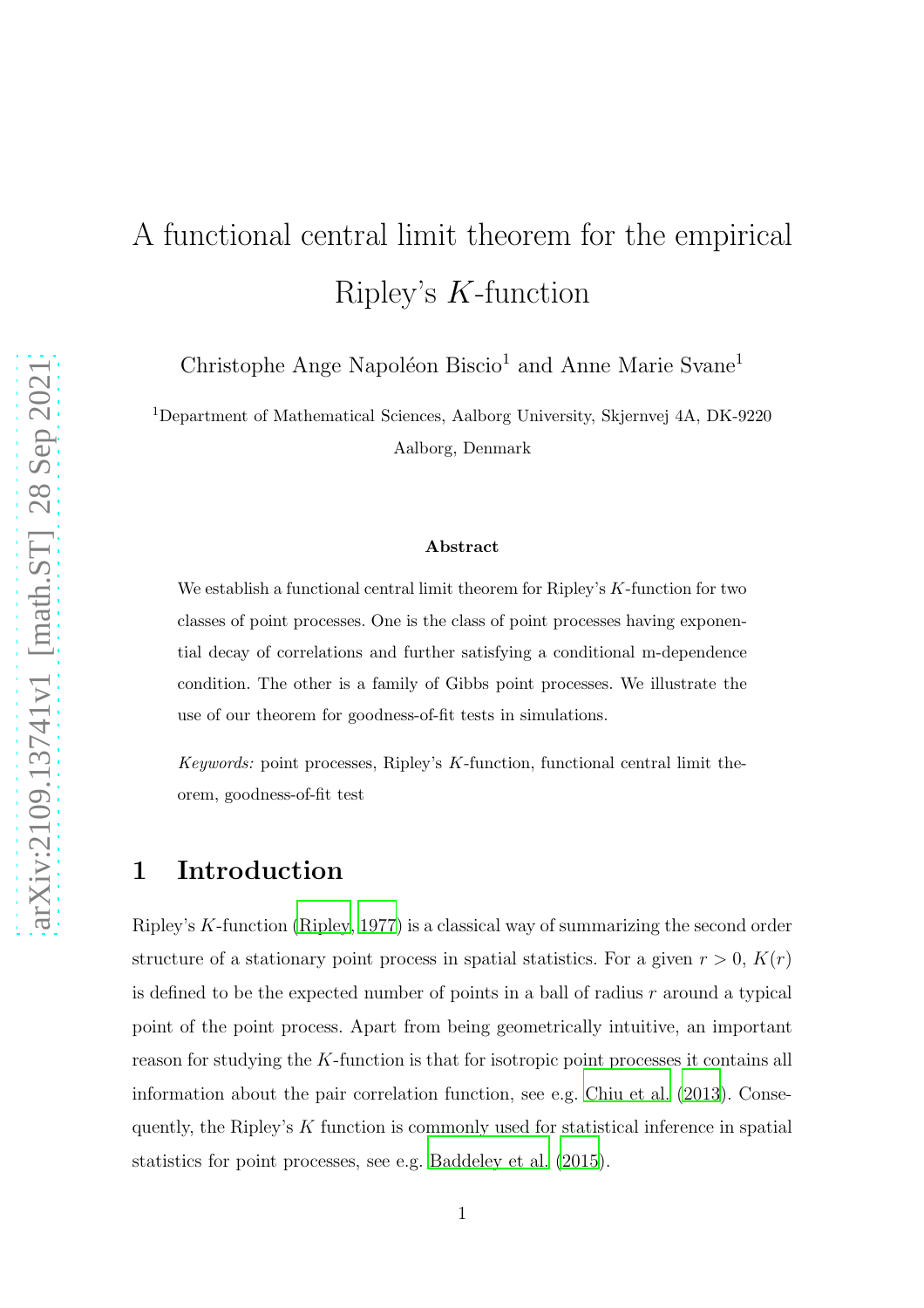# A functional central limit theorem for the empirical Ripley's $K$-function

Christophe Ange Napoléon Biscio[1] and Anne Marie Svane[1]

[1]Department of Mathematical Sciences, Aalborg University, Skjernvej 4A, DK-9220 Aalborg, Denmark

#### Abstract

We establish a functional central limit theorem for Ripley's $K$-function for two classes of point processes. One is the class of point processes having exponential decay of correlations and further satisfying a conditional m-dependence condition. The other is a family of Gibbs point processes. We illustrate the use of our theorem for goodness-of-fit tests in simulations.

*Keywords:* point processes, Ripley's $K$-function, functional central limit theorem, goodness-of-fit test

## 1 Introduction

Ripley's $K$-function (Ripley, 1977) is a classical way of summarizing the second order structure of a stationary point process in spatial statistics. For a given $r > 0$, $K(r)$ is defined to be the expected number of points in a ball of radius $r$ around a typical point of the point process. Apart from being geometrically intuitive, an important reason for studying the $K$-function is that for isotropic point processes it contains all information about the pair correlation function, see e.g. Chiu et al. (2013). Consequently, the Ripley's $K$ function is commonly used for statistical inference in spatial statistics for point processes, see e.g. Baddeley et al. (2015).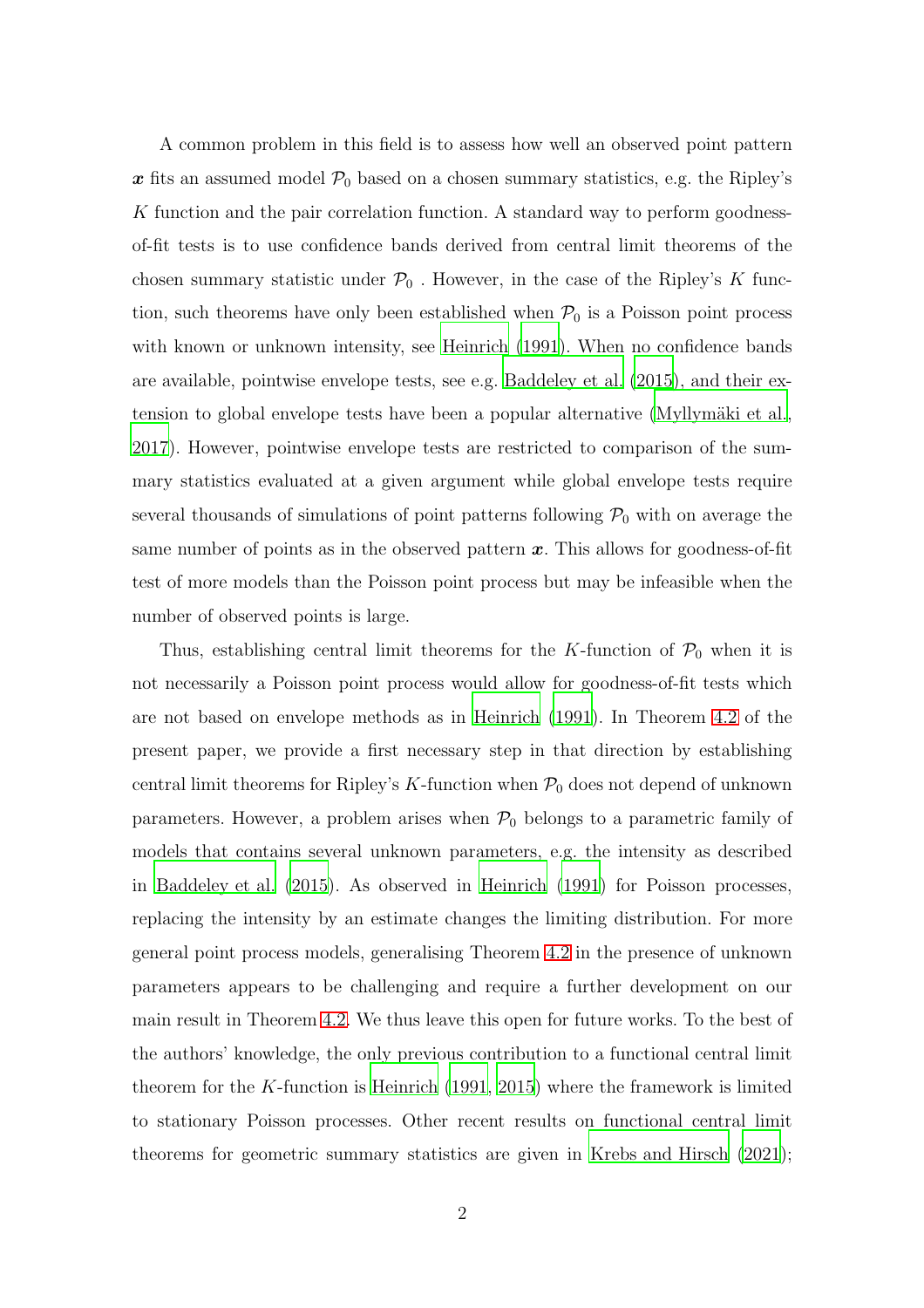A common problem in this field is to assess how well an observed point pattern $\boldsymbol{x}$ fits an assumed model $\mathcal{P}_0$ based on a chosen summary statistics, e.g. the Ripley's $K$ function and the pair correlation function. A standard way to perform goodness-of-fit tests is to use confidence bands derived from central limit theorems of the chosen summary statistic under $\mathcal{P}_0$ . However, in the case of the Ripley's $K$ function, such theorems have only been established when $\mathcal{P}_0$ is a Poisson point process with known or unknown intensity, see Heinrich (1991). When no confidence bands are available, pointwise envelope tests, see e.g. Baddeley et al. (2015), and their extension to global envelope tests have been a popular alternative (Myllymäki et al., 2017). However, pointwise envelope tests are restricted to comparison of the summary statistics evaluated at a given argument while global envelope tests require several thousands of simulations of point patterns following $\mathcal{P}_0$ with on average the same number of points as in the observed pattern $\boldsymbol{x}$. This allows for goodness-of-fit test of more models than the Poisson point process but may be infeasible when the number of observed points is large.

Thus, establishing central limit theorems for the $K$-function of $\mathcal{P}_0$ when it is not necessarily a Poisson point process would allow for goodness-of-fit tests which are not based on envelope methods as in Heinrich (1991). In Theorem 4.2 of the present paper, we provide a first necessary step in that direction by establishing central limit theorems for Ripley's $K$-function when $\mathcal{P}_0$ does not depend of unknown parameters. However, a problem arises when $\mathcal{P}_0$ belongs to a parametric family of models that contains several unknown parameters, e.g. the intensity as described in Baddeley et al. (2015). As observed in Heinrich (1991) for Poisson processes, replacing the intensity by an estimate changes the limiting distribution. For more general point process models, generalising Theorem 4.2 in the presence of unknown parameters appears to be challenging and require a further development on our main result in Theorem 4.2. We thus leave this open for future works. To the best of the authors' knowledge, the only previous contribution to a functional central limit theorem for the $K$-function is Heinrich (1991, 2015) where the framework is limited to stationary Poisson processes. Other recent results on functional central limit theorems for geometric summary statistics are given in Krebs and Hirsch (2021);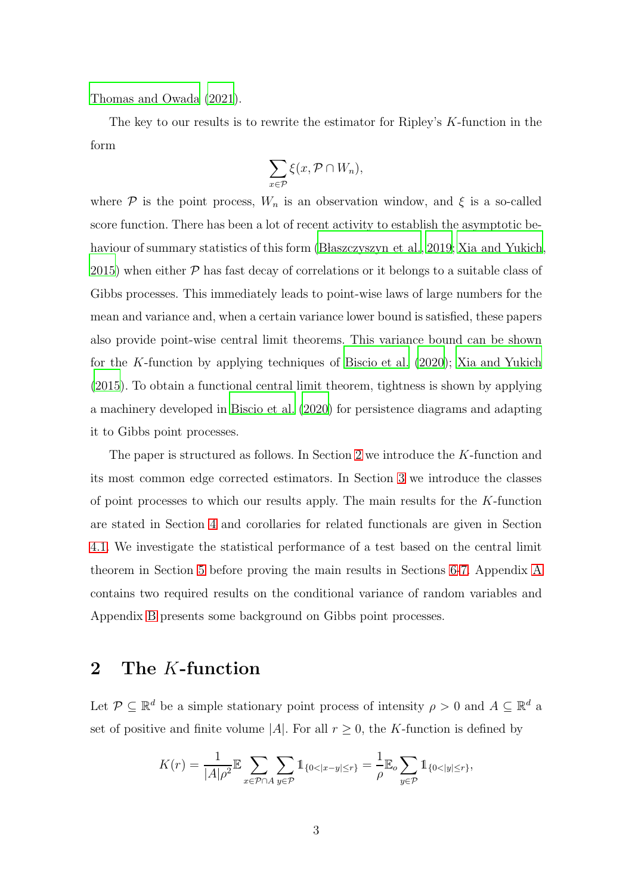Thomas and Owada (2021).

The key to our results is to rewrite the estimator for Ripley's $K$-function in the form

$$\sum_{x \in \mathcal{P}} \xi(x, \mathcal{P} \cap W_n),$$

where $\mathcal{P}$ is the point process, $W_n$ is an observation window, and $\xi$ is a so-called score function. There has been a lot of recent activity to establish the asymptotic behaviour of summary statistics of this form (Błaszczyszyn et al., 2019; Xia and Yukich, 2015) when either $\mathcal{P}$ has fast decay of correlations or it belongs to a suitable class of Gibbs processes. This immediately leads to point-wise laws of large numbers for the mean and variance and, when a certain variance lower bound is satisfied, these papers also provide point-wise central limit theorems. This variance bound can be shown for the $K$-function by applying techniques of Biscio et al. (2020); Xia and Yukich (2015). To obtain a functional central limit theorem, tightness is shown by applying a machinery developed in Biscio et al. (2020) for persistence diagrams and adapting it to Gibbs point processes.

The paper is structured as follows. In Section 2 we introduce the $K$-function and its most common edge corrected estimators. In Section 3 we introduce the classes of point processes to which our results apply. The main results for the $K$-function are stated in Section 4 and corollaries for related functionals are given in Section 4.1. We investigate the statistical performance of a test based on the central limit theorem in Section 5 before proving the main results in Sections 6-7. Appendix A contains two required results on the conditional variance of random variables and Appendix B presents some background on Gibbs point processes.

## 2 The $K$-function

Let $\mathcal{P} \subseteq \mathbb{R}^d$ be a simple stationary point process of intensity $\rho > 0$ and $A \subseteq \mathbb{R}^d$ a set of positive and finite volume $|A|$. For all $r \geq 0$, the $K$-function is defined by

$$K(r) = \frac{1}{|A|\rho^2} \mathbb{E} \sum_{x \in \mathcal{P} \cap A} \sum_{y \in \mathcal{P}} \mathbb{1}_{\{0 < |x-y| \leq r\}} = \frac{1}{\rho} \mathbb{E}_o \sum_{y \in \mathcal{P}} \mathbb{1}_{\{0 < |y| \leq r\}},$$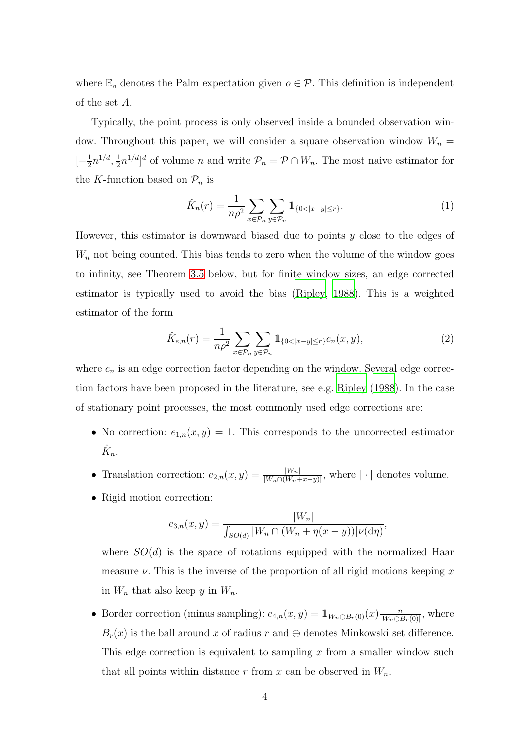where $\mathbb{E}_o$ denotes the Palm expectation given $o \in \mathcal{P}$. This definition is independent of the set $A$.

Typically, the point process is only observed inside a bounded observation window. Throughout this paper, we will consider a square observation window $W_n = [-\frac{1}{2}n^{1/d}, \frac{1}{2}n^{1/d}]^d$ of volume $n$ and write $\mathcal{P}_n = \mathcal{P} \cap W_n$. The most naive estimator for the $K$-function based on $\mathcal{P}_n$ is

$$\hat{K}_n(r) = \frac{1}{n\rho^2} \sum_{x \in \mathcal{P}_n} \sum_{y \in \mathcal{P}_n} \mathbb{1}_{\{0 < |x-y| \leq r\}}. \tag{1}$$

However, this estimator is downward biased due to points $y$ close to the edges of $W_n$ not being counted. This bias tends to zero when the volume of the window goes to infinity, see Theorem 3.5 below, but for finite window sizes, an edge corrected estimator is typically used to avoid the bias (Ripley, 1988). This is a weighted estimator of the form

$$\hat{K}_{e,n}(r) = \frac{1}{n\rho^2} \sum_{x \in \mathcal{P}_n} \sum_{y \in \mathcal{P}_n} \mathbb{1}_{\{0 < |x-y| \leq r\}} e_n(x,y), \tag{2}$$

where $e_n$ is an edge correction factor depending on the window. Several edge correction factors have been proposed in the literature, see e.g. Ripley (1988). In the case of stationary point processes, the most commonly used edge corrections are:

- No correction: $e_{1,n}(x,y) = 1$. This corresponds to the uncorrected estimator $\hat{K}_n$.
- Translation correction: $e_{2,n}(x,y) = \frac{|W_n|}{|W_n \cap (W_n + x - y)|}$, where $|\cdot|$ denotes volume.
- Rigid motion correction:

  $$e_{3,n}(x,y) = \frac{|W_n|}{\int_{SO(d)} |W_n \cap (W_n + \eta(x-y))| \nu(\mathrm{d}\eta)},$$

  where $SO(d)$ is the space of rotations equipped with the normalized Haar measure $\nu$. This is the inverse of the proportion of all rigid motions keeping $x$ in $W_n$ that also keep $y$ in $W_n$.
- Border correction (minus sampling): $e_{4,n}(x,y) = \mathbb{1}_{W_n \ominus B_r(0)}(x) \frac{n}{|W_n \ominus B_r(0)|}$, where $B_r(x)$ is the ball around $x$ of radius $r$ and $\ominus$ denotes Minkowski set difference. This edge correction is equivalent to sampling $x$ from a smaller window such that all points within distance $r$ from $x$ can be observed in $W_n$.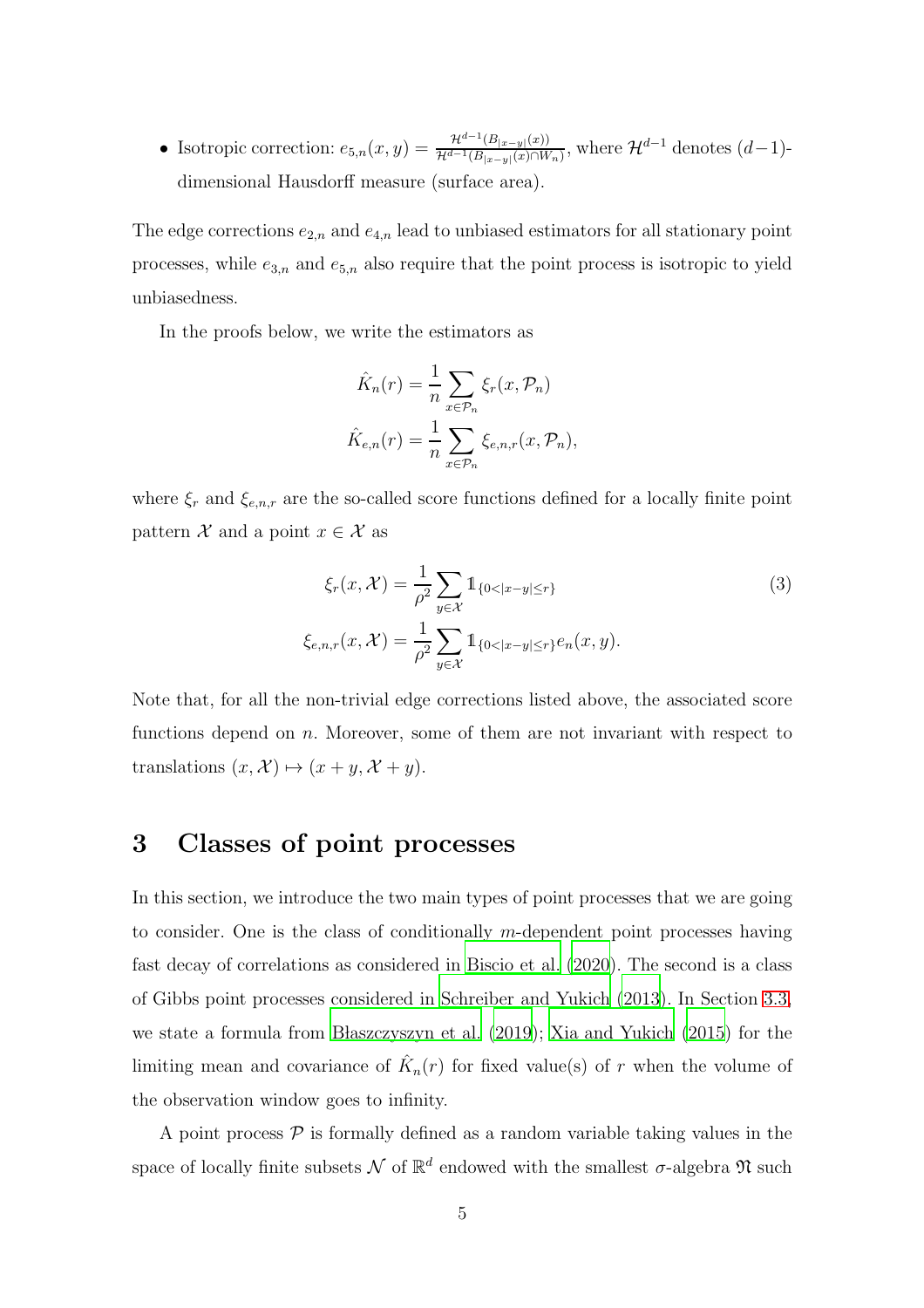- Isotropic correction: $e_{5,n}(x,y) = \frac{\mathcal{H}^{d-1}(B_{|x-y|}(x))}{\mathcal{H}^{d-1}(B_{|x-y|}(x)\cap W_n)}$, where $\mathcal{H}^{d-1}$ denotes $(d-1)$-dimensional Hausdorff measure (surface area).

The edge corrections $e_{2,n}$ and $e_{4,n}$ lead to unbiased estimators for all stationary point processes, while $e_{3,n}$ and $e_{5,n}$ also require that the point process is isotropic to yield unbiasedness.

In the proofs below, we write the estimators as

$$
\begin{aligned}
\hat{K}_n(r) &= \frac{1}{n}\sum_{x\in\mathcal{P}_n} \xi_r(x,\mathcal{P}_n) \\
\hat{K}_{e,n}(r) &= \frac{1}{n}\sum_{x\in\mathcal{P}_n} \xi_{e,n,r}(x,\mathcal{P}_n),
\end{aligned}
$$

where $\xi_r$ and $\xi_{e,n,r}$ are the so-called score functions defined for a locally finite point pattern $\mathcal{X}$ and a point $x \in \mathcal{X}$ as

$$
\begin{aligned}
\xi_r(x,\mathcal{X}) &= \frac{1}{\rho^2}\sum_{y\in\mathcal{X}} \mathbb{1}_{\{0<|x-y|\le r\}} \\
\xi_{e,n,r}(x,\mathcal{X}) &= \frac{1}{\rho^2}\sum_{y\in\mathcal{X}} \mathbb{1}_{\{0<|x-y|\le r\}} e_n(x,y).
\end{aligned} \tag{3}
$$

Note that, for all the non-trivial edge corrections listed above, the associated score functions depend on $n$. Moreover, some of them are not invariant with respect to translations $(x,\mathcal{X}) \mapsto (x+y,\mathcal{X}+y)$.

# 3 Classes of point processes

In this section, we introduce the two main types of point processes that we are going to consider. One is the class of conditionally $m$-dependent point processes having fast decay of correlations as considered in Biscio et al. (2020). The second is a class of Gibbs point processes considered in Schreiber and Yukich (2013). In Section 3.3, we state a formula from Błaszczyszyn et al. (2019); Xia and Yukich (2015) for the limiting mean and covariance of $\hat{K}_n(r)$ for fixed value(s) of $r$ when the volume of the observation window goes to infinity.

A point process $\mathcal{P}$ is formally defined as a random variable taking values in the space of locally finite subsets $\mathcal{N}$ of $\mathbb{R}^d$ endowed with the smallest $\sigma$-algebra $\mathfrak{N}$ such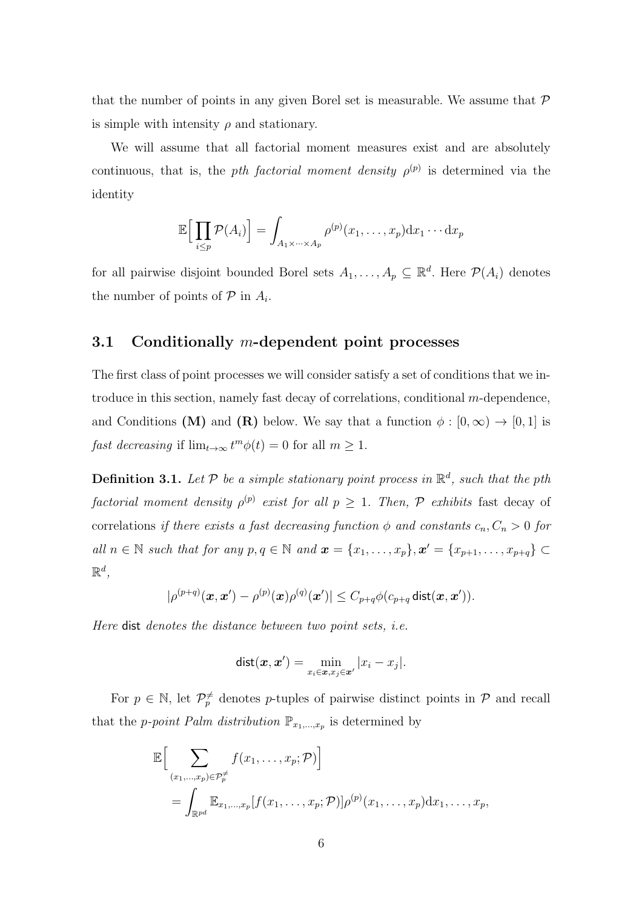that the number of points in any given Borel set is measurable. We assume that $\mathcal{P}$ is simple with intensity $\rho$ and stationary.

We will assume that all factorial moment measures exist and are absolutely continuous, that is, the *pth factorial moment density* $\rho^{(p)}$ is determined via the identity

$$\mathbb{E}\Big[\prod_{i\le p}\mathcal{P}(A_i)\Big] = \int_{A_1\times\cdots\times A_p}\rho^{(p)}(x_1,\ldots,x_p)\mathrm{d}x_1\cdots\mathrm{d}x_p$$

for all pairwise disjoint bounded Borel sets $A_1,\ldots,A_p \subseteq \mathbb{R}^d$. Here $\mathcal{P}(A_i)$ denotes the number of points of $\mathcal{P}$ in $A_i$.

## 3.1 Conditionally $m$-dependent point processes

The first class of point processes we will consider satisfy a set of conditions that we introduce in this section, namely fast decay of correlations, conditional $m$-dependence, and Conditions **(M)** and **(R)** below. We say that a function $\phi : [0,\infty) \to [0,1]$ is *fast decreasing* if $\lim_{t\to\infty} t^m\phi(t) = 0$ for all $m \ge 1$.

**Definition 3.1.** *Let $\mathcal{P}$ be a simple stationary point process in $\mathbb{R}^d$, such that the pth factorial moment density $\rho^{(p)}$ exist for all $p \ge 1$. Then, $\mathcal{P}$ exhibits* fast decay of correlations *if there exists a fast decreasing function $\phi$ and constants $c_n, C_n > 0$ for all $n \in \mathbb{N}$ such that for any $p,q \in \mathbb{N}$ and $\boldsymbol{x} = \{x_1,\ldots,x_p\}, \boldsymbol{x}' = \{x_{p+1},\ldots,x_{p+q}\} \subset \mathbb{R}^d$,*

$$|\rho^{(p+q)}(\boldsymbol{x},\boldsymbol{x}') - \rho^{(p)}(\boldsymbol{x})\rho^{(q)}(\boldsymbol{x}')| \le C_{p+q}\phi(c_{p+q}\,\mathsf{dist}(\boldsymbol{x},\boldsymbol{x}')).$$

*Here* $\mathsf{dist}$ *denotes the distance between two point sets, i.e.*

$$\mathsf{dist}(\boldsymbol{x},\boldsymbol{x}') = \min_{x_i\in\boldsymbol{x},x_j\in\boldsymbol{x}'}|x_i - x_j|.$$

For $p \in \mathbb{N}$, let $\mathcal{P}_p^{\neq}$ denotes $p$-tuples of pairwise distinct points in $\mathcal{P}$ and recall that the *p-point Palm distribution* $\mathbb{P}_{x_1,\ldots,x_p}$ is determined by

$$\begin{aligned}
&\mathbb{E}\Big[\sum_{(x_1,\ldots,x_p)\in\mathcal{P}_p^{\neq}} f(x_1,\ldots,x_p;\mathcal{P})\Big] \\
&\quad= \int_{\mathbb{R}^{pd}}\mathbb{E}_{x_1,\ldots,x_p}[f(x_1,\ldots,x_p;\mathcal{P})]\rho^{(p)}(x_1,\ldots,x_p)\mathrm{d}x_1,\ldots,x_p,
\end{aligned}$$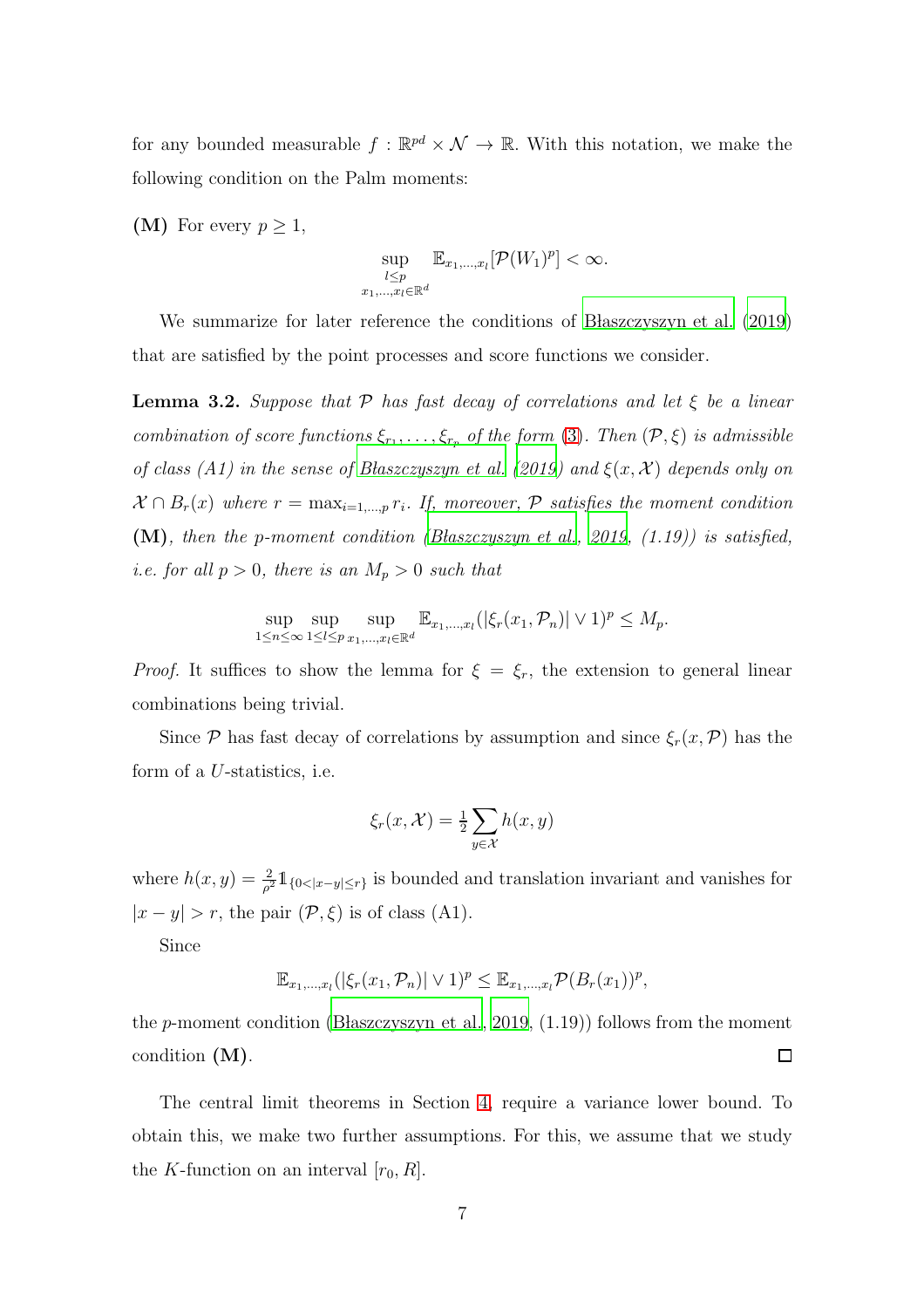for any bounded measurable $f : \mathbb{R}^{pd} \times \mathcal{N} \to \mathbb{R}$. With this notation, we make the following condition on the Palm moments:

**(M)** For every $p \geq 1$,

$$\sup_{\substack{l \leq p \\ x_1,\dots,x_l \in \mathbb{R}^d}} \mathbb{E}_{x_1,\dots,x_l}[\mathcal{P}(W_1)^p] < \infty.$$

We summarize for later reference the conditions of Błaszczyszyn et al. (2019) that are satisfied by the point processes and score functions we consider.

**Lemma 3.2.** *Suppose that $\mathcal{P}$ has fast decay of correlations and let $\xi$ be a linear combination of score functions $\xi_{r_1}, \dots, \xi_{r_p}$ of the form (3). Then $(\mathcal{P}, \xi)$ is admissible of class (A1) in the sense of Błaszczyszyn et al. (2019) and $\xi(x, \mathcal{X})$ depends only on $\mathcal{X} \cap B_r(x)$ where $r = \max_{i=1,\dots,p} r_i$. If, moreover, $\mathcal{P}$ satisfies the moment condition* **(M)***, then the p-moment condition (Błaszczyszyn et al., 2019, (1.19)) is satisfied, i.e. for all $p > 0$, there is an $M_p > 0$ such that*

$$\sup_{1 \leq n \leq \infty} \sup_{1 \leq l \leq p} \sup_{x_1,\dots,x_l \in \mathbb{R}^d} \mathbb{E}_{x_1,\dots,x_l}(|\xi_r(x_1, \mathcal{P}_n)| \vee 1)^p \leq M_p.$$

*Proof.* It suffices to show the lemma for $\xi = \xi_r$, the extension to general linear combinations being trivial.

Since $\mathcal{P}$ has fast decay of correlations by assumption and since $\xi_r(x, \mathcal{P})$ has the form of a $U$-statistics, i.e.

$$\xi_r(x, \mathcal{X}) = \tfrac{1}{2} \sum_{y \in \mathcal{X}} h(x, y)$$

where $h(x, y) = \frac{2}{\rho^2} \mathbb{1}_{\{0 < |x-y| \leq r\}}$ is bounded and translation invariant and vanishes for $|x - y| > r$, the pair $(\mathcal{P}, \xi)$ is of class (A1).

Since

$$\mathbb{E}_{x_1,\dots,x_l}(|\xi_r(x_1, \mathcal{P}_n)| \vee 1)^p \leq \mathbb{E}_{x_1,\dots,x_l} \mathcal{P}(B_r(x_1))^p,$$

the $p$-moment condition (Błaszczyszyn et al., 2019, (1.19)) follows from the moment condition **(M)**. $\square$

The central limit theorems in Section 4, require a variance lower bound. To obtain this, we make two further assumptions. For this, we assume that we study the $K$-function on an interval $[r_0, R]$.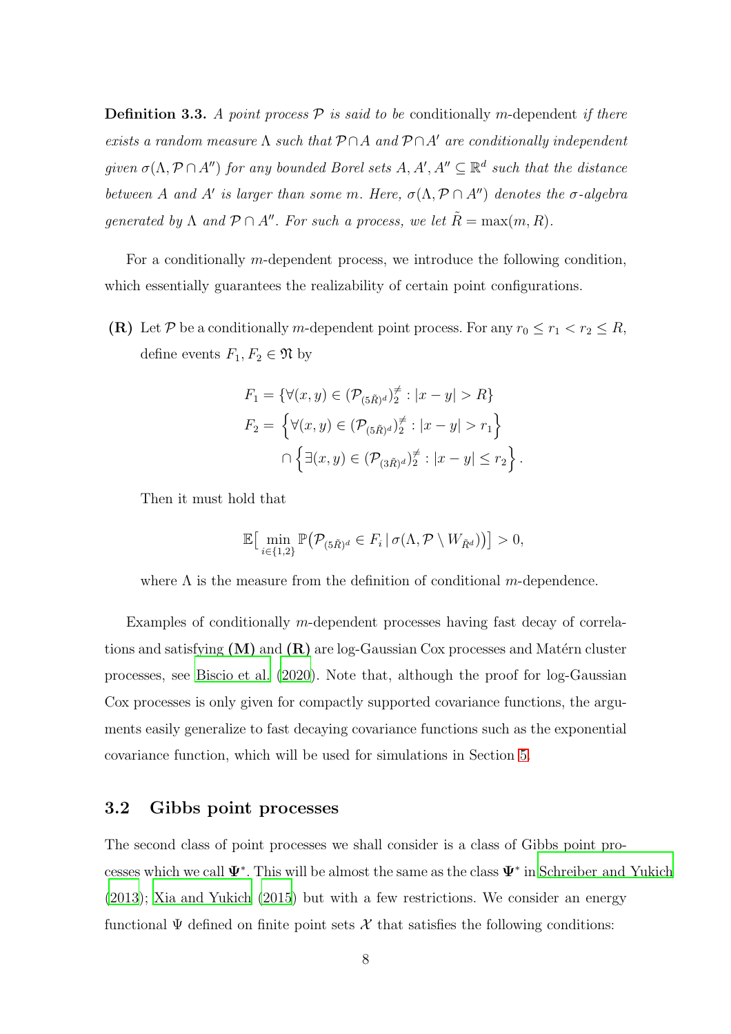**Definition 3.3.** *A point process $\mathcal{P}$ is said to be* conditionally $m$-dependent *if there exists a random measure $\Lambda$ such that $\mathcal{P} \cap A$ and $\mathcal{P} \cap A'$ are conditionally independent given $\sigma(\Lambda, \mathcal{P} \cap A'')$ for any bounded Borel sets $A, A', A'' \subseteq \mathbb{R}^d$ such that the distance between $A$ and $A'$ is larger than some $m$. Here, $\sigma(\Lambda, \mathcal{P} \cap A'')$ denotes the $\sigma$-algebra generated by $\Lambda$ and $\mathcal{P} \cap A''$. For such a process, we let $\tilde{R} = \max(m, R)$.*

For a conditionally $m$-dependent process, we introduce the following condition, which essentially guarantees the realizability of certain point configurations.

**(R)** Let $\mathcal{P}$ be a conditionally $m$-dependent point process. For any $r_0 \le r_1 < r_2 \le R$, define events $F_1, F_2 \in \mathfrak{N}$ by

$$
\begin{aligned}
F_1 &= \{\forall (x,y) \in (\mathcal{P}_{(5\tilde{R})^d})^{\neq}_2 : |x-y| > R\} \\
F_2 &= \left\{\forall (x,y) \in (\mathcal{P}_{(5\tilde{R})^d})^{\neq}_2 : |x-y| > r_1\right\} \\
&\quad \cap \left\{\exists (x,y) \in (\mathcal{P}_{(3\tilde{R})^d})^{\neq}_2 : |x-y| \le r_2\right\}.
\end{aligned}
$$

Then it must hold that

$$
\mathbb{E}\big[\min_{i \in \{1,2\}} \mathbb{P}\big(\mathcal{P}_{(5\tilde{R})^d} \in F_i \,|\, \sigma(\Lambda, \mathcal{P} \setminus W_{\tilde{R}^d})\big)\big] > 0,
$$

where $\Lambda$ is the measure from the definition of conditional $m$-dependence.

Examples of conditionally $m$-dependent processes having fast decay of correlations and satisfying **(M)** and **(R)** are log-Gaussian Cox processes and Matérn cluster processes, see Biscio et al. (2020). Note that, although the proof for log-Gaussian Cox processes is only given for compactly supported covariance functions, the arguments easily generalize to fast decaying covariance functions such as the exponential covariance function, which will be used for simulations in Section 5.

## 3.2 Gibbs point processes

The second class of point processes we shall consider is a class of Gibbs point processes which we call $\mathbf{\Psi}^*$. This will be almost the same as the class $\mathbf{\Psi}^*$ in Schreiber and Yukich (2013); Xia and Yukich (2015) but with a few restrictions. We consider an energy functional $\Psi$ defined on finite point sets $\mathcal{X}$ that satisfies the following conditions: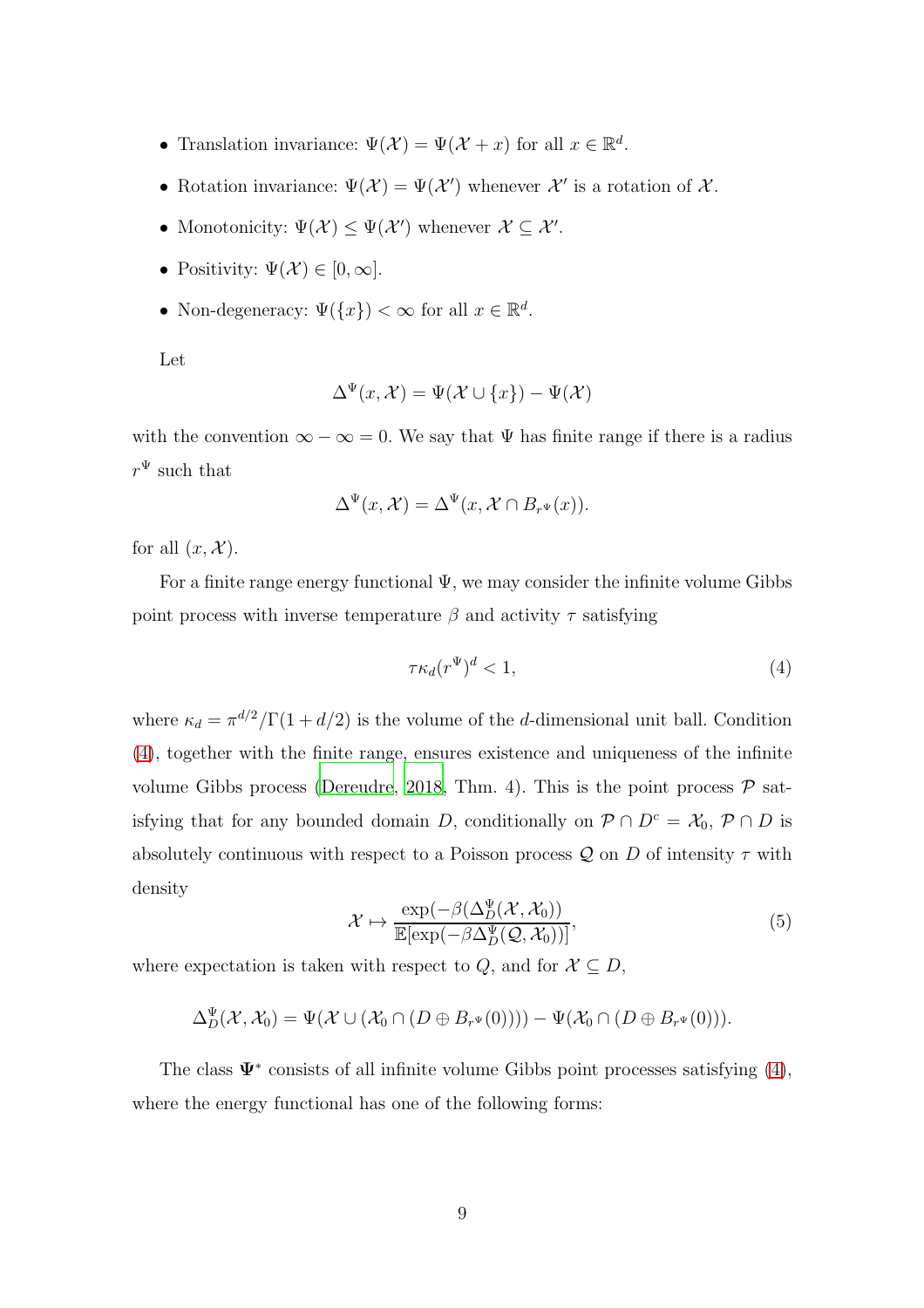- Translation invariance: $\Psi(\mathcal{X}) = \Psi(\mathcal{X} + x)$ for all $x \in \mathbb{R}^d$.
- Rotation invariance: $\Psi(\mathcal{X}) = \Psi(\mathcal{X}')$ whenever $\mathcal{X}'$ is a rotation of $\mathcal{X}$.
- Monotonicity: $\Psi(\mathcal{X}) \leq \Psi(\mathcal{X}')$ whenever $\mathcal{X} \subseteq \mathcal{X}'$.
- Positivity: $\Psi(\mathcal{X}) \in [0, \infty]$.
- Non-degeneracy: $\Psi(\{x\}) < \infty$ for all $x \in \mathbb{R}^d$.

Let

$$\Delta^{\Psi}(x, \mathcal{X}) = \Psi(\mathcal{X} \cup \{x\}) - \Psi(\mathcal{X})$$

with the convention $\infty - \infty = 0$. We say that $\Psi$ has finite range if there is a radius $r^{\Psi}$ such that

$$\Delta^{\Psi}(x, \mathcal{X}) = \Delta^{\Psi}(x, \mathcal{X} \cap B_{r^{\Psi}}(x)).$$

for all $(x, \mathcal{X})$.

For a finite range energy functional $\Psi$, we may consider the infinite volume Gibbs point process with inverse temperature $\beta$ and activity $\tau$ satisfying

$$\tau \kappa_d (r^{\Psi})^d < 1, \tag{4}$$

where $\kappa_d = \pi^{d/2}/\Gamma(1 + d/2)$ is the volume of the $d$-dimensional unit ball. Condition (4), together with the finite range, ensures existence and uniqueness of the infinite volume Gibbs process (Dereudre, 2018, Thm. 4). This is the point process $\mathcal{P}$ satisfying that for any bounded domain $D$, conditionally on $\mathcal{P} \cap D^c = \mathcal{X}_0$, $\mathcal{P} \cap D$ is absolutely continuous with respect to a Poisson process $\mathcal{Q}$ on $D$ of intensity $\tau$ with density

$$\mathcal{X} \mapsto \frac{\exp(-\beta(\Delta_D^{\Psi}(\mathcal{X}, \mathcal{X}_0))}{\mathbb{E}[\exp(-\beta \Delta_D^{\Psi}(\mathcal{Q}, \mathcal{X}_0))]}, \tag{5}$$

where expectation is taken with respect to $Q$, and for $\mathcal{X} \subseteq D$,

$$\Delta_D^{\Psi}(\mathcal{X}, \mathcal{X}_0) = \Psi(\mathcal{X} \cup (\mathcal{X}_0 \cap (D \oplus B_{r^{\Psi}}(0)))) - \Psi(\mathcal{X}_0 \cap (D \oplus B_{r^{\Psi}}(0))).$$

The class $\mathbf{\Psi}^*$ consists of all infinite volume Gibbs point processes satisfying (4), where the energy functional has one of the following forms: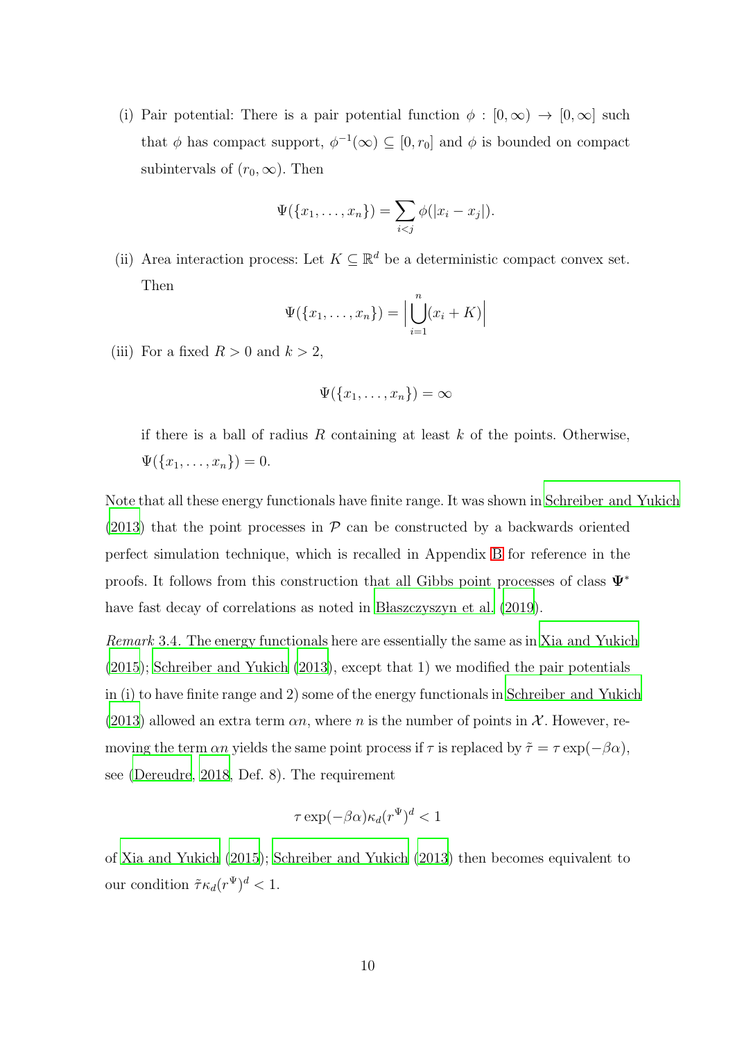(i) Pair potential: There is a pair potential function $\phi : [0, \infty) \to [0, \infty]$ such that $\phi$ has compact support, $\phi^{-1}(\infty) \subseteq [0, r_0]$ and $\phi$ is bounded on compact subintervals of $(r_0, \infty)$. Then

$$\Psi(\{x_1, \ldots, x_n\}) = \sum_{i<j} \phi(|x_i - x_j|).$$

(ii) Area interaction process: Let $K \subseteq \mathbb{R}^d$ be a deterministic compact convex set. Then

$$\Psi(\{x_1, \ldots, x_n\}) = \Big| \bigcup_{i=1}^{n} (x_i + K) \Big|$$

(iii) For a fixed $R > 0$ and $k > 2$,

$$\Psi(\{x_1, \ldots, x_n\}) = \infty$$

if there is a ball of radius $R$ containing at least $k$ of the points. Otherwise, $\Psi(\{x_1, \ldots, x_n\}) = 0$.

Note that all these energy functionals have finite range. It was shown in Schreiber and Yukich (2013) that the point processes in $\mathcal{P}$ can be constructed by a backwards oriented perfect simulation technique, which is recalled in Appendix B for reference in the proofs. It follows from this construction that all Gibbs point processes of class $\mathbf{\Psi}^*$ have fast decay of correlations as noted in Błaszczyszyn et al. (2019).

*Remark* 3.4. The energy functionals here are essentially the same as in Xia and Yukich (2015); Schreiber and Yukich (2013), except that 1) we modified the pair potentials in (i) to have finite range and 2) some of the energy functionals in Schreiber and Yukich (2013) allowed an extra term $\alpha n$, where $n$ is the number of points in $\mathcal{X}$. However, removing the term $\alpha n$ yields the same point process if $\tau$ is replaced by $\tilde{\tau} = \tau \exp(-\beta\alpha)$, see (Dereudre, 2018, Def. 8). The requirement

$$\tau \exp(-\beta\alpha) \kappa_d (r^\Psi)^d < 1$$

of Xia and Yukich (2015); Schreiber and Yukich (2013) then becomes equivalent to our condition $\tilde{\tau} \kappa_d (r^\Psi)^d < 1$.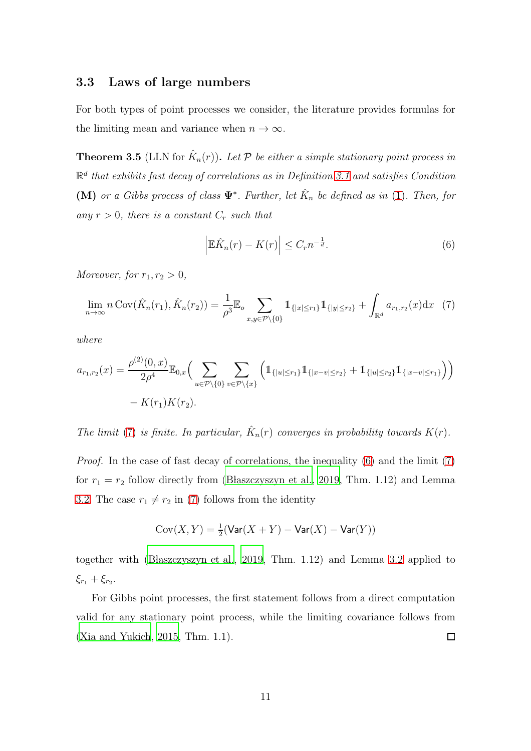### 3.3 Laws of large numbers

For both types of point processes we consider, the literature provides formulas for the limiting mean and variance when $n \to \infty$.

**Theorem 3.5** (LLN for $\hat{K}_n(r)$)**.** *Let $\mathcal{P}$ be either a simple stationary point process in $\mathbb{R}^d$ that exhibits fast decay of correlations as in Definition 3.1 and satisfies Condition* **(M)** *or a Gibbs process of class $\mathbf{\Psi}^*$. Further, let $\hat{K}_n$ be defined as in (1). Then, for any $r > 0$, there is a constant $C_r$ such that*

$$\left| \mathbb{E}\hat{K}_n(r) - K(r) \right| \leq C_r n^{-\frac{1}{d}}. \tag{6}$$

*Moreover, for $r_1, r_2 > 0$,*

$$\lim_{n\to\infty} n \operatorname{Cov}(\hat{K}_n(r_1), \hat{K}_n(r_2)) = \frac{1}{\rho^3}\mathbb{E}_o \sum_{x,y\in\mathcal{P}\setminus\{0\}} \mathbb{1}_{\{|x|\leq r_1\}}\mathbb{1}_{\{|y|\leq r_2\}} + \int_{\mathbb{R}^d} a_{r_1,r_2}(x)\mathrm{d}x \tag{7}$$

*where*

$$a_{r_1,r_2}(x) = \frac{\rho^{(2)}(0,x)}{2\rho^4}\mathbb{E}_{0,x}\Big( \sum_{u\in\mathcal{P}\setminus\{0\}} \sum_{v\in\mathcal{P}\setminus\{x\}} \Big(\mathbb{1}_{\{|u|\leq r_1\}}\mathbb{1}_{\{|x-v|\leq r_2\}} + \mathbb{1}_{\{|u|\leq r_2\}}\mathbb{1}_{\{|x-v|\leq r_1\}}\Big)\Big) - K(r_1)K(r_2).$$

*The limit (7) is finite. In particular, $\hat{K}_n(r)$ converges in probability towards $K(r)$.*

*Proof.* In the case of fast decay of correlations, the inequality (6) and the limit (7) for $r_1 = r_2$ follow directly from (Błaszczyszyn et al., 2019, Thm. 1.12) and Lemma 3.2. The case $r_1 \neq r_2$ in (7) follows from the identity

$$\operatorname{Cov}(X,Y) = \tfrac{1}{2}(\mathsf{Var}(X+Y) - \mathsf{Var}(X) - \mathsf{Var}(Y))$$

together with (Błaszczyszyn et al., 2019, Thm. 1.12) and Lemma 3.2 applied to $\xi_{r_1} + \xi_{r_2}$.

For Gibbs point processes, the first statement follows from a direct computation valid for any stationary point process, while the limiting covariance follows from (Xia and Yukich, 2015, Thm. 1.1). □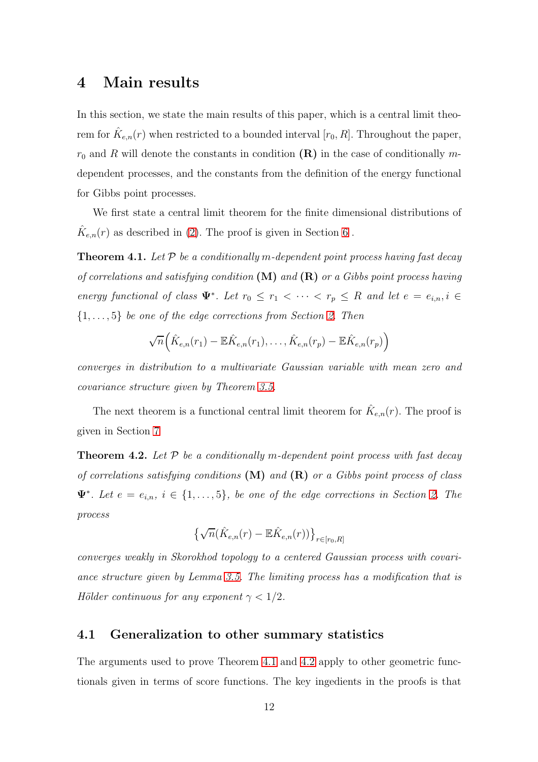# 4 Main results

In this section, we state the main results of this paper, which is a central limit theorem for $\hat{K}_{e,n}(r)$ when restricted to a bounded interval $[r_0, R]$. Throughout the paper, $r_0$ and $R$ will denote the constants in condition **(R)** in the case of conditionally $m$-dependent processes, and the constants from the definition of the energy functional for Gibbs point processes.

We first state a central limit theorem for the finite dimensional distributions of $\hat{K}_{e,n}(r)$ as described in (2). The proof is given in Section 6 .

**Theorem 4.1.** *Let $\mathcal{P}$ be a conditionally $m$-dependent point process having fast decay of correlations and satisfying condition* **(M)** *and* **(R)** *or a Gibbs point process having energy functional of class* $\mathbf{\Psi}^*$. *Let $r_0 \leq r_1 < \cdots < r_p \leq R$ and let $e = e_{i,n}, i \in \{1, \ldots, 5\}$ be one of the edge corrections from Section 2. Then*

$$\sqrt{n}\Big(\hat{K}_{e,n}(r_1) - \mathbb{E}\hat{K}_{e,n}(r_1), \ldots, \hat{K}_{e,n}(r_p) - \mathbb{E}\hat{K}_{e,n}(r_p)\Big)$$

*converges in distribution to a multivariate Gaussian variable with mean zero and covariance structure given by Theorem 3.5.*

The next theorem is a functional central limit theorem for $\hat{K}_{e,n}(r)$. The proof is given in Section 7

**Theorem 4.2.** *Let $\mathcal{P}$ be a conditionally $m$-dependent point process with fast decay of correlations satisfying conditions* **(M)** *and* **(R)** *or a Gibbs point process of class* $\mathbf{\Psi}^*$. *Let $e = e_{i,n}$, $i \in \{1, \ldots, 5\}$, be one of the edge corrections in Section 2. The process*

$$\big\{\sqrt{n}(\hat{K}_{e,n}(r) - \mathbb{E}\hat{K}_{e,n}(r))\big\}_{r\in[r_0,R]}$$

*converges weakly in Skorokhod topology to a centered Gaussian process with covariance structure given by Lemma 3.5. The limiting process has a modification that is Hölder continuous for any exponent $\gamma < 1/2$.*

## 4.1 Generalization to other summary statistics

The arguments used to prove Theorem 4.1 and 4.2 apply to other geometric functionals given in terms of score functions. The key ingredients in the proofs is that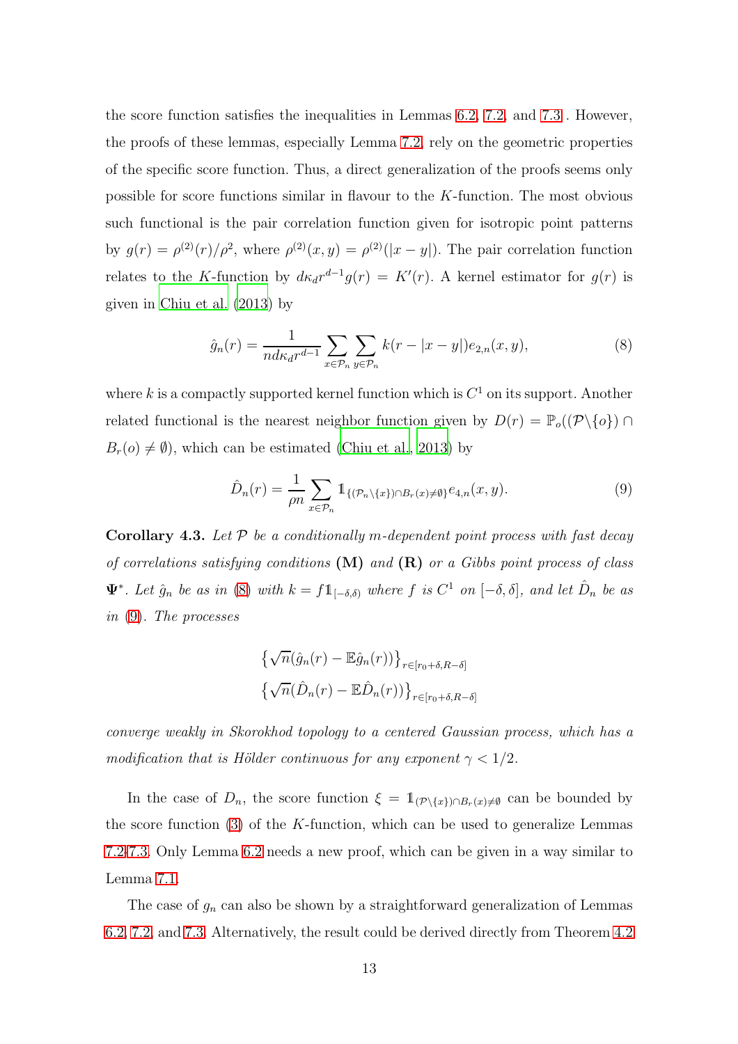the score function satisfies the inequalities in Lemmas 6.2, 7.2, and 7.3 . However, the proofs of these lemmas, especially Lemma 7.2, rely on the geometric properties of the specific score function. Thus, a direct generalization of the proofs seems only possible for score functions similar in flavour to the $K$-function. The most obvious such functional is the pair correlation function given for isotropic point patterns by $g(r) = \rho^{(2)}(r)/\rho^2$, where $\rho^{(2)}(x,y) = \rho^{(2)}(|x-y|)$. The pair correlation function relates to the $K$-function by $d\kappa_d r^{d-1} g(r) = K'(r)$. A kernel estimator for $g(r)$ is given in Chiu et al. (2013) by

$$\hat{g}_n(r) = \frac{1}{n d\kappa_d r^{d-1}} \sum_{x\in\mathcal{P}_n} \sum_{y\in\mathcal{P}_n} k(r - |x-y|) e_{2,n}(x,y), \tag{8}$$

where $k$ is a compactly supported kernel function which is $C^1$ on its support. Another related functional is the nearest neighbor function given by $D(r) = \mathbb{P}_o((\mathcal{P}\backslash\{o\}) \cap B_r(o) \neq \emptyset)$, which can be estimated (Chiu et al., 2013) by

$$\hat{D}_n(r) = \frac{1}{\rho n} \sum_{x\in\mathcal{P}_n} \mathbb{1}_{\{(\mathcal{P}_n\backslash\{x\})\cap B_r(x)\neq\emptyset\}} e_{4,n}(x,y). \tag{9}$$

**Corollary 4.3.** *Let $\mathcal{P}$ be a conditionally $m$-dependent point process with fast decay of correlations satisfying conditions* **(M)** *and* **(R)** *or a Gibbs point process of class $\mathbf{\Psi}^*$. Let $\hat{g}_n$ be as in (8) with $k = f\mathbb{1}_{[-\delta,\delta)}$ where $f$ is $C^1$ on $[-\delta,\delta]$, and let $\hat{D}_n$ be as in (9). The processes*

$$\left\{\sqrt{n}(\hat{g}_n(r) - \mathbb{E}\hat{g}_n(r))\right\}_{r\in[r_0+\delta, R-\delta]}$$
$$\left\{\sqrt{n}(\hat{D}_n(r) - \mathbb{E}\hat{D}_n(r))\right\}_{r\in[r_0+\delta, R-\delta]}$$

*converge weakly in Skorokhod topology to a centered Gaussian process, which has a modification that is Hölder continuous for any exponent $\gamma < 1/2$.*

In the case of $D_n$, the score function $\xi = \mathbb{1}_{(\mathcal{P}\backslash\{x\})\cap B_r(x)\neq\emptyset}$ can be bounded by the score function (3) of the $K$-function, which can be used to generalize Lemmas 7.2-7.3. Only Lemma 6.2 needs a new proof, which can be given in a way similar to Lemma 7.1.

The case of $g_n$ can also be shown by a straightforward generalization of Lemmas 6.2, 7.2, and 7.3. Alternatively, the result could be derived directly from Theorem 4.2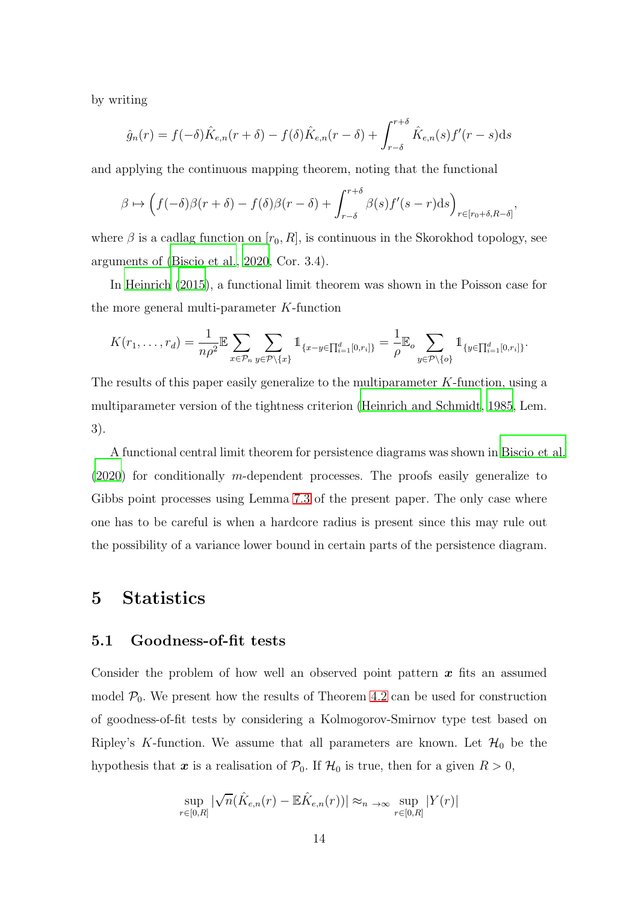by writing

$$\hat{g}_n(r) = f(-\delta)\hat{K}_{e,n}(r+\delta) - f(\delta)\hat{K}_{e,n}(r-\delta) + \int_{r-\delta}^{r+\delta} \hat{K}_{e,n}(s) f'(r-s)\mathrm{d}s$$

and applying the continuous mapping theorem, noting that the functional

$$\beta \mapsto \Big(f(-\delta)\beta(r+\delta) - f(\delta)\beta(r-\delta) + \int_{r-\delta}^{r+\delta} \beta(s) f'(s-r)\mathrm{d}s\Big)_{r\in[r_0+\delta, R-\delta]},$$

where $\beta$ is a cadlag function on $[r_0, R]$, is continuous in the Skorokhod topology, see arguments of (Biscio et al., 2020, Cor. 3.4).

In Heinrich (2015), a functional limit theorem was shown in the Poisson case for the more general multi-parameter $K$-function

$$K(r_1,\dots,r_d) = \frac{1}{n\rho^2}\mathbb{E}\sum_{x\in\mathcal{P}_n}\sum_{y\in\mathcal{P}\setminus\{x\}} \mathbb{1}_{\{x-y\in\prod_{i=1}^d[0,r_i]\}} = \frac{1}{\rho}\mathbb{E}_o\sum_{y\in\mathcal{P}\setminus\{o\}} \mathbb{1}_{\{y\in\prod_{i=1}^d[0,r_i]\}}.$$

The results of this paper easily generalize to the multiparameter $K$-function, using a multiparameter version of the tightness criterion (Heinrich and Schmidt, 1985, Lem. 3).

A functional central limit theorem for persistence diagrams was shown in Biscio et al. (2020) for conditionally $m$-dependent processes. The proofs easily generalize to Gibbs point processes using Lemma 7.3 of the present paper. The only case where one has to be careful is when a hardcore radius is present since this may rule out the possibility of a variance lower bound in certain parts of the persistence diagram.

# 5 Statistics

## 5.1 Goodness-of-fit tests

Consider the problem of how well an observed point pattern $\boldsymbol{x}$ fits an assumed model $\mathcal{P}_0$. We present how the results of Theorem 4.2 can be used for construction of goodness-of-fit tests by considering a Kolmogorov-Smirnov type test based on Ripley's $K$-function. We assume that all parameters are known. Let $\mathcal{H}_0$ be the hypothesis that $\boldsymbol{x}$ is a realisation of $\mathcal{P}_0$. If $\mathcal{H}_0$ is true, then for a given $R > 0$,

$$\sup_{r\in[0,R]} |\sqrt{n}(\hat{K}_{e,n}(r) - \mathbb{E}\hat{K}_{e,n}(r))| \approx_{n\to\infty} \sup_{r\in[0,R]} |Y(r)|$$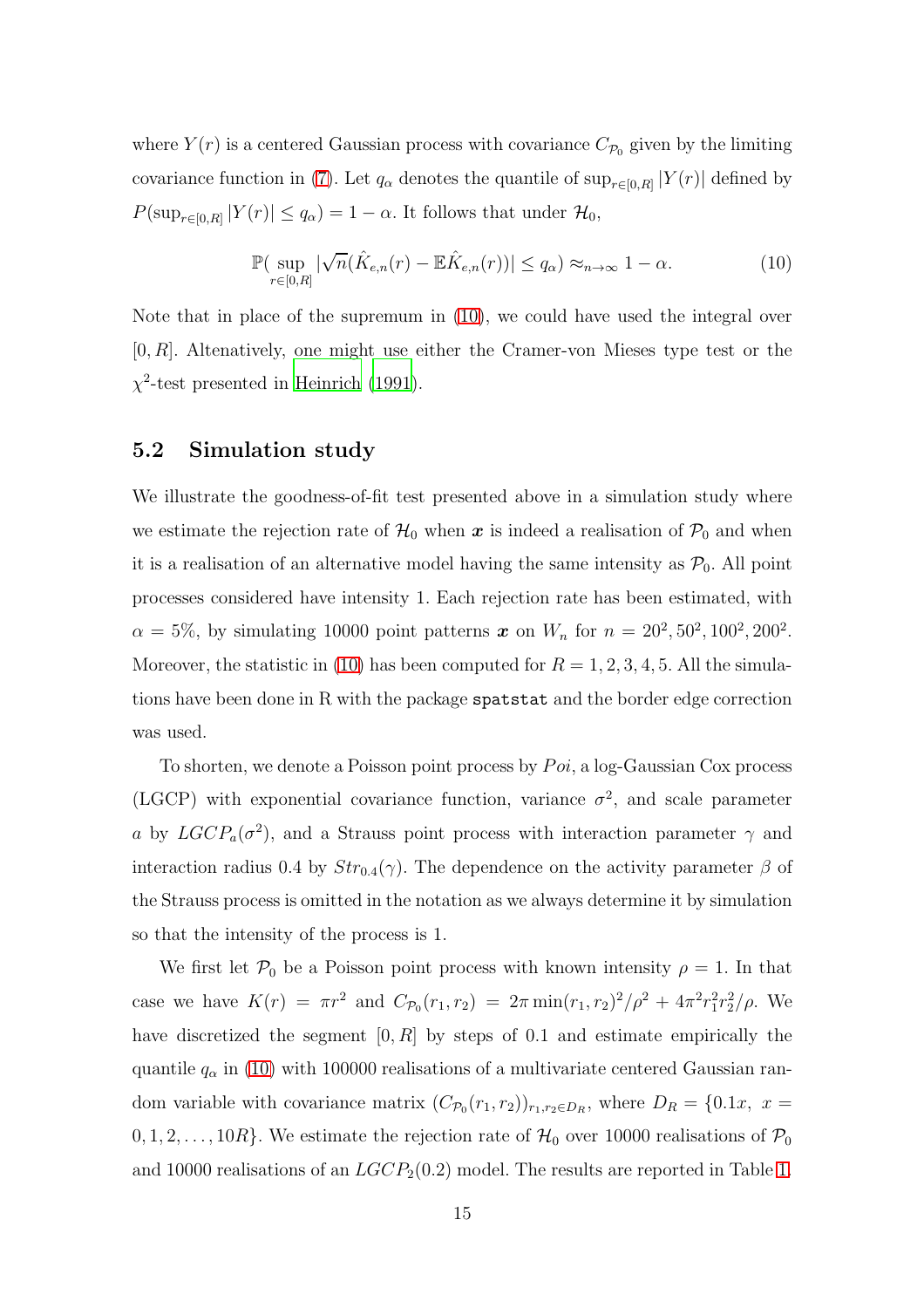where $Y(r)$ is a centered Gaussian process with covariance $C_{\mathcal{P}_0}$ given by the limiting covariance function in (7). Let $q_\alpha$ denotes the quantile of $\sup_{r\in[0,R]} |Y(r)|$ defined by $P(\sup_{r\in[0,R]} |Y(r)| \leq q_\alpha) = 1 - \alpha$. It follows that under $\mathcal{H}_0$,

$$\mathbb{P}(\sup_{r\in[0,R]} |\sqrt{n}(\hat{K}_{e,n}(r) - \mathbb{E}\hat{K}_{e,n}(r))| \leq q_\alpha) \approx_{n\to\infty} 1 - \alpha. \tag{10}$$

Note that in place of the supremum in (10), we could have used the integral over $[0, R]$. Altenatively, one might use either the Cramer-von Mieses type test or the $\chi^2$-test presented in Heinrich (1991).

## 5.2 Simulation study

We illustrate the goodness-of-fit test presented above in a simulation study where we estimate the rejection rate of $\mathcal{H}_0$ when $\boldsymbol{x}$ is indeed a realisation of $\mathcal{P}_0$ and when it is a realisation of an alternative model having the same intensity as $\mathcal{P}_0$. All point processes considered have intensity 1. Each rejection rate has been estimated, with $\alpha = 5\%$, by simulating 10000 point patterns $\boldsymbol{x}$ on $W_n$ for $n = 20^2, 50^2, 100^2, 200^2$. Moreover, the statistic in (10) has been computed for $R = 1, 2, 3, 4, 5$. All the simulations have been done in R with the package `spatstat` and the border edge correction was used.

To shorten, we denote a Poisson point process by $Poi$, a log-Gaussian Cox process (LGCP) with exponential covariance function, variance $\sigma^2$, and scale parameter $a$ by $LGCP_a(\sigma^2)$, and a Strauss point process with interaction parameter $\gamma$ and interaction radius 0.4 by $Str_{0.4}(\gamma)$. The dependence on the activity parameter $\beta$ of the Strauss process is omitted in the notation as we always determine it by simulation so that the intensity of the process is 1.

We first let $\mathcal{P}_0$ be a Poisson point process with known intensity $\rho = 1$. In that case we have $K(r) = \pi r^2$ and $C_{\mathcal{P}_0}(r_1, r_2) = 2\pi \min(r_1, r_2)^2/\rho^2 + 4\pi^2 r_1^2 r_2^2/\rho$. We have discretized the segment $[0, R]$ by steps of 0.1 and estimate empirically the quantile $q_\alpha$ in (10) with 100000 realisations of a multivariate centered Gaussian random variable with covariance matrix $(C_{\mathcal{P}_0}(r_1, r_2))_{r_1,r_2\in D_R}$, where $D_R = \{0.1x,\ x = 0, 1, 2, \ldots, 10R\}$. We estimate the rejection rate of $\mathcal{H}_0$ over 10000 realisations of $\mathcal{P}_0$ and 10000 realisations of an $LGCP_2(0.2)$ model. The results are reported in Table 1.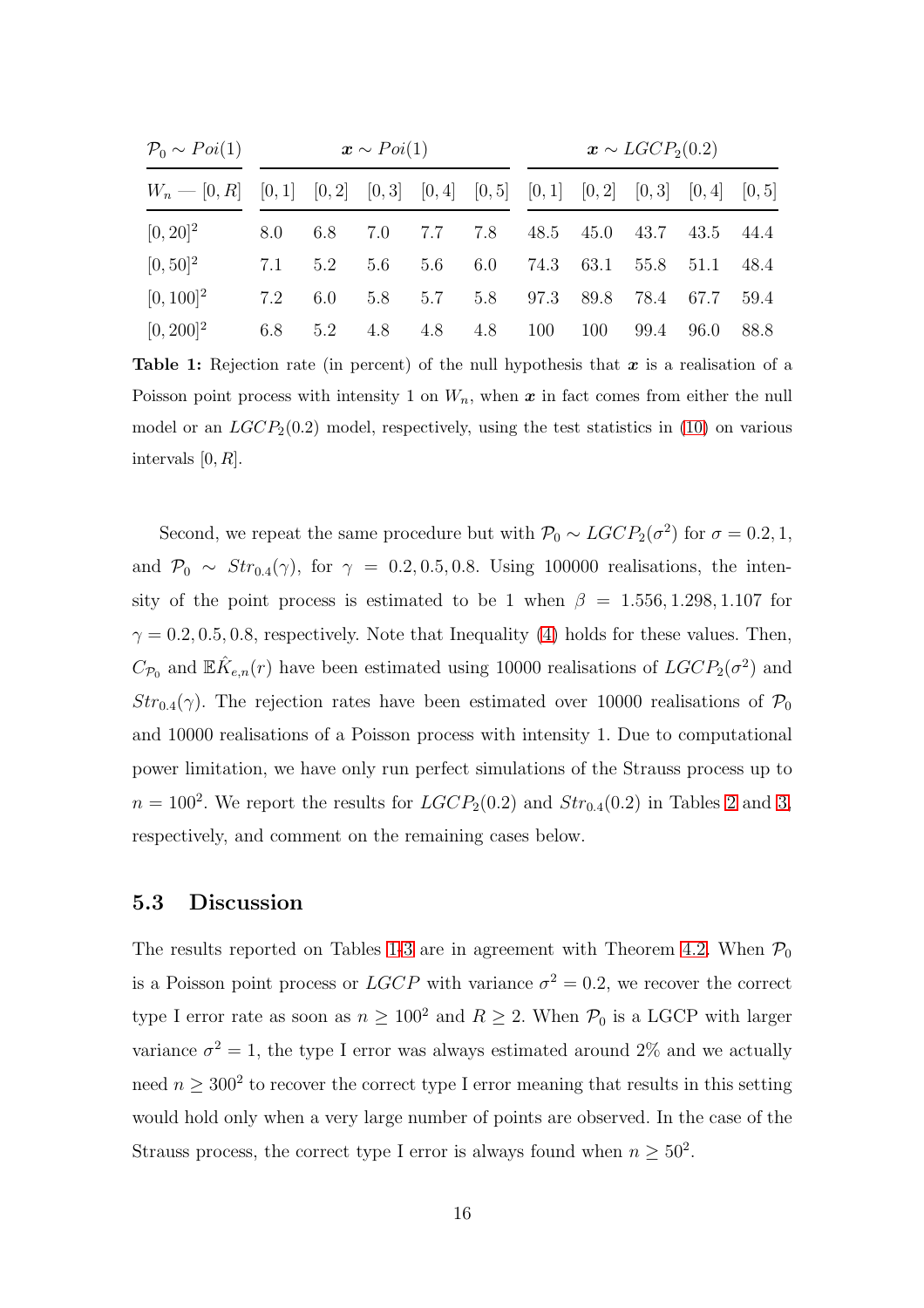| $\mathcal{P}_0 \sim Poi(1)$ | $\boldsymbol{x} \sim Poi(1)$ | | | | | $\boldsymbol{x} \sim LGCP_2(0.2)$ | | | | |
|---|---|---|---|---|---|---|---|---|---|---|
| $W_n$ — $[0, R]$ | $[0, 1]$ | $[0, 2]$ | $[0, 3]$ | $[0, 4]$ | $[0, 5]$ | $[0, 1]$ | $[0, 2]$ | $[0, 3]$ | $[0, 4]$ | $[0, 5]$ |
| $[0, 20]^2$ | 8.0 | 6.8 | 7.0 | 7.7 | 7.8 | 48.5 | 45.0 | 43.7 | 43.5 | 44.4 |
| $[0, 50]^2$ | 7.1 | 5.2 | 5.6 | 5.6 | 6.0 | 74.3 | 63.1 | 55.8 | 51.1 | 48.4 |
| $[0, 100]^2$ | 7.2 | 6.0 | 5.8 | 5.7 | 5.8 | 97.3 | 89.8 | 78.4 | 67.7 | 59.4 |
| $[0, 200]^2$ | 6.8 | 5.2 | 4.8 | 4.8 | 4.8 | 100 | 100 | 99.4 | 96.0 | 88.8 |

**Table 1:** Rejection rate (in percent) of the null hypothesis that $\boldsymbol{x}$ is a realisation of a Poisson point process with intensity 1 on $W_n$, when $\boldsymbol{x}$ in fact comes from either the null model or an $LGCP_2(0.2)$ model, respectively, using the test statistics in (10) on various intervals $[0, R]$.

Second, we repeat the same procedure but with $\mathcal{P}_0 \sim LGCP_2(\sigma^2)$ for $\sigma = 0.2, 1$, and $\mathcal{P}_0 \sim Str_{0.4}(\gamma)$, for $\gamma = 0.2, 0.5, 0.8$. Using 100000 realisations, the intensity of the point process is estimated to be 1 when $\beta = 1.556, 1.298, 1.107$ for $\gamma = 0.2, 0.5, 0.8$, respectively. Note that Inequality (4) holds for these values. Then, $C_{\mathcal{P}_0}$ and $\mathbb{E}\hat{K}_{e,n}(r)$ have been estimated using 10000 realisations of $LGCP_2(\sigma^2)$ and $Str_{0.4}(\gamma)$. The rejection rates have been estimated over 10000 realisations of $\mathcal{P}_0$ and 10000 realisations of a Poisson process with intensity 1. Due to computational power limitation, we have only run perfect simulations of the Strauss process up to $n = 100^2$. We report the results for $LGCP_2(0.2)$ and $Str_{0.4}(0.2)$ in Tables 2 and 3, respectively, and comment on the remaining cases below.

## 5.3 Discussion

The results reported on Tables 1-3 are in agreement with Theorem 4.2. When $\mathcal{P}_0$ is a Poisson point process or $LGCP$ with variance $\sigma^2 = 0.2$, we recover the correct type I error rate as soon as $n \geq 100^2$ and $R \geq 2$. When $\mathcal{P}_0$ is a LGCP with larger variance $\sigma^2 = 1$, the type I error was always estimated around 2% and we actually need $n \geq 300^2$ to recover the correct type I error meaning that results in this setting would hold only when a very large number of points are observed. In the case of the Strauss process, the correct type I error is always found when $n \geq 50^2$.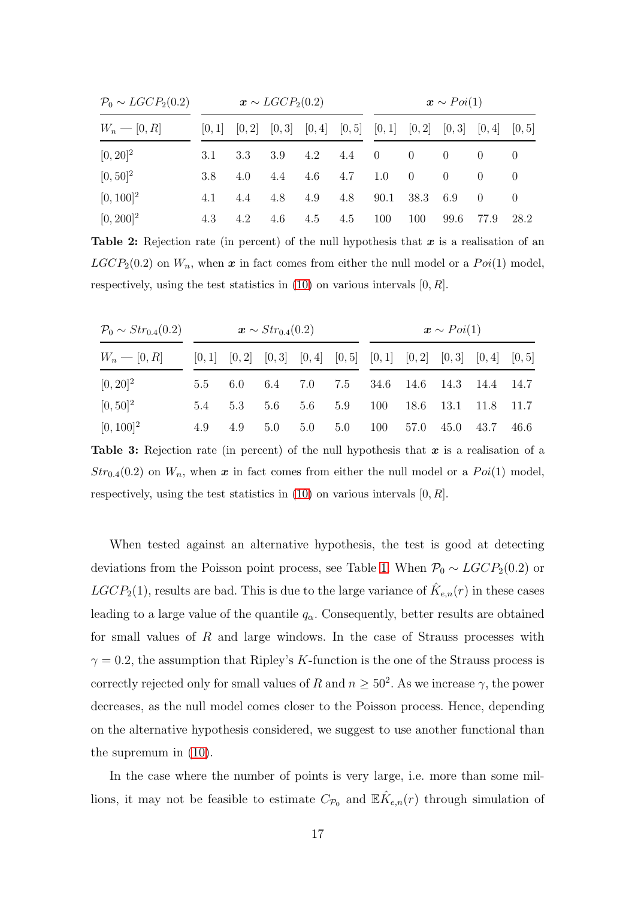| $\mathcal{P}_0 \sim LGCP_2(0.2)$ | $\boldsymbol{x} \sim LGCP_2(0.2)$ | | | | | $\boldsymbol{x} \sim Poi(1)$ | | | | |
|---|---|---|---|---|---|---|---|---|---|---|
| $W_n$ — $[0, R]$ | $[0, 1]$ | $[0, 2]$ | $[0, 3]$ | $[0, 4]$ | $[0, 5]$ | $[0, 1]$ | $[0, 2]$ | $[0, 3]$ | $[0, 4]$ | $[0, 5]$ |
| $[0, 20]^2$ | 3.1 | 3.3 | 3.9 | 4.2 | 4.4 | 0 | 0 | 0 | 0 | 0 |
| $[0, 50]^2$ | 3.8 | 4.0 | 4.4 | 4.6 | 4.7 | 1.0 | 0 | 0 | 0 | 0 |
| $[0, 100]^2$ | 4.1 | 4.4 | 4.8 | 4.9 | 4.8 | 90.1 | 38.3 | 6.9 | 0 | 0 |
| $[0, 200]^2$ | 4.3 | 4.2 | 4.6 | 4.5 | 4.5 | 100 | 100 | 99.6 | 77.9 | 28.2 |

**Table 2:** Rejection rate (in percent) of the null hypothesis that $\boldsymbol{x}$ is a realisation of an $LGCP_2(0.2)$ on $W_n$, when $\boldsymbol{x}$ in fact comes from either the null model or a $Poi(1)$ model, respectively, using the test statistics in (10) on various intervals $[0, R]$.

| $\mathcal{P}_0 \sim Str_{0.4}(0.2)$ | $\boldsymbol{x} \sim Str_{0.4}(0.2)$ | | | | | $\boldsymbol{x} \sim Poi(1)$ | | | | |
|---|---|---|---|---|---|---|---|---|---|---|
| $W_n$ — $[0, R]$ | $[0, 1]$ | $[0, 2]$ | $[0, 3]$ | $[0, 4]$ | $[0, 5]$ | $[0, 1]$ | $[0, 2]$ | $[0, 3]$ | $[0, 4]$ | $[0, 5]$ |
| $[0, 20]^2$ | 5.5 | 6.0 | 6.4 | 7.0 | 7.5 | 34.6 | 14.6 | 14.3 | 14.4 | 14.7 |
| $[0, 50]^2$ | 5.4 | 5.3 | 5.6 | 5.6 | 5.9 | 100 | 18.6 | 13.1 | 11.8 | 11.7 |
| $[0, 100]^2$ | 4.9 | 4.9 | 5.0 | 5.0 | 5.0 | 100 | 57.0 | 45.0 | 43.7 | 46.6 |

**Table 3:** Rejection rate (in percent) of the null hypothesis that $\boldsymbol{x}$ is a realisation of a $Str_{0.4}(0.2)$ on $W_n$, when $\boldsymbol{x}$ in fact comes from either the null model or a $Poi(1)$ model, respectively, using the test statistics in (10) on various intervals $[0, R]$.

When tested against an alternative hypothesis, the test is good at detecting deviations from the Poisson point process, see Table 1. When $\mathcal{P}_0 \sim LGCP_2(0.2)$ or $LGCP_2(1)$, results are bad. This is due to the large variance of $\hat{K}_{e,n}(r)$ in these cases leading to a large value of the quantile $q_\alpha$. Consequently, better results are obtained for small values of $R$ and large windows. In the case of Strauss processes with $\gamma = 0.2$, the assumption that Ripley's $K$-function is the one of the Strauss process is correctly rejected only for small values of $R$ and $n \geq 50^2$. As we increase $\gamma$, the power decreases, as the null model comes closer to the Poisson process. Hence, depending on the alternative hypothesis considered, we suggest to use another functional than the supremum in (10).

In the case where the number of points is very large, i.e. more than some millions, it may not be feasible to estimate $C_{\mathcal{P}_0}$ and $\mathbb{E}\hat{K}_{e,n}(r)$ through simulation of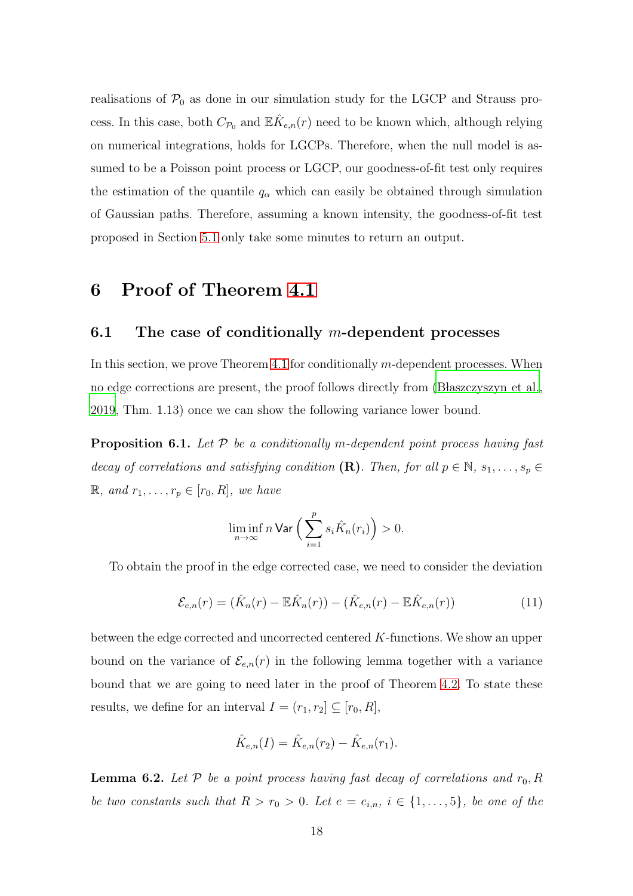realisations of $\mathcal{P}_0$ as done in our simulation study for the LGCP and Strauss process. In this case, both $C_{\mathcal{P}_0}$ and $\mathbb{E}\hat{K}_{e,n}(r)$ need to be known which, although relying on numerical integrations, holds for LGCPs. Therefore, when the null model is assumed to be a Poisson point process or LGCP, our goodness-of-fit test only requires the estimation of the quantile $q_\alpha$ which can easily be obtained through simulation of Gaussian paths. Therefore, assuming a known intensity, the goodness-of-fit test proposed in Section 5.1 only take some minutes to return an output.

# 6 Proof of Theorem 4.1

## 6.1 The case of conditionally $m$-dependent processes

In this section, we prove Theorem 4.1 for conditionally $m$-dependent processes. When no edge corrections are present, the proof follows directly from (Błaszczyszyn et al., 2019, Thm. 1.13) once we can show the following variance lower bound.

**Proposition 6.1.** *Let $\mathcal{P}$ be a conditionally $m$-dependent point process having fast decay of correlations and satisfying condition* **(R)**. *Then, for all $p \in \mathbb{N}$, $s_1, \dots, s_p \in \mathbb{R}$, and $r_1, \dots, r_p \in [r_0, R]$, we have*

$$\liminf_{n\to\infty} n \,\mathsf{Var}\Big(\sum_{i=1}^{p} s_i \hat{K}_n(r_i)\Big) > 0.$$

To obtain the proof in the edge corrected case, we need to consider the deviation

$$\mathcal{E}_{e,n}(r) = (\hat{K}_n(r) - \mathbb{E}\hat{K}_n(r)) - (\hat{K}_{e,n}(r) - \mathbb{E}\hat{K}_{e,n}(r)) \tag{11}$$

between the edge corrected and uncorrected centered $K$-functions. We show an upper bound on the variance of $\mathcal{E}_{e,n}(r)$ in the following lemma together with a variance bound that we are going to need later in the proof of Theorem 4.2. To state these results, we define for an interval $I = (r_1, r_2] \subseteq [r_0, R]$,

$$\hat{K}_{e,n}(I) = \hat{K}_{e,n}(r_2) - \hat{K}_{e,n}(r_1).$$

**Lemma 6.2.** *Let $\mathcal{P}$ be a point process having fast decay of correlations and $r_0, R$ be two constants such that $R > r_0 > 0$. Let $e = e_{i,n}$, $i \in \{1, \dots, 5\}$, be one of the*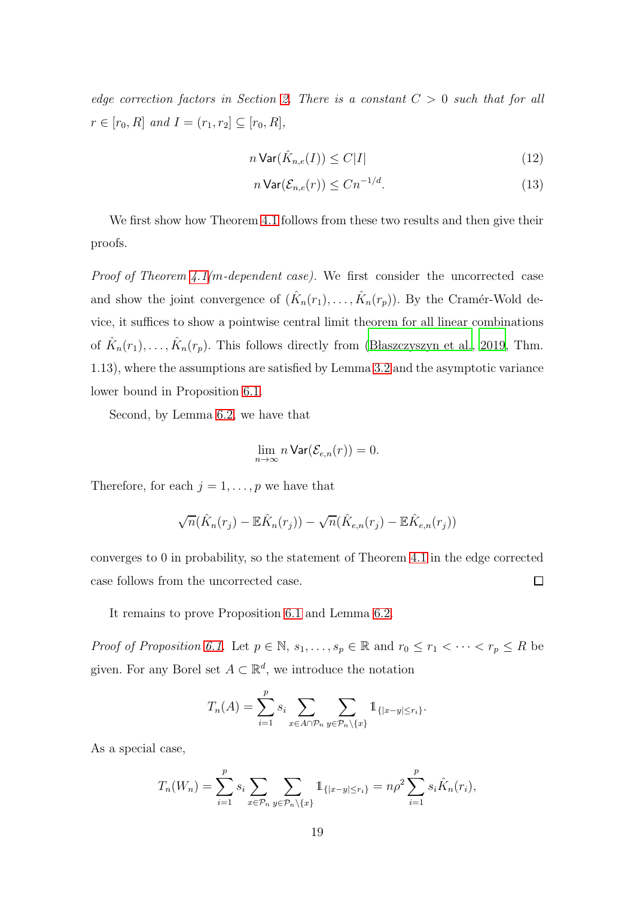*edge correction factors in Section 2. There is a constant $C > 0$ such that for all $r \in [r_0, R]$ and $I = (r_1, r_2] \subseteq [r_0, R]$,*

$$n \,\mathsf{Var}(\hat{K}_{n,e}(I)) \leq C|I| \tag{12}$$

$$n \,\mathsf{Var}(\mathcal{E}_{n,e}(r)) \leq Cn^{-1/d}. \tag{13}$$

We first show how Theorem 4.1 follows from these two results and then give their proofs.

*Proof of Theorem 4.1(m-dependent case).* We first consider the uncorrected case and show the joint convergence of $(\hat{K}_n(r_1), \ldots, \hat{K}_n(r_p))$. By the Cramér-Wold device, it suffices to show a pointwise central limit theorem for all linear combinations of $\hat{K}_n(r_1), \ldots, \hat{K}_n(r_p)$. This follows directly from (Błaszczyszyn et al., 2019, Thm. 1.13), where the assumptions are satisfied by Lemma 3.2 and the asymptotic variance lower bound in Proposition 6.1.

Second, by Lemma 6.2, we have that

$$\lim_{n \to \infty} n \,\mathsf{Var}(\mathcal{E}_{e,n}(r)) = 0.$$

Therefore, for each $j = 1, \ldots, p$ we have that

$$\sqrt{n}(\hat{K}_n(r_j) - \mathbb{E}\hat{K}_n(r_j)) - \sqrt{n}(\hat{K}_{e,n}(r_j) - \mathbb{E}\hat{K}_{e,n}(r_j))$$

converges to 0 in probability, so the statement of Theorem 4.1 in the edge corrected case follows from the uncorrected case. □

It remains to prove Proposition 6.1 and Lemma 6.2.

*Proof of Proposition 6.1.* Let $p \in \mathbb{N}$, $s_1, \ldots, s_p \in \mathbb{R}$ and $r_0 \leq r_1 < \cdots < r_p \leq R$ be given. For any Borel set $A \subset \mathbb{R}^d$, we introduce the notation

$$T_n(A) = \sum_{i=1}^{p} s_i \sum_{x \in A \cap \mathcal{P}_n} \sum_{y \in \mathcal{P}_n \setminus \{x\}} \mathbb{1}_{\{|x-y| \leq r_i\}}.$$

As a special case,

$$T_n(W_n) = \sum_{i=1}^{p} s_i \sum_{x \in \mathcal{P}_n} \sum_{y \in \mathcal{P}_n \setminus \{x\}} \mathbb{1}_{\{|x-y| \leq r_i\}} = n\rho^2 \sum_{i=1}^{p} s_i \hat{K}_n(r_i),$$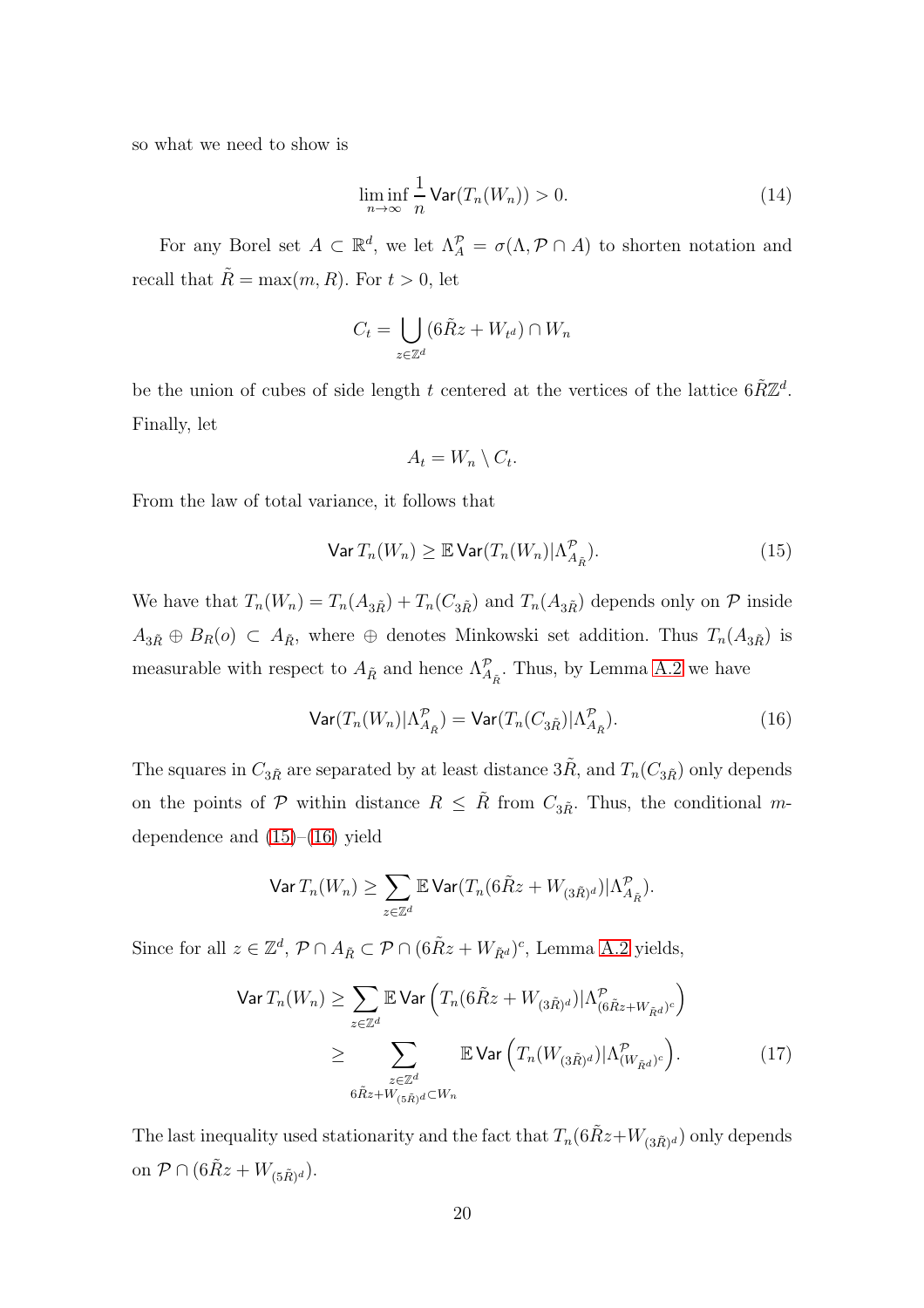so what we need to show is

$$\liminf_{n\to\infty} \frac{1}{n} \mathsf{Var}(T_n(W_n)) > 0. \tag{14}$$

For any Borel set $A \subset \mathbb{R}^d$, we let $\Lambda_A^{\mathcal{P}} = \sigma(\Lambda, \mathcal{P} \cap A)$ to shorten notation and recall that $\tilde{R} = \max(m, R)$. For $t > 0$, let

$$C_t = \bigcup_{z \in \mathbb{Z}^d} (6\tilde{R}z + W_{t^d}) \cap W_n$$

be the union of cubes of side length $t$ centered at the vertices of the lattice $6\tilde{R}\mathbb{Z}^d$. Finally, let

$$A_t = W_n \setminus C_t.$$

From the law of total variance, it follows that

$$\mathsf{Var}\, T_n(W_n) \geq \mathbb{E}\, \mathsf{Var}(T_n(W_n) | \Lambda^{\mathcal{P}}_{A_{\tilde{R}}}). \tag{15}$$

We have that $T_n(W_n) = T_n(A_{3\tilde{R}}) + T_n(C_{3\tilde{R}})$ and $T_n(A_{3\tilde{R}})$ depends only on $\mathcal{P}$ inside $A_{3\tilde{R}} \oplus B_R(o) \subset A_{\tilde{R}}$, where $\oplus$ denotes Minkowski set addition. Thus $T_n(A_{3\tilde{R}})$ is measurable with respect to $A_{\tilde{R}}$ and hence $\Lambda^{\mathcal{P}}_{A_{\tilde{R}}}$. Thus, by Lemma A.2 we have

$$\mathsf{Var}(T_n(W_n) | \Lambda^{\mathcal{P}}_{A_{\tilde{R}}}) = \mathsf{Var}(T_n(C_{3\tilde{R}}) | \Lambda^{\mathcal{P}}_{A_{\tilde{R}}}). \tag{16}$$

The squares in $C_{3\tilde{R}}$ are separated by at least distance $3\tilde{R}$, and $T_n(C_{3\tilde{R}})$ only depends on the points of $\mathcal{P}$ within distance $R \leq \tilde{R}$ from $C_{3\tilde{R}}$. Thus, the conditional $m$-dependence and (15)–(16) yield

$$\mathsf{Var}\, T_n(W_n) \geq \sum_{z \in \mathbb{Z}^d} \mathbb{E}\, \mathsf{Var}(T_n(6\tilde{R}z + W_{(3\tilde{R})^d}) | \Lambda^{\mathcal{P}}_{A_{\tilde{R}}}).$$

Since for all $z \in \mathbb{Z}^d$, $\mathcal{P} \cap A_{\tilde{R}} \subset \mathcal{P} \cap (6\tilde{R}z + W_{\tilde{R}^d})^c$, Lemma A.2 yields,

$$\begin{aligned}
\mathsf{Var}\, T_n(W_n) &\geq \sum_{z \in \mathbb{Z}^d} \mathbb{E}\, \mathsf{Var}\Big(T_n(6\tilde{R}z + W_{(3\tilde{R})^d}) | \Lambda^{\mathcal{P}}_{(6\tilde{R}z + W_{\tilde{R}^d})^c}\Big) \\
&\geq \sum_{\substack{z \in \mathbb{Z}^d \\ 6\tilde{R}z + W_{(5\tilde{R})^d} \subset W_n}} \mathbb{E}\, \mathsf{Var}\Big(T_n(W_{(3\tilde{R})^d}) | \Lambda^{\mathcal{P}}_{(W_{\tilde{R}^d})^c}\Big).
\end{aligned} \tag{17}$$

The last inequality used stationarity and the fact that $T_n(6\tilde{R}z + W_{(3\tilde{R})^d})$ only depends on $\mathcal{P} \cap (6\tilde{R}z + W_{(5\tilde{R})^d})$.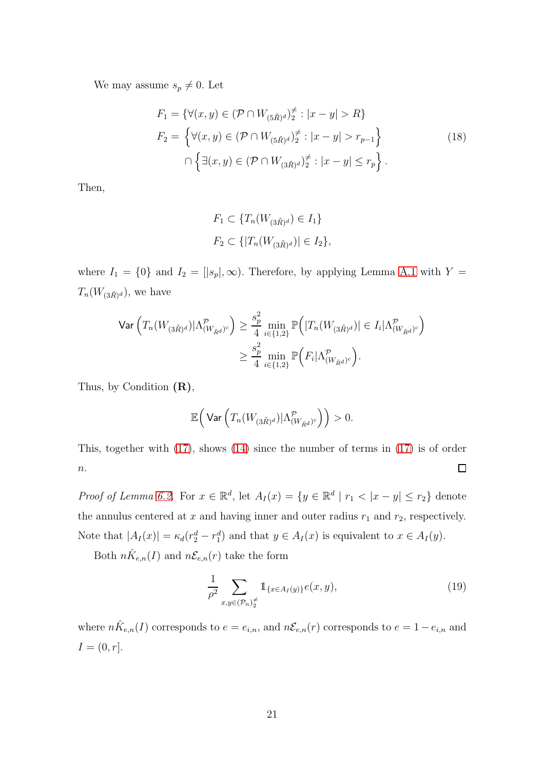We may assume $s_p \neq 0$. Let

$$
\begin{aligned}
F_1 &= \{\forall (x,y) \in (\mathcal{P} \cap W_{(5\tilde{R})^d})^{\neq}_2 : |x-y| > R\} \\
F_2 &= \left\{\forall (x,y) \in (\mathcal{P} \cap W_{(5\tilde{R})^d})^{\neq}_2 : |x-y| > r_{p-1}\right\} \\
&\quad \cap \left\{\exists (x,y) \in (\mathcal{P} \cap W_{(3\tilde{R})^d})^{\neq}_2 : |x-y| \leq r_p\right\}.
\end{aligned} \tag{18}
$$

Then,

$$
\begin{aligned}
F_1 &\subset \{T_n(W_{(3\tilde{R})^d}) \in I_1\} \\
F_2 &\subset \{|T_n(W_{(3\tilde{R})^d})| \in I_2\},
\end{aligned}
$$

where $I_1 = \{0\}$ and $I_2 = [|s_p|, \infty)$. Therefore, by applying Lemma A.1 with $Y = T_n(W_{(3\tilde{R})^d})$, we have

$$
\begin{aligned}
\mathsf{Var}\left(T_n(W_{(3\tilde{R})^d})|\Lambda^{\mathcal{P}}_{(W_{\tilde{R}^d})^c}\right) &\geq \frac{s_p^2}{4} \min_{i \in \{1,2\}} \mathbb{P}\Big(|T_n(W_{(3\tilde{R})^d})| \in I_i |\Lambda^{\mathcal{P}}_{(W_{\tilde{R}^d})^c}\Big) \\
&\geq \frac{s_p^2}{4} \min_{i \in \{1,2\}} \mathbb{P}\Big(F_i|\Lambda^{\mathcal{P}}_{(W_{\tilde{R}^d})^c}\Big).
\end{aligned}
$$

Thus, by Condition **(R)**,

$$
\mathbb{E}\Big(\mathsf{Var}\left(T_n(W_{(3\tilde{R})^d})|\Lambda^{\mathcal{P}}_{(W_{\tilde{R}^d})^c}\right)\Big) > 0.
$$

This, together with (17), shows (14) since the number of terms in (17) is of order $n$. $\square$

*Proof of Lemma 6.2.* For $x \in \mathbb{R}^d$, let $A_I(x) = \{y \in \mathbb{R}^d \mid r_1 < |x-y| \leq r_2\}$ denote the annulus centered at $x$ and having inner and outer radius $r_1$ and $r_2$, respectively. Note that $|A_I(x)| = \kappa_d(r_2^d - r_1^d)$ and that $y \in A_I(x)$ is equivalent to $x \in A_I(y)$.

Both $n\hat{K}_{e,n}(I)$ and $n\mathcal{E}_{e,n}(r)$ take the form

$$
\frac{1}{\rho^2} \sum_{x,y \in (\mathcal{P}_n)^{\neq}_2} \mathbb{1}_{\{x \in A_I(y)\}} e(x,y), \tag{19}
$$

where $n\hat{K}_{e,n}(I)$ corresponds to $e = e_{i,n}$, and $n\mathcal{E}_{e,n}(r)$ corresponds to $e = 1 - e_{i,n}$ and $I = (0, r]$.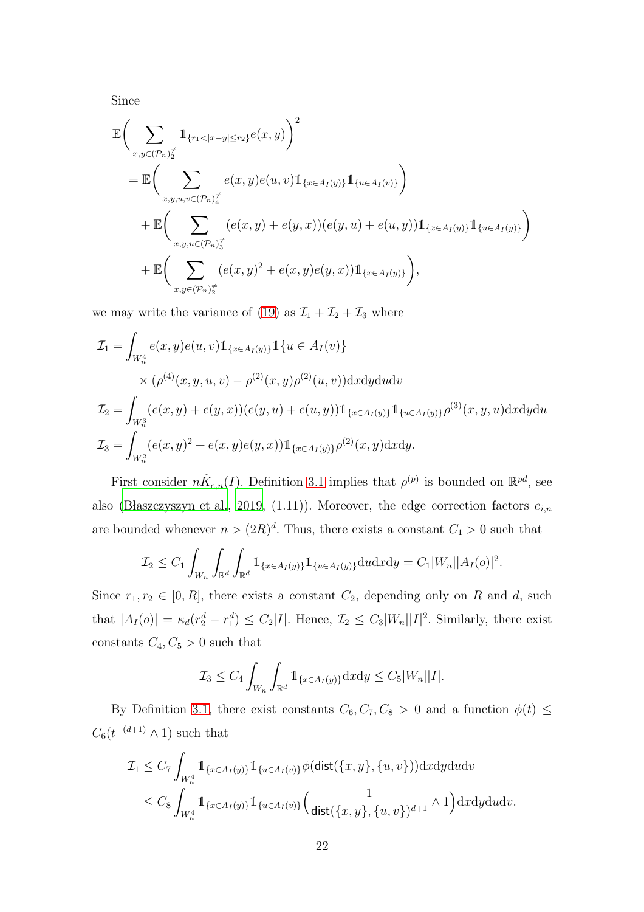Since

$$
\begin{aligned}
\mathbb{E}\bigg(\sum_{x,y\in(\mathcal{P}_n)_2^{\neq}} \mathbb{1}_{\{r_1<|x-y|\le r_2\}} e(x,y)\bigg)^2
&= \mathbb{E}\bigg(\sum_{x,y,u,v\in(\mathcal{P}_n)_4^{\neq}} e(x,y)e(u,v)\mathbb{1}_{\{x\in A_I(y)\}}\mathbb{1}_{\{u\in A_I(v)\}}\bigg) \\
&\quad + \mathbb{E}\bigg(\sum_{x,y,u\in(\mathcal{P}_n)_3^{\neq}} (e(x,y)+e(y,x))(e(y,u)+e(u,y))\mathbb{1}_{\{x\in A_I(y)\}}\mathbb{1}_{\{u\in A_I(y)\}}\bigg) \\
&\quad + \mathbb{E}\bigg(\sum_{x,y\in(\mathcal{P}_n)_2^{\neq}} (e(x,y)^2+e(x,y)e(y,x))\mathbb{1}_{\{x\in A_I(y)\}}\bigg),
\end{aligned}
$$

we may write the variance of (19) as $\mathcal{I}_1+\mathcal{I}_2+\mathcal{I}_3$ where

$$
\begin{aligned}
\mathcal{I}_1 &= \int_{W_n^4} e(x,y)e(u,v)\mathbb{1}_{\{x\in A_I(y)\}}\mathbb{1}\{u\in A_I(v)\} \\
&\qquad \times (\rho^{(4)}(x,y,u,v)-\rho^{(2)}(x,y)\rho^{(2)}(u,v))\mathrm{d}x\mathrm{d}y\mathrm{d}u\mathrm{d}v \\
\mathcal{I}_2 &= \int_{W_n^3} (e(x,y)+e(y,x))(e(y,u)+e(u,y))\mathbb{1}_{\{x\in A_I(y)\}}\mathbb{1}_{\{u\in A_I(y)\}}\rho^{(3)}(x,y,u)\mathrm{d}x\mathrm{d}y\mathrm{d}u \\
\mathcal{I}_3 &= \int_{W_n^2} (e(x,y)^2+e(x,y)e(y,x))\mathbb{1}_{\{x\in A_I(y)\}}\rho^{(2)}(x,y)\mathrm{d}x\mathrm{d}y.
\end{aligned}
$$

First consider $n\hat{K}_{e,n}(I)$. Definition 3.1 implies that $\rho^{(p)}$ is bounded on $\mathbb{R}^{pd}$, see also (Błaszczyszyn et al., 2019, (1.11)). Moreover, the edge correction factors $e_{i,n}$ are bounded whenever $n>(2R)^d$. Thus, there exists a constant $C_1>0$ such that

$$
\mathcal{I}_2 \le C_1\int_{W_n}\int_{\mathbb{R}^d}\int_{\mathbb{R}^d} \mathbb{1}_{\{x\in A_I(y)\}}\mathbb{1}_{\{u\in A_I(y)\}}\mathrm{d}u\mathrm{d}x\mathrm{d}y = C_1|W_n||A_I(o)|^2.
$$

Since $r_1,r_2\in[0,R]$, there exists a constant $C_2$, depending only on $R$ and $d$, such that $|A_I(o)|=\kappa_d(r_2^d-r_1^d)\le C_2|I|$. Hence, $\mathcal{I}_2\le C_3|W_n||I|^2$. Similarly, there exist constants $C_4,C_5>0$ such that

$$
\mathcal{I}_3 \le C_4\int_{W_n}\int_{\mathbb{R}^d}\mathbb{1}_{\{x\in A_I(y)\}}\mathrm{d}x\mathrm{d}y \le C_5|W_n||I|.
$$

By Definition 3.1, there exist constants $C_6,C_7,C_8>0$ and a function $\phi(t)\le C_6(t^{-(d+1)}\wedge 1)$ such that

$$
\begin{aligned}
\mathcal{I}_1 &\le C_7\int_{W_n^4}\mathbb{1}_{\{x\in A_I(y)\}}\mathbb{1}_{\{u\in A_I(v)\}}\phi(\mathsf{dist}(\{x,y\},\{u,v\}))\mathrm{d}x\mathrm{d}y\mathrm{d}u\mathrm{d}v \\
&\le C_8\int_{W_n^4}\mathbb{1}_{\{x\in A_I(y)\}}\mathbb{1}_{\{u\in A_I(v)\}}\Big(\frac{1}{\mathsf{dist}(\{x,y\},\{u,v\})^{d+1}}\wedge 1\Big)\mathrm{d}x\mathrm{d}y\mathrm{d}u\mathrm{d}v.
\end{aligned}
$$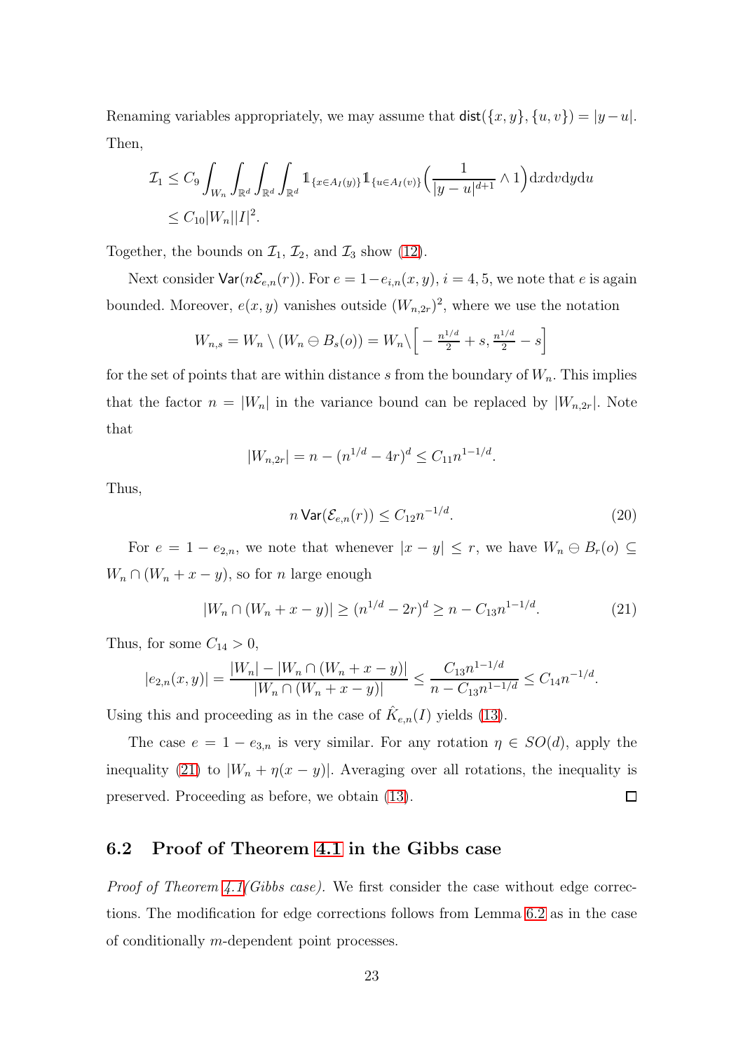Renaming variables appropriately, we may assume that $\mathsf{dist}(\{x,y\},\{u,v\}) = |y-u|$. Then,

$$
\begin{aligned}
\mathcal{I}_1 &\le C_9 \int_{W_n}\int_{\mathbb{R}^d}\int_{\mathbb{R}^d}\int_{\mathbb{R}^d} \mathbb{1}_{\{x\in A_I(y)\}}\mathbb{1}_{\{u\in A_I(v)\}}\Big(\frac{1}{|y-u|^{d+1}}\wedge 1\Big)\mathrm{d}x\mathrm{d}v\mathrm{d}y\mathrm{d}u\\
&\le C_{10}|W_n||I|^2.
\end{aligned}
$$

Together, the bounds on $\mathcal{I}_1$, $\mathcal{I}_2$, and $\mathcal{I}_3$ show (12).

Next consider $\mathsf{Var}(n\mathcal{E}_{e,n}(r))$. For $e = 1-e_{i,n}(x,y)$, $i=4,5$, we note that $e$ is again bounded. Moreover, $e(x,y)$ vanishes outside $(W_{n,2r})^2$, where we use the notation

$$
W_{n,s} = W_n \setminus (W_n \ominus B_s(o)) = W_n \setminus \Big[-\tfrac{n^{1/d}}{2}+s, \tfrac{n^{1/d}}{2}-s\Big]
$$

for the set of points that are within distance $s$ from the boundary of $W_n$. This implies that the factor $n = |W_n|$ in the variance bound can be replaced by $|W_{n,2r}|$. Note that

$$
|W_{n,2r}| = n - (n^{1/d}-4r)^d \le C_{11}n^{1-1/d}.
$$

Thus,

$$
n\,\mathsf{Var}(\mathcal{E}_{e,n}(r)) \le C_{12}n^{-1/d}. \tag{20}
$$

For $e = 1-e_{2,n}$, we note that whenever $|x-y|\le r$, we have $W_n \ominus B_r(o) \subseteq W_n \cap (W_n + x - y)$, so for $n$ large enough

$$
|W_n \cap (W_n + x-y)| \ge (n^{1/d}-2r)^d \ge n - C_{13}n^{1-1/d}. \tag{21}
$$

Thus, for some $C_{14}>0$,

$$
|e_{2,n}(x,y)| = \frac{|W_n| - |W_n\cap(W_n+x-y)|}{|W_n\cap(W_n+x-y)|} \le \frac{C_{13}n^{1-1/d}}{n - C_{13}n^{1-1/d}} \le C_{14}n^{-1/d}.
$$

Using this and proceeding as in the case of $\hat{K}_{e,n}(I)$ yields (13).

The case $e = 1-e_{3,n}$ is very similar. For any rotation $\eta \in SO(d)$, apply the inequality (21) to $|W_n + \eta(x-y)|$. Averaging over all rotations, the inequality is preserved. Proceeding as before, we obtain (13). □

## 6.2 Proof of Theorem 4.1 in the Gibbs case

*Proof of Theorem 4.1(Gibbs case).* We first consider the case without edge corrections. The modification for edge corrections follows from Lemma 6.2 as in the case of conditionally $m$-dependent point processes.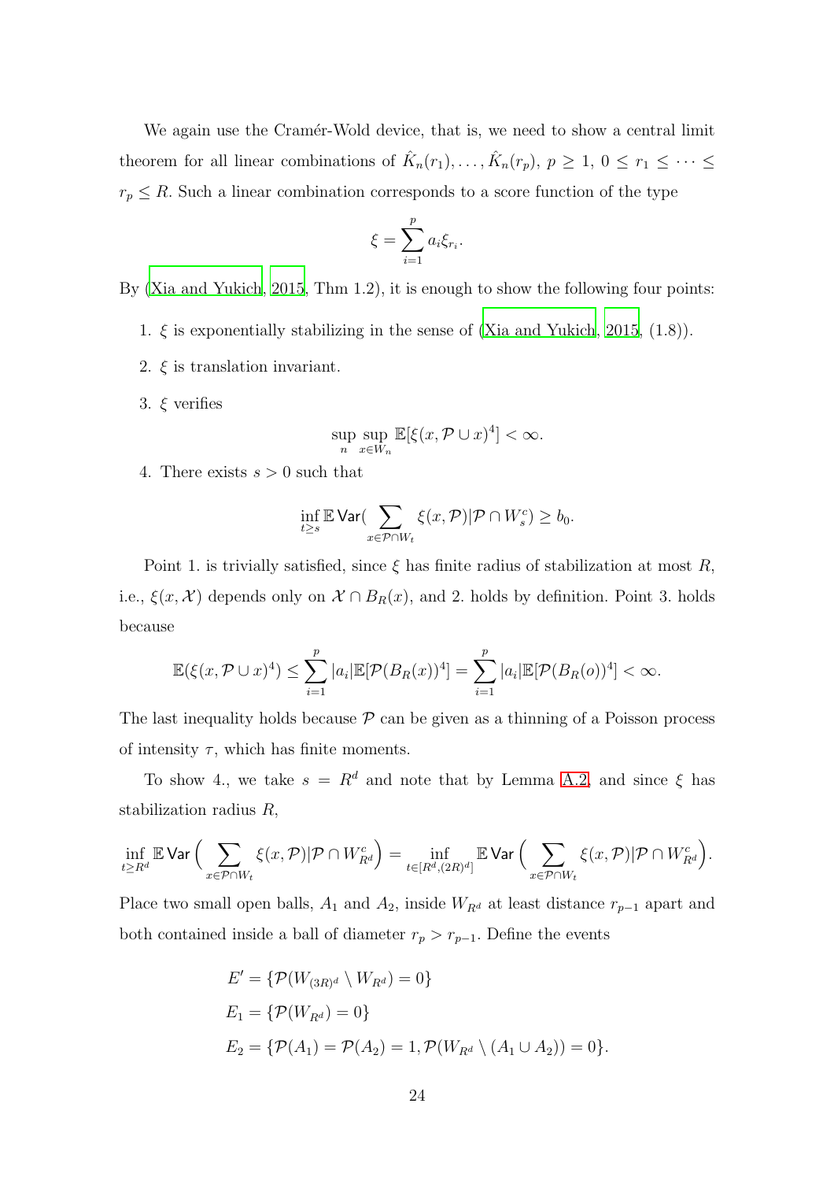We again use the Cramér-Wold device, that is, we need to show a central limit theorem for all linear combinations of $\hat{K}_n(r_1), \ldots, \hat{K}_n(r_p)$, $p \geq 1$, $0 \leq r_1 \leq \cdots \leq r_p \leq R$. Such a linear combination corresponds to a score function of the type

$$\xi = \sum_{i=1}^{p} a_i \xi_{r_i}.$$

By (Xia and Yukich, 2015, Thm 1.2), it is enough to show the following four points:

1. $\xi$ is exponentially stabilizing in the sense of (Xia and Yukich, 2015, (1.8)).
2. $\xi$ is translation invariant.
3. $\xi$ verifies
$$\sup_n \sup_{x \in W_n} \mathbb{E}[\xi(x, \mathcal{P} \cup x)^4] < \infty.$$
4. There exists $s > 0$ such that
$$\inf_{t \geq s} \mathbb{E}\,\mathsf{Var}\big(\sum_{x \in \mathcal{P} \cap W_t} \xi(x, \mathcal{P}) | \mathcal{P} \cap W_s^c\big) \geq b_0.$$

Point 1. is trivially satisfied, since $\xi$ has finite radius of stabilization at most $R$, i.e., $\xi(x, \mathcal{X})$ depends only on $\mathcal{X} \cap B_R(x)$, and 2. holds by definition. Point 3. holds because

$$\mathbb{E}(\xi(x, \mathcal{P} \cup x)^4) \leq \sum_{i=1}^{p} |a_i| \mathbb{E}[\mathcal{P}(B_R(x))^4] = \sum_{i=1}^{p} |a_i| \mathbb{E}[\mathcal{P}(B_R(o))^4] < \infty.$$

The last inequality holds because $\mathcal{P}$ can be given as a thinning of a Poisson process of intensity $\tau$, which has finite moments.

To show 4., we take $s = R^d$ and note that by Lemma A.2, and since $\xi$ has stabilization radius $R$,

$$\inf_{t \geq R^d} \mathbb{E}\,\mathsf{Var}\Big(\sum_{x \in \mathcal{P} \cap W_t} \xi(x, \mathcal{P}) | \mathcal{P} \cap W_{R^d}^c\Big) = \inf_{t \in [R^d, (2R)^d]} \mathbb{E}\,\mathsf{Var}\Big(\sum_{x \in \mathcal{P} \cap W_t} \xi(x, \mathcal{P}) | \mathcal{P} \cap W_{R^d}^c\Big).$$

Place two small open balls, $A_1$ and $A_2$, inside $W_{R^d}$ at least distance $r_{p-1}$ apart and both contained inside a ball of diameter $r_p > r_{p-1}$. Define the events

$$\begin{aligned}
E' &= \{\mathcal{P}(W_{(3R)^d} \setminus W_{R^d}) = 0\} \\
E_1 &= \{\mathcal{P}(W_{R^d}) = 0\} \\
E_2 &= \{\mathcal{P}(A_1) = \mathcal{P}(A_2) = 1, \mathcal{P}(W_{R^d} \setminus (A_1 \cup A_2)) = 0\}.
\end{aligned}$$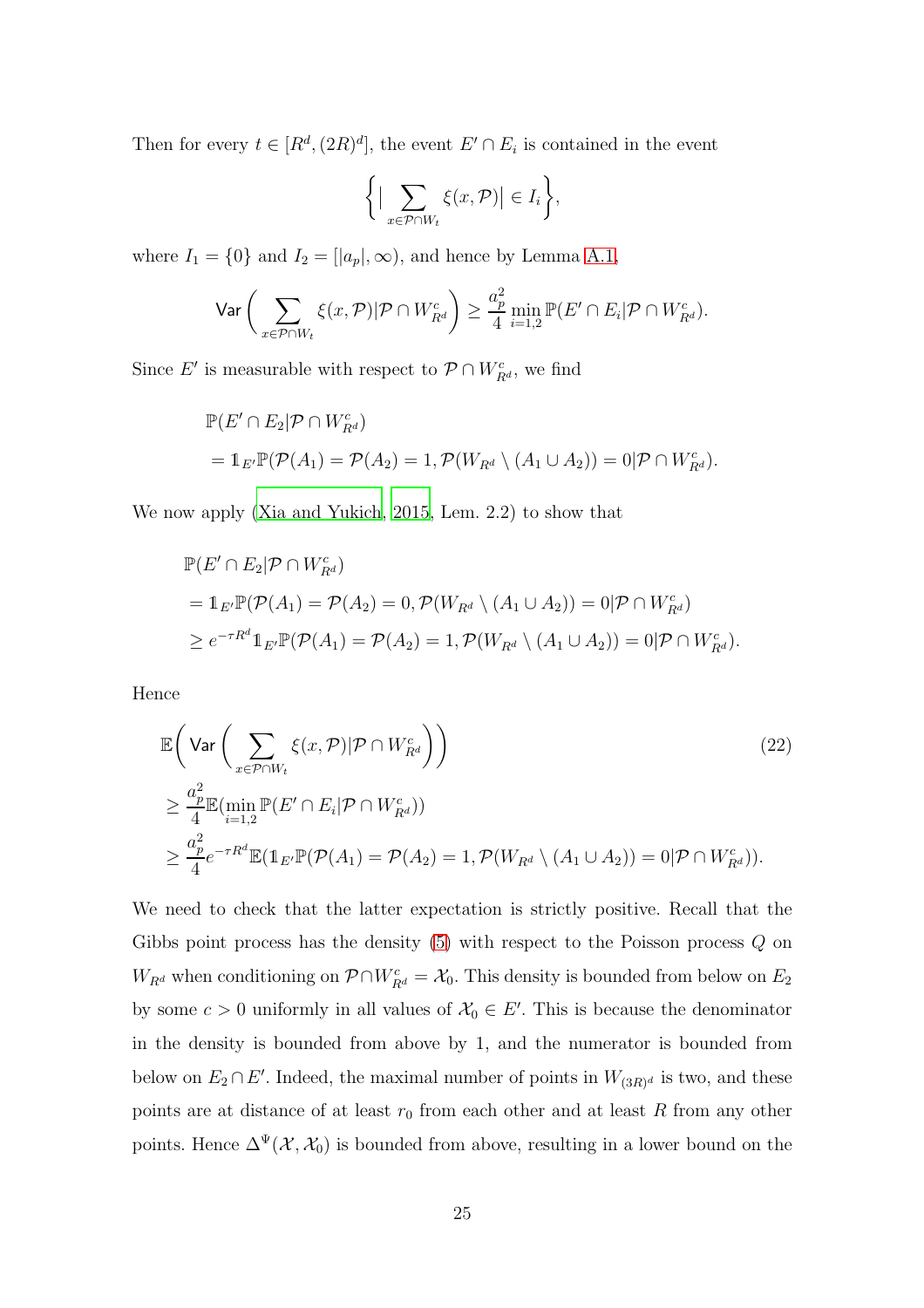Then for every $t \in [R^d, (2R)^d]$, the event $E' \cap E_i$ is contained in the event

$$\Big\{ \big| \sum_{x \in \mathcal{P} \cap W_t} \xi(x, \mathcal{P}) \big| \in I_i \Big\},$$

where $I_1 = \{0\}$ and $I_2 = [|a_p|, \infty)$, and hence by Lemma A.1,

$$\mathsf{Var}\bigg( \sum_{x \in \mathcal{P} \cap W_t} \xi(x, \mathcal{P}) | \mathcal{P} \cap W_{R^d}^c \bigg) \geq \frac{a_p^2}{4} \min_{i=1,2} \mathbb{P}(E' \cap E_i | \mathcal{P} \cap W_{R^d}^c).$$

Since $E'$ is measurable with respect to $\mathcal{P} \cap W_{R^d}^c$, we find

$$\begin{aligned}
&\mathbb{P}(E' \cap E_2 | \mathcal{P} \cap W_{R^d}^c) \\
&= \mathbb{1}_{E'} \mathbb{P}(\mathcal{P}(A_1) = \mathcal{P}(A_2) = 1, \mathcal{P}(W_{R^d} \setminus (A_1 \cup A_2)) = 0 | \mathcal{P} \cap W_{R^d}^c).
\end{aligned}$$

We now apply (Xia and Yukich, 2015, Lem. 2.2) to show that

$$\begin{aligned}
&\mathbb{P}(E' \cap E_2 | \mathcal{P} \cap W_{R^d}^c) \\
&= \mathbb{1}_{E'} \mathbb{P}(\mathcal{P}(A_1) = \mathcal{P}(A_2) = 0, \mathcal{P}(W_{R^d} \setminus (A_1 \cup A_2)) = 0 | \mathcal{P} \cap W_{R^d}^c) \\
&\geq e^{-\tau R^d} \mathbb{1}_{E'} \mathbb{P}(\mathcal{P}(A_1) = \mathcal{P}(A_2) = 1, \mathcal{P}(W_{R^d} \setminus (A_1 \cup A_2)) = 0 | \mathcal{P} \cap W_{R^d}^c).
\end{aligned}$$

Hence

$$\begin{aligned}
&\mathbb{E}\bigg( \mathsf{Var}\bigg( \sum_{x \in \mathcal{P} \cap W_t} \xi(x, \mathcal{P}) | \mathcal{P} \cap W_{R^d}^c \bigg) \bigg) \qquad (22) \\
&\geq \frac{a_p^2}{4} \mathbb{E}(\min_{i=1,2} \mathbb{P}(E' \cap E_i | \mathcal{P} \cap W_{R^d}^c)) \\
&\geq \frac{a_p^2}{4} e^{-\tau R^d} \mathbb{E}(\mathbb{1}_{E'} \mathbb{P}(\mathcal{P}(A_1) = \mathcal{P}(A_2) = 1, \mathcal{P}(W_{R^d} \setminus (A_1 \cup A_2)) = 0 | \mathcal{P} \cap W_{R^d}^c)).
\end{aligned}$$

We need to check that the latter expectation is strictly positive. Recall that the Gibbs point process has the density (5) with respect to the Poisson process $Q$ on $W_{R^d}$ when conditioning on $\mathcal{P} \cap W_{R^d}^c = \mathcal{X}_0$. This density is bounded from below on $E_2$ by some $c > 0$ uniformly in all values of $\mathcal{X}_0 \in E'$. This is because the denominator in the density is bounded from above by 1, and the numerator is bounded from below on $E_2 \cap E'$. Indeed, the maximal number of points in $W_{(3R)^d}$ is two, and these points are at distance of at least $r_0$ from each other and at least $R$ from any other points. Hence $\Delta^{\Psi}(\mathcal{X}, \mathcal{X}_0)$ is bounded from above, resulting in a lower bound on the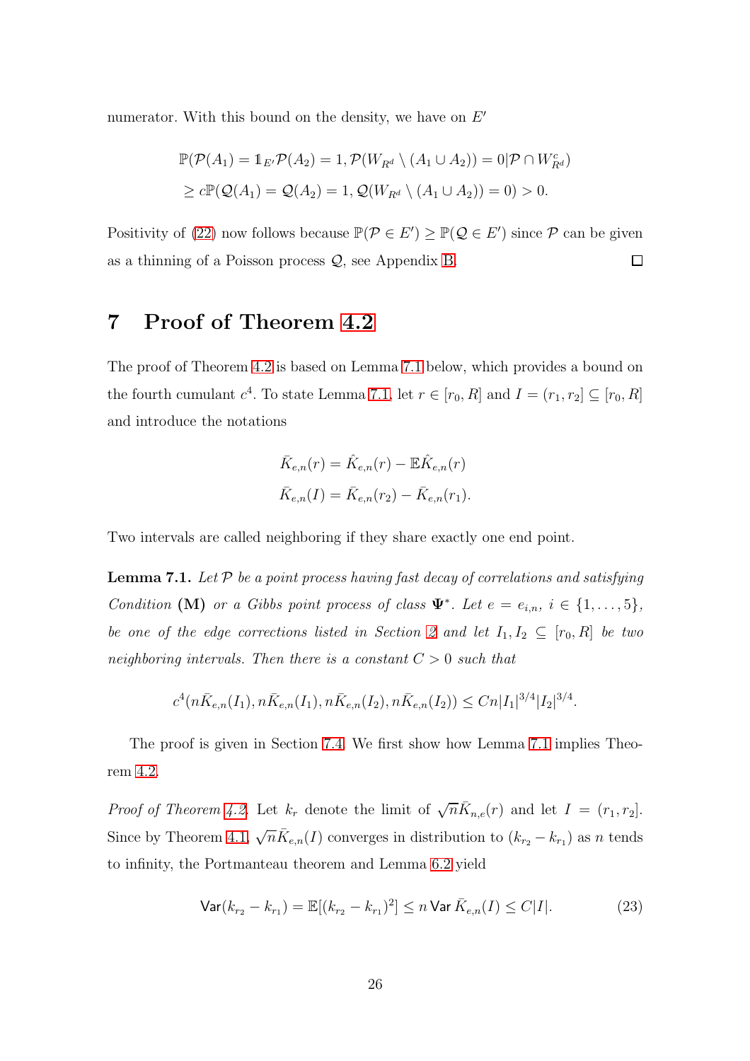numerator. With this bound on the density, we have on $E'$

$$
\begin{aligned}
&\mathbb{P}(\mathcal{P}(A_1) = \mathbb{1}_{E'}\mathcal{P}(A_2) = 1, \mathcal{P}(W_{R^d} \setminus (A_1 \cup A_2)) = 0 | \mathcal{P} \cap W_{R^d}^c) \\
&\geq c\mathbb{P}(\mathcal{Q}(A_1) = \mathcal{Q}(A_2) = 1, \mathcal{Q}(W_{R^d} \setminus (A_1 \cup A_2)) = 0) > 0.
\end{aligned}
$$

Positivity of (22) now follows because $\mathbb{P}(\mathcal{P} \in E') \geq \mathbb{P}(\mathcal{Q} \in E')$ since $\mathcal{P}$ can be given as a thinning of a Poisson process $\mathcal{Q}$, see Appendix B. □

# 7 Proof of Theorem 4.2

The proof of Theorem 4.2 is based on Lemma 7.1 below, which provides a bound on the fourth cumulant $c^4$. To state Lemma 7.1, let $r \in [r_0, R]$ and $I = (r_1, r_2] \subseteq [r_0, R]$ and introduce the notations

$$
\begin{aligned}
\bar{K}_{e,n}(r) &= \hat{K}_{e,n}(r) - \mathbb{E}\hat{K}_{e,n}(r) \\
\bar{K}_{e,n}(I) &= \bar{K}_{e,n}(r_2) - \bar{K}_{e,n}(r_1).
\end{aligned}
$$

Two intervals are called neighboring if they share exactly one end point.

**Lemma 7.1.** *Let $\mathcal{P}$ be a point process having fast decay of correlations and satisfying Condition* **(M)** *or a Gibbs point process of class $\mathbf{\Psi}^*$. Let $e = e_{i,n}$, $i \in \{1, \ldots, 5\}$, be one of the edge corrections listed in Section 2 and let $I_1, I_2 \subseteq [r_0, R]$ be two neighboring intervals. Then there is a constant $C > 0$ such that*

$$
c^4(n\bar{K}_{e,n}(I_1), n\bar{K}_{e,n}(I_1), n\bar{K}_{e,n}(I_2), n\bar{K}_{e,n}(I_2)) \leq Cn|I_1|^{3/4}|I_2|^{3/4}.
$$

The proof is given in Section 7.4. We first show how Lemma 7.1 implies Theorem 4.2.

*Proof of Theorem 4.2.* Let $k_r$ denote the limit of $\sqrt{n}\bar{K}_{n,e}(r)$ and let $I = (r_1, r_2]$. Since by Theorem 4.1, $\sqrt{n}\bar{K}_{e,n}(I)$ converges in distribution to $(k_{r_2} - k_{r_1})$ as $n$ tends to infinity, the Portmanteau theorem and Lemma 6.2 yield

$$
\mathsf{Var}(k_{r_2} - k_{r_1}) = \mathbb{E}[(k_{r_2} - k_{r_1})^2] \leq n \,\mathsf{Var}\, \bar{K}_{e,n}(I) \leq C|I|. \tag{23}
$$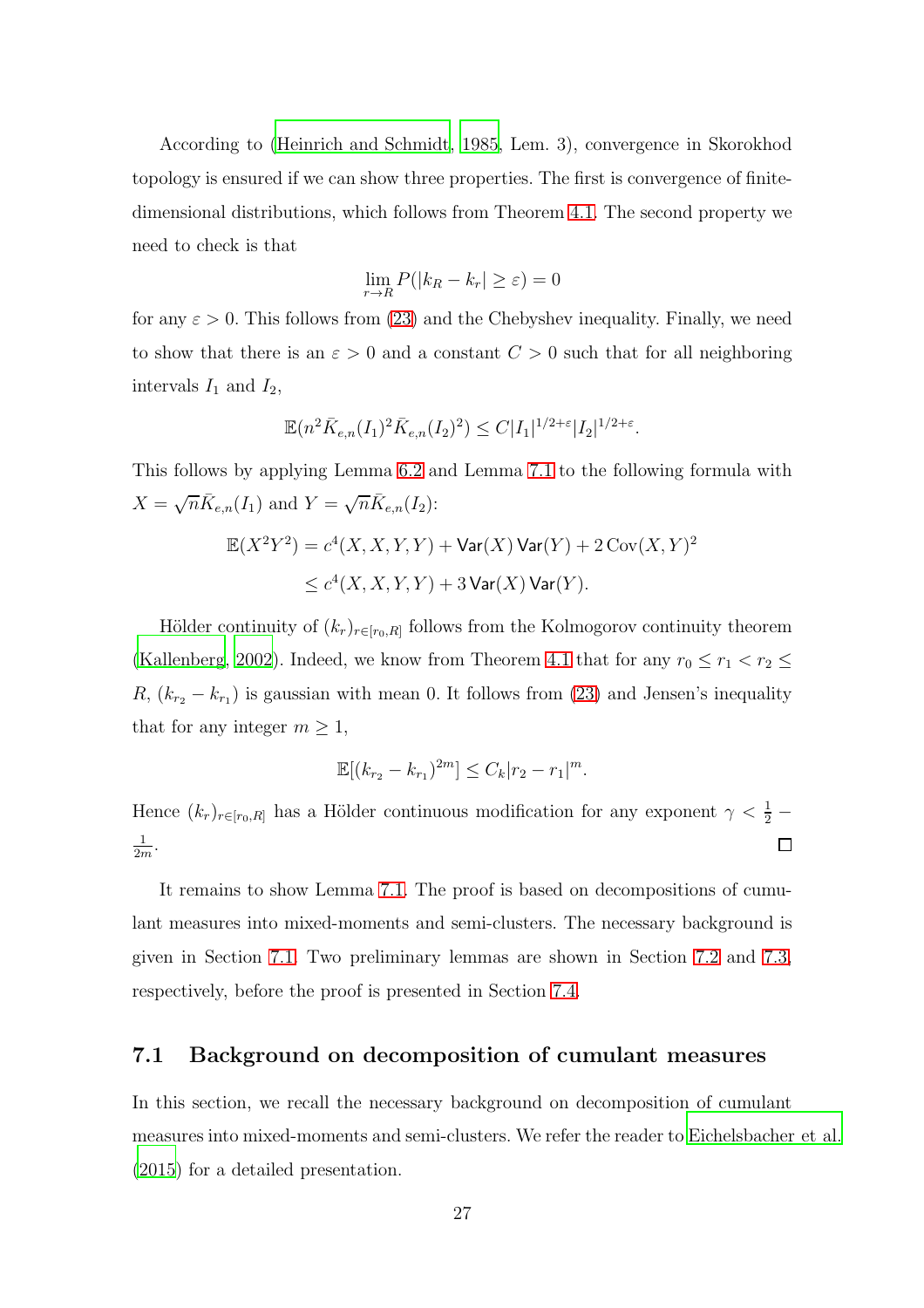According to (Heinrich and Schmidt, 1985, Lem. 3), convergence in Skorokhod topology is ensured if we can show three properties. The first is convergence of finite-dimensional distributions, which follows from Theorem 4.1. The second property we need to check is that

$$\lim_{r \to R} P(|k_R - k_r| \geq \varepsilon) = 0$$

for any $\varepsilon > 0$. This follows from (23) and the Chebyshev inequality. Finally, we need to show that there is an $\varepsilon > 0$ and a constant $C > 0$ such that for all neighboring intervals $I_1$ and $I_2$,

$$\mathbb{E}(n^2 \bar{K}_{e,n}(I_1)^2 \bar{K}_{e,n}(I_2)^2) \leq C|I_1|^{1/2+\varepsilon}|I_2|^{1/2+\varepsilon}.$$

This follows by applying Lemma 6.2 and Lemma 7.1 to the following formula with $X = \sqrt{n}\bar{K}_{e,n}(I_1)$ and $Y = \sqrt{n}\bar{K}_{e,n}(I_2)$:

$$\begin{aligned}
\mathbb{E}(X^2Y^2) &= c^4(X, X, Y, Y) + \mathsf{Var}(X)\,\mathsf{Var}(Y) + 2\,\mathsf{Cov}(X, Y)^2 \\
&\leq c^4(X, X, Y, Y) + 3\,\mathsf{Var}(X)\,\mathsf{Var}(Y).
\end{aligned}$$

Hölder continuity of $(k_r)_{r \in [r_0, R]}$ follows from the Kolmogorov continuity theorem (Kallenberg, 2002). Indeed, we know from Theorem 4.1 that for any $r_0 \leq r_1 < r_2 \leq R$, $(k_{r_2} - k_{r_1})$ is gaussian with mean 0. It follows from (23) and Jensen's inequality that for any integer $m \geq 1$,

$$\mathbb{E}[(k_{r_2} - k_{r_1})^{2m}] \leq C_k |r_2 - r_1|^m.$$

Hence $(k_r)_{r \in [r_0, R]}$ has a Hölder continuous modification for any exponent $\gamma < \frac{1}{2} - \frac{1}{2m}$. □

It remains to show Lemma 7.1. The proof is based on decompositions of cumulant measures into mixed-moments and semi-clusters. The necessary background is given in Section 7.1. Two preliminary lemmas are shown in Section 7.2 and 7.3, respectively, before the proof is presented in Section 7.4.

## 7.1 Background on decomposition of cumulant measures

In this section, we recall the necessary background on decomposition of cumulant measures into mixed-moments and semi-clusters. We refer the reader to Eichelsbacher et al. (2015) for a detailed presentation.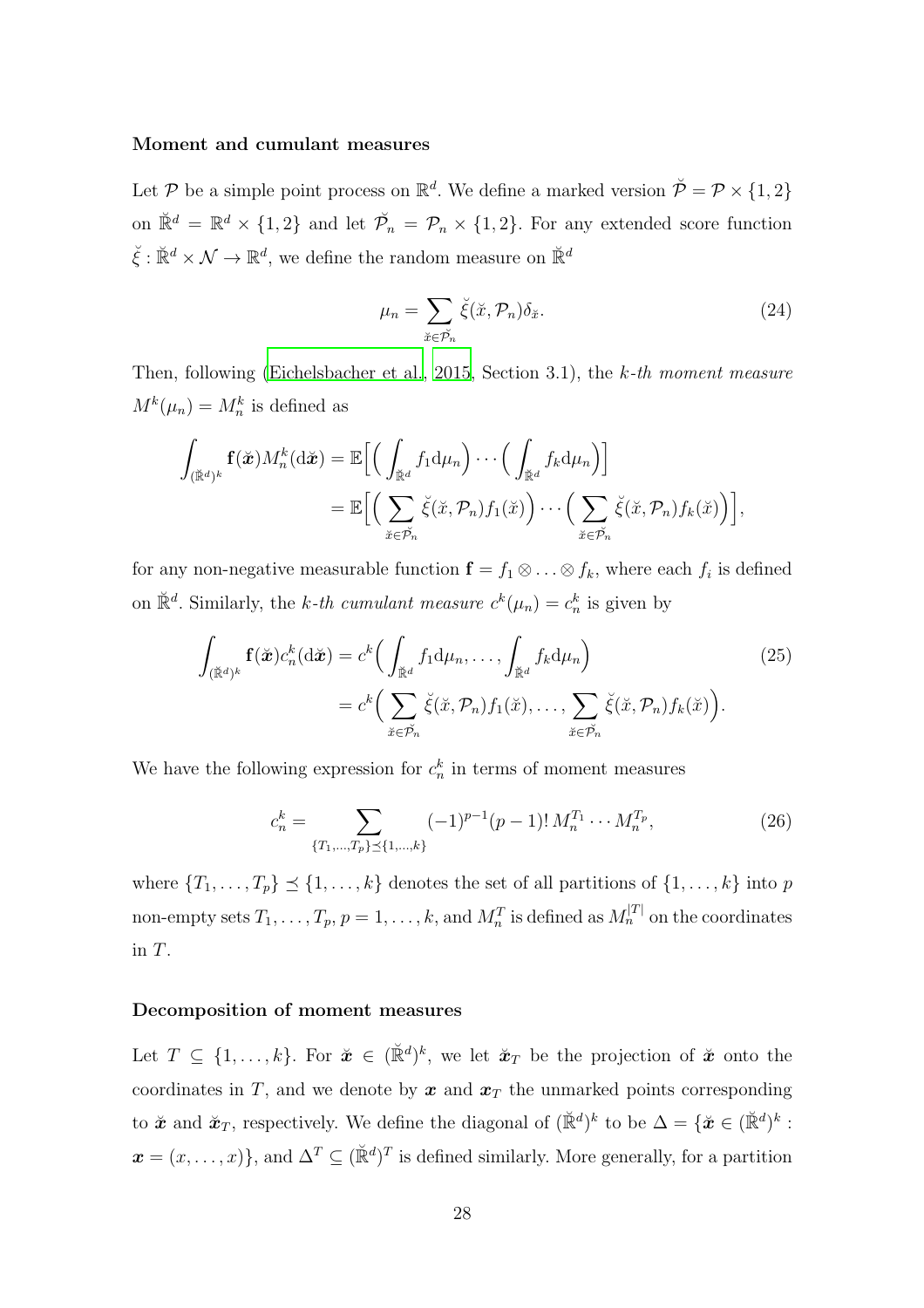**Moment and cumulant measures**

Let $\mathcal{P}$ be a simple point process on $\mathbb{R}^d$. We define a marked version $\breve{\mathcal{P}} = \mathcal{P} \times \{1, 2\}$ on $\breve{\mathbb{R}}^d = \mathbb{R}^d \times \{1, 2\}$ and let $\breve{\mathcal{P}}_n = \mathcal{P}_n \times \{1, 2\}$. For any extended score function $\breve{\xi} : \breve{\mathbb{R}}^d \times \mathcal{N} \to \mathbb{R}^d$, we define the random measure on $\breve{\mathbb{R}}^d$

$$\mu_n = \sum_{\breve{x} \in \breve{\mathcal{P}}_n} \breve{\xi}(\breve{x}, \mathcal{P}_n) \delta_{\breve{x}}. \tag{24}$$

Then, following (Eichelsbacher et al., 2015, Section 3.1), the *k-th moment measure* $M^k(\mu_n) = M_n^k$ is defined as

$$\begin{aligned}
\int_{(\breve{\mathbb{R}}^d)^k} \mathbf{f}(\breve{\boldsymbol{x}}) M_n^k(\mathrm{d}\breve{\boldsymbol{x}}) &= \mathbb{E}\Big[ \Big( \int_{\breve{\mathbb{R}}^d} f_1 \mathrm{d}\mu_n \Big) \cdots \Big( \int_{\breve{\mathbb{R}}^d} f_k \mathrm{d}\mu_n \Big) \Big] \\
&= \mathbb{E}\Big[ \Big( \sum_{\breve{x} \in \breve{\mathcal{P}}_n} \breve{\xi}(\breve{x}, \mathcal{P}_n) f_1(\breve{x}) \Big) \cdots \Big( \sum_{\breve{x} \in \breve{\mathcal{P}}_n} \breve{\xi}(\breve{x}, \mathcal{P}_n) f_k(\breve{x}) \Big) \Big],
\end{aligned}$$

for any non-negative measurable function $\mathbf{f} = f_1 \otimes \ldots \otimes f_k$, where each $f_i$ is defined on $\breve{\mathbb{R}}^d$. Similarly, the *k-th cumulant measure* $c^k(\mu_n) = c_n^k$ is given by

$$\begin{aligned}
\int_{(\breve{\mathbb{R}}^d)^k} \mathbf{f}(\breve{\boldsymbol{x}}) c_n^k(\mathrm{d}\breve{\boldsymbol{x}}) &= c^k \Big( \int_{\breve{\mathbb{R}}^d} f_1 \mathrm{d}\mu_n, \ldots, \int_{\breve{\mathbb{R}}^d} f_k \mathrm{d}\mu_n \Big) \\
&= c^k \Big( \sum_{\breve{x} \in \breve{\mathcal{P}}_n} \breve{\xi}(\breve{x}, \mathcal{P}_n) f_1(\breve{x}), \ldots, \sum_{\breve{x} \in \breve{\mathcal{P}}_n} \breve{\xi}(\breve{x}, \mathcal{P}_n) f_k(\breve{x}) \Big).
\end{aligned} \tag{25}$$

We have the following expression for $c_n^k$ in terms of moment measures

$$c_n^k = \sum_{\{T_1, \ldots, T_p\} \preceq \{1, \ldots, k\}} (-1)^{p-1}(p-1)! \, M_n^{T_1} \cdots M_n^{T_p}, \tag{26}$$

where $\{T_1, \ldots, T_p\} \preceq \{1, \ldots, k\}$ denotes the set of all partitions of $\{1, \ldots, k\}$ into $p$ non-empty sets $T_1, \ldots, T_p$, $p = 1, \ldots, k$, and $M_n^T$ is defined as $M_n^{|T|}$ on the coordinates in $T$.

**Decomposition of moment measures**

Let $T \subseteq \{1, \ldots, k\}$. For $\breve{\boldsymbol{x}} \in (\breve{\mathbb{R}}^d)^k$, we let $\breve{\boldsymbol{x}}_T$ be the projection of $\breve{\boldsymbol{x}}$ onto the coordinates in $T$, and we denote by $\boldsymbol{x}$ and $\boldsymbol{x}_T$ the unmarked points corresponding to $\breve{\boldsymbol{x}}$ and $\breve{\boldsymbol{x}}_T$, respectively. We define the diagonal of $(\breve{\mathbb{R}}^d)^k$ to be $\Delta = \{\breve{\boldsymbol{x}} \in (\breve{\mathbb{R}}^d)^k : \boldsymbol{x} = (x, \ldots, x)\}$, and $\Delta^T \subseteq (\breve{\mathbb{R}}^d)^T$ is defined similarly. More generally, for a partition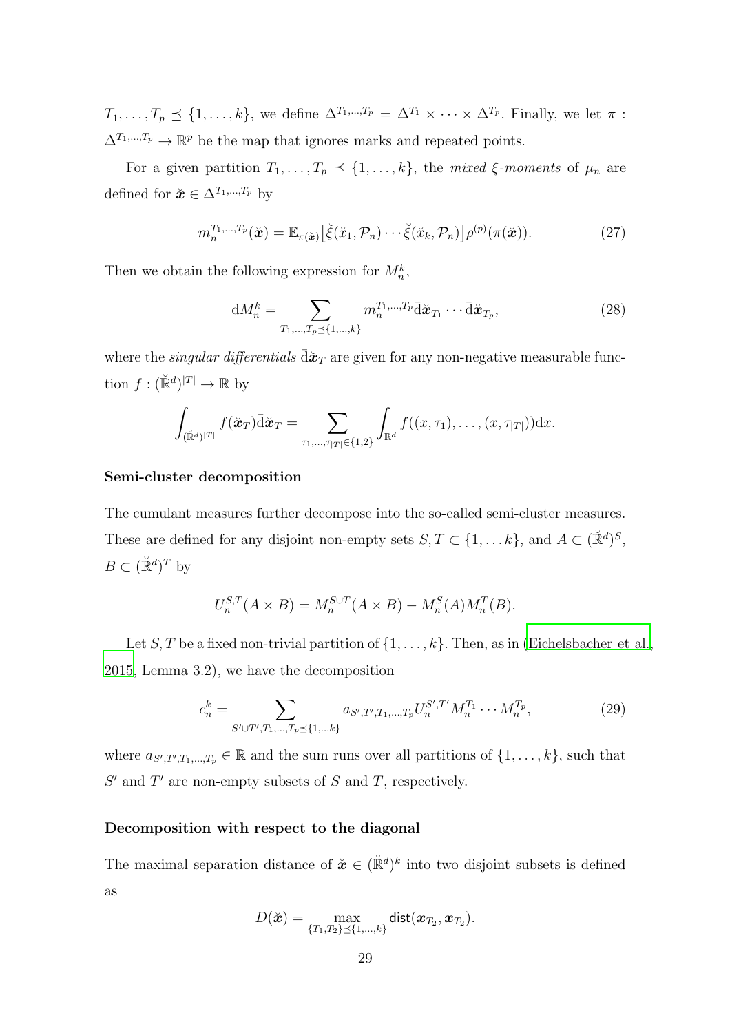$T_1, \dots, T_p \preceq \{1, \dots, k\}$, we define $\Delta^{T_1,\dots,T_p} = \Delta^{T_1} \times \cdots \times \Delta^{T_p}$. Finally, we let $\pi : \Delta^{T_1,\dots,T_p} \to \mathbb{R}^p$ be the map that ignores marks and repeated points.

For a given partition $T_1, \dots, T_p \preceq \{1, \dots, k\}$, the *mixed $\xi$-moments* of $\mu_n$ are defined for $\breve{\boldsymbol{x}} \in \Delta^{T_1,\dots,T_p}$ by

$$m_n^{T_1,\dots,T_p}(\breve{\boldsymbol{x}}) = \mathbb{E}_{\pi(\breve{\boldsymbol{x}})}\big[\breve{\xi}(\breve{x}_1, \mathcal{P}_n) \cdots \breve{\xi}(\breve{x}_k, \mathcal{P}_n)\big]\rho^{(p)}(\pi(\breve{\boldsymbol{x}})). \tag{27}$$

Then we obtain the following expression for $M_n^k$,

$$\mathrm{d}M_n^k = \sum_{T_1,\dots,T_p \preceq \{1,\dots,k\}} m_n^{T_1,\dots,T_p} \bar{\mathrm{d}}\breve{\boldsymbol{x}}_{T_1} \cdots \bar{\mathrm{d}}\breve{\boldsymbol{x}}_{T_p}, \tag{28}$$

where the *singular differentials* $\bar{\mathrm{d}}\breve{\boldsymbol{x}}_T$ are given for any non-negative measurable function $f : (\breve{\mathbb{R}}^d)^{|T|} \to \mathbb{R}$ by

$$\int_{(\breve{\mathbb{R}}^d)^{|T|}} f(\breve{\boldsymbol{x}}_T)\bar{\mathrm{d}}\breve{\boldsymbol{x}}_T = \sum_{\tau_1,\dots,\tau_{|T|} \in \{1,2\}} \int_{\mathbb{R}^d} f((x, \tau_1), \dots, (x, \tau_{|T|}))\mathrm{d}x.$$

**Semi-cluster decomposition**

The cumulant measures further decompose into the so-called semi-cluster measures. These are defined for any disjoint non-empty sets $S, T \subset \{1, \dots k\}$, and $A \subset (\breve{\mathbb{R}}^d)^S$, $B \subset (\breve{\mathbb{R}}^d)^T$ by

$$U_n^{S,T}(A \times B) = M_n^{S \cup T}(A \times B) - M_n^S(A)M_n^T(B).$$

Let $S, T$ be a fixed non-trivial partition of $\{1, \dots, k\}$. Then, as in (Eichelsbacher et al., 2015, Lemma 3.2), we have the decomposition

$$c_n^k = \sum_{S' \cup T', T_1, \dots, T_p \preceq \{1, \dots k\}} a_{S', T', T_1, \dots, T_p} U_n^{S', T'} M_n^{T_1} \cdots M_n^{T_p}, \tag{29}$$

where $a_{S',T',T_1,\dots,T_p} \in \mathbb{R}$ and the sum runs over all partitions of $\{1, \dots, k\}$, such that $S'$ and $T'$ are non-empty subsets of $S$ and $T$, respectively.

**Decomposition with respect to the diagonal**

The maximal separation distance of $\breve{\boldsymbol{x}} \in (\breve{\mathbb{R}}^d)^k$ into two disjoint subsets is defined as

$$D(\breve{\boldsymbol{x}}) = \max_{\{T_1,T_2\} \preceq \{1,\dots,k\}} \mathsf{dist}(\boldsymbol{x}_{T_2}, \boldsymbol{x}_{T_2}).$$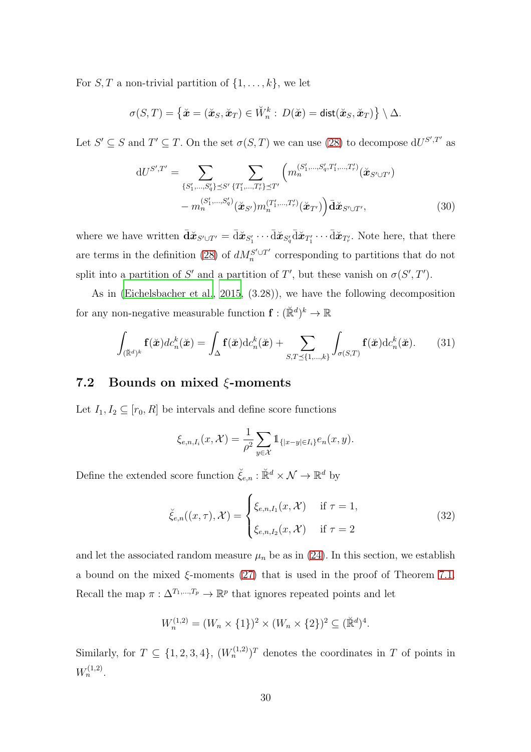For $S, T$ a non-trivial partition of $\{1, \ldots, k\}$, we let

$$\sigma(S,T) = \left\{ \breve{\boldsymbol{x}} = (\breve{\boldsymbol{x}}_S, \breve{\boldsymbol{x}}_T) \in \breve{W}_n^k : \, D(\breve{\boldsymbol{x}}) = \mathsf{dist}(\breve{\boldsymbol{x}}_S, \breve{\boldsymbol{x}}_T) \right\} \setminus \Delta.$$

Let $S' \subseteq S$ and $T' \subseteq T$. On the set $\sigma(S,T)$ we can use (28) to decompose $\mathrm{d}U^{S',T'}$ as

$$\begin{aligned} \mathrm{d}U^{S',T'} = \sum_{\{S'_1,\ldots,S'_q\} \preceq S'} \sum_{\{T'_1,\ldots,T'_r\} \preceq T'} & \Big( m_n^{(S'_1,\ldots,S'_q,T'_1,\ldots,T'_r)}(\breve{\boldsymbol{x}}_{S' \cup T'}) \\ & - m_n^{(S'_1,\ldots,S'_q)}(\breve{\boldsymbol{x}}_{S'}) m_n^{(T'_1,\ldots,T'_r)}(\breve{\boldsymbol{x}}_{T'}) \Big) \bar{\mathbf{d}}\breve{\boldsymbol{x}}_{S' \cup T'}, \end{aligned} \tag{30}$$

where we have written $\bar{\mathbf{d}}\breve{\boldsymbol{x}}_{S' \cup T'} = \bar{\mathrm{d}}\breve{\boldsymbol{x}}_{S'_1} \cdots \bar{\mathrm{d}}\breve{\boldsymbol{x}}_{S'_q} \bar{\mathrm{d}}\breve{\boldsymbol{x}}_{T'_1} \cdots \bar{\mathrm{d}}\breve{\boldsymbol{x}}_{T'_r}$. Note here, that there are terms in the definition (28) of $dM_n^{S' \cup T'}$ corresponding to partitions that do not split into a partition of $S'$ and a partition of $T'$, but these vanish on $\sigma(S', T')$.

As in (Eichelsbacher et al., 2015, (3.28)), we have the following decomposition for any non-negative measurable function $\mathbf{f} : (\breve{\mathbb{R}}^d)^k \to \mathbb{R}$

$$\int_{(\breve{\mathbb{R}}^d)^k} \mathbf{f}(\breve{\boldsymbol{x}}) dc_n^k(\breve{\boldsymbol{x}}) = \int_\Delta \mathbf{f}(\breve{\boldsymbol{x}}) \mathrm{d}c_n^k(\breve{\boldsymbol{x}}) + \sum_{S,T \preceq \{1,\ldots,k\}} \int_{\sigma(S,T)} \mathbf{f}(\breve{\boldsymbol{x}}) \mathrm{d}c_n^k(\breve{\boldsymbol{x}}). \tag{31}$$

## 7.2 Bounds on mixed $\xi$-moments

Let $I_1, I_2 \subseteq [r_0, R]$ be intervals and define score functions

$$\xi_{e,n,I_i}(x, \mathcal{X}) = \frac{1}{\rho^2} \sum_{y \in \mathcal{X}} \mathbb{1}_{\{|x-y| \in I_i\}} e_n(x,y).$$

Define the extended score function $\breve{\xi}_{e,n} : \breve{\mathbb{R}}^d \times \mathcal{N} \to \mathbb{R}^d$ by

$$\breve{\xi}_{e,n}((x,\tau), \mathcal{X}) = \begin{cases} \xi_{e,n,I_1}(x, \mathcal{X}) & \text{if } \tau = 1, \\ \xi_{e,n,I_2}(x, \mathcal{X}) & \text{if } \tau = 2 \end{cases} \tag{32}$$

and let the associated random measure $\mu_n$ be as in (24). In this section, we establish a bound on the mixed $\xi$-moments (27) that is used in the proof of Theorem 7.1. Recall the map $\pi : \Delta^{T_1,\ldots,T_p} \to \mathbb{R}^p$ that ignores repeated points and let

$$W_n^{(1,2)} = (W_n \times \{1\})^2 \times (W_n \times \{2\})^2 \subseteq (\breve{\mathbb{R}}^d)^4.$$

Similarly, for $T \subseteq \{1,2,3,4\}$, $(W_n^{(1,2)})^T$ denotes the coordinates in $T$ of points in $W_n^{(1,2)}$.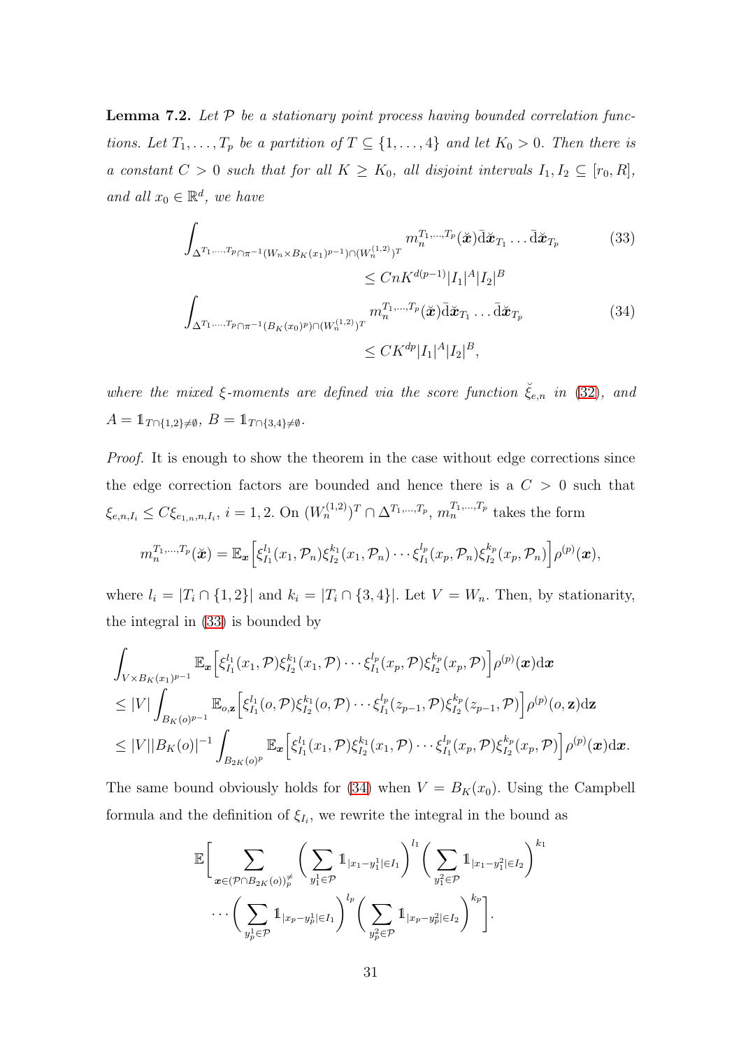**Lemma 7.2.** *Let $\mathcal{P}$ be a stationary point process having bounded correlation functions. Let $T_1, \ldots, T_p$ be a partition of $T \subseteq \{1, \ldots, 4\}$ and let $K_0 > 0$. Then there is a constant $C > 0$ such that for all $K \geq K_0$, all disjoint intervals $I_1, I_2 \subseteq [r_0, R]$, and all $x_0 \in \mathbb{R}^d$, we have*

$$\int_{\Delta^{T_1,\ldots,T_p} \cap \pi^{-1}(W_n \times B_K(x_1)^{p-1}) \cap (W_n^{(1,2)})^T} m_n^{T_1,\ldots,T_p}(\breve{\boldsymbol{x}}) \bar{\mathrm{d}}\breve{\boldsymbol{x}}_{T_1} \ldots \bar{\mathrm{d}}\breve{\boldsymbol{x}}_{T_p} \leq CnK^{d(p-1)}|I_1|^A |I_2|^B \tag{33}$$

$$\int_{\Delta^{T_1,\ldots,T_p} \cap \pi^{-1}(B_K(x_0)^p) \cap (W_n^{(1,2)})^T} m_n^{T_1,\ldots,T_p}(\breve{\boldsymbol{x}}) \bar{\mathrm{d}}\breve{\boldsymbol{x}}_{T_1} \ldots \bar{\mathrm{d}}\breve{\boldsymbol{x}}_{T_p} \leq CK^{dp}|I_1|^A |I_2|^B, \tag{34}$$

*where the mixed $\xi$-moments are defined via the score function $\breve{\xi}_{e,n}$ in (32), and $A = \mathbb{1}_{T \cap \{1,2\} \neq \emptyset}$, $B = \mathbb{1}_{T \cap \{3,4\} \neq \emptyset}$.*

*Proof.* It is enough to show the theorem in the case without edge corrections since the edge correction factors are bounded and hence there is a $C > 0$ such that $\xi_{e,n,I_i} \leq C\xi_{e_{1,n},n,I_i}$, $i = 1, 2$. On $(W_n^{(1,2)})^T \cap \Delta^{T_1,\ldots,T_p}$, $m_n^{T_1,\ldots,T_p}$ takes the form

$$m_n^{T_1,\ldots,T_p}(\breve{\boldsymbol{x}}) = \mathbb{E}_{\boldsymbol{x}}\Big[\xi_{I_1}^{l_1}(x_1, \mathcal{P}_n)\xi_{I_2}^{k_1}(x_1, \mathcal{P}_n) \cdots \xi_{I_1}^{l_p}(x_p, \mathcal{P}_n)\xi_{I_2}^{k_p}(x_p, \mathcal{P}_n)\Big]\rho^{(p)}(\boldsymbol{x}),$$

where $l_i = |T_i \cap \{1, 2\}|$ and $k_i = |T_i \cap \{3, 4\}|$. Let $V = W_n$. Then, by stationarity, the integral in (33) is bounded by

$$\begin{aligned}
&\int_{V \times B_K(x_1)^{p-1}} \mathbb{E}_{\boldsymbol{x}}\Big[\xi_{I_1}^{l_1}(x_1, \mathcal{P})\xi_{I_2}^{k_1}(x_1, \mathcal{P}) \cdots \xi_{I_1}^{l_p}(x_p, \mathcal{P})\xi_{I_2}^{k_p}(x_p, \mathcal{P})\Big]\rho^{(p)}(\boldsymbol{x})\mathrm{d}\boldsymbol{x} \\
&\leq |V| \int_{B_K(o)^{p-1}} \mathbb{E}_{o,\mathbf{z}}\Big[\xi_{I_1}^{l_1}(o, \mathcal{P})\xi_{I_2}^{k_1}(o, \mathcal{P}) \cdots \xi_{I_1}^{l_p}(z_{p-1}, \mathcal{P})\xi_{I_2}^{k_p}(z_{p-1}, \mathcal{P})\Big]\rho^{(p)}(o, \mathbf{z})\mathrm{d}\mathbf{z} \\
&\leq |V||B_K(o)|^{-1} \int_{B_{2K}(o)^p} \mathbb{E}_{\boldsymbol{x}}\Big[\xi_{I_1}^{l_1}(x_1, \mathcal{P})\xi_{I_2}^{k_1}(x_1, \mathcal{P}) \cdots \xi_{I_1}^{l_p}(x_p, \mathcal{P})\xi_{I_2}^{k_p}(x_p, \mathcal{P})\Big]\rho^{(p)}(\boldsymbol{x})\mathrm{d}\boldsymbol{x}.
\end{aligned}$$

The same bound obviously holds for (34) when $V = B_K(x_0)$. Using the Campbell formula and the definition of $\xi_{I_i}$, we rewrite the integral in the bound as

$$\begin{aligned}
\mathbb{E}\Big[ \sum_{\boldsymbol{x} \in (\mathcal{P} \cap B_{2K}(o))_p^{\neq}} &\Big( \sum_{y_1^1 \in \mathcal{P}} \mathbb{1}_{|x_1 - y_1^1| \in I_1} \Big)^{l_1} \Big( \sum_{y_1^2 \in \mathcal{P}} \mathbb{1}_{|x_1 - y_1^2| \in I_2} \Big)^{k_1} \\
&\cdots \Big( \sum_{y_p^1 \in \mathcal{P}} \mathbb{1}_{|x_p - y_p^1| \in I_1} \Big)^{l_p} \Big( \sum_{y_p^2 \in \mathcal{P}} \mathbb{1}_{|x_p - y_p^2| \in I_2} \Big)^{k_p} \Big].
\end{aligned}$$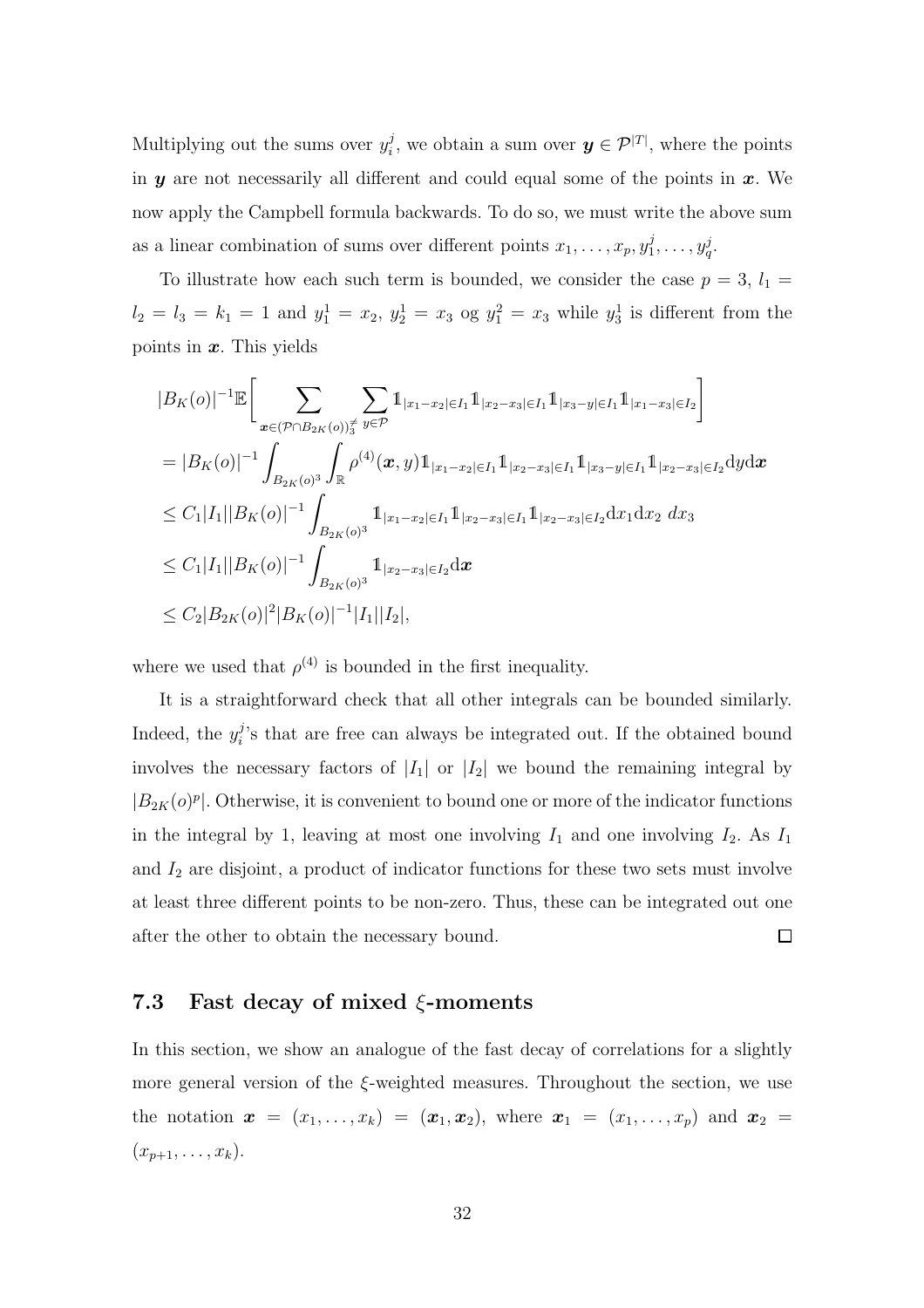Multiplying out the sums over $y_i^j$, we obtain a sum over $\boldsymbol{y} \in \mathcal{P}^{|T|}$, where the points in $\boldsymbol{y}$ are not necessarily all different and could equal some of the points in $\boldsymbol{x}$. We now apply the Campbell formula backwards. To do so, we must write the above sum as a linear combination of sums over different points $x_1, \ldots, x_p, y_1^j, \ldots, y_q^j$.

To illustrate how each such term is bounded, we consider the case $p = 3$, $l_1 = l_2 = l_3 = k_1 = 1$ and $y_1^1 = x_2$, $y_2^1 = x_3$ og $y_1^2 = x_3$ while $y_3^1$ is different from the points in $\boldsymbol{x}$. This yields

$$
\begin{aligned}
&|B_K(o)|^{-1}\mathbb{E}\bigg[\sum_{\boldsymbol{x} \in (\mathcal{P} \cap B_{2K}(o))_3^{\neq}} \sum_{y \in \mathcal{P}} \mathbb{1}_{|x_1 - x_2| \in I_1} \mathbb{1}_{|x_2 - x_3| \in I_1} \mathbb{1}_{|x_3 - y| \in I_1} \mathbb{1}_{|x_1 - x_3| \in I_2}\bigg] \\
&= |B_K(o)|^{-1} \int_{B_{2K}(o)^3} \int_{\mathbb{R}} \rho^{(4)}(\boldsymbol{x}, y) \mathbb{1}_{|x_1 - x_2| \in I_1} \mathbb{1}_{|x_2 - x_3| \in I_1} \mathbb{1}_{|x_3 - y| \in I_1} \mathbb{1}_{|x_2 - x_3| \in I_2} \mathrm{d}y \mathrm{d}\boldsymbol{x} \\
&\leq C_1 |I_1| |B_K(o)|^{-1} \int_{B_{2K}(o)^3} \mathbb{1}_{|x_1 - x_2| \in I_1} \mathbb{1}_{|x_2 - x_3| \in I_1} \mathbb{1}_{|x_2 - x_3| \in I_2} \mathrm{d}x_1 \mathrm{d}x_2 \; dx_3 \\
&\leq C_1 |I_1| |B_K(o)|^{-1} \int_{B_{2K}(o)^3} \mathbb{1}_{|x_2 - x_3| \in I_2} \mathrm{d}\boldsymbol{x} \\
&\leq C_2 |B_{2K}(o)|^2 |B_K(o)|^{-1} |I_1| |I_2|,
\end{aligned}
$$

where we used that $\rho^{(4)}$ is bounded in the first inequality.

It is a straightforward check that all other integrals can be bounded similarly. Indeed, the $y_i^j$'s that are free can always be integrated out. If the obtained bound involves the necessary factors of $|I_1|$ or $|I_2|$ we bound the remaining integral by $|B_{2K}(o)^p|$. Otherwise, it is convenient to bound one or more of the indicator functions in the integral by 1, leaving at most one involving $I_1$ and one involving $I_2$. As $I_1$ and $I_2$ are disjoint, a product of indicator functions for these two sets must involve at least three different points to be non-zero. Thus, these can be integrated out one after the other to obtain the necessary bound. $\square$

### 7.3 Fast decay of mixed $\xi$-moments

In this section, we show an analogue of the fast decay of correlations for a slightly more general version of the $\xi$-weighted measures. Throughout the section, we use the notation $\boldsymbol{x} = (x_1, \ldots, x_k) = (\boldsymbol{x}_1, \boldsymbol{x}_2)$, where $\boldsymbol{x}_1 = (x_1, \ldots, x_p)$ and $\boldsymbol{x}_2 = (x_{p+1}, \ldots, x_k)$.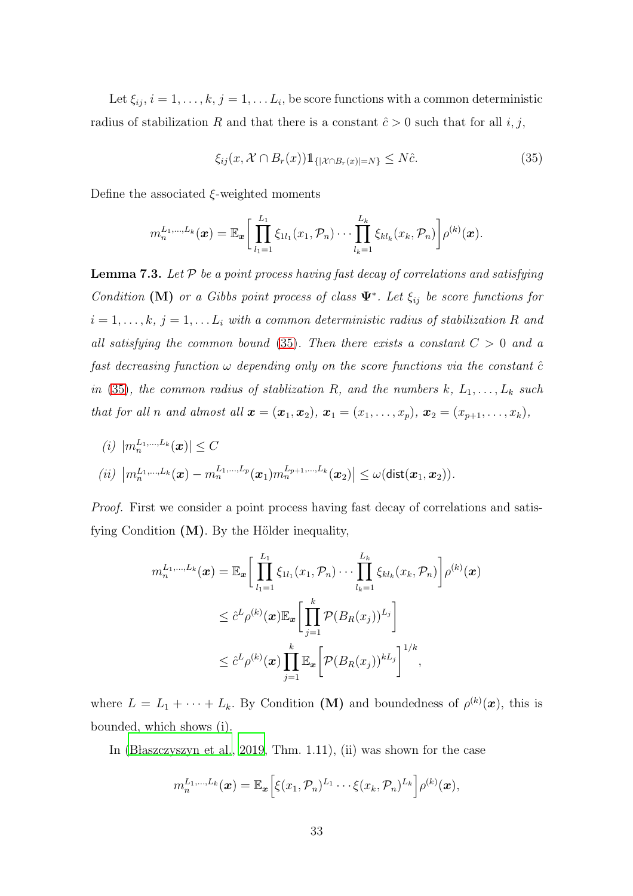Let $\xi_{ij}$, $i = 1, \ldots, k$, $j = 1, \ldots L_i$, be score functions with a common deterministic radius of stabilization $R$ and that there is a constant $\hat{c} > 0$ such that for all $i, j$,

$$\xi_{ij}(x, \mathcal{X} \cap B_r(x)) \mathbb{1}_{\{|\mathcal{X} \cap B_r(x)| = N\}} \leq N\hat{c}. \tag{35}$$

Define the associated $\xi$-weighted moments

$$m_n^{L_1,\ldots,L_k}(\boldsymbol{x}) = \mathbb{E}_{\boldsymbol{x}}\bigg[\prod_{l_1=1}^{L_1} \xi_{1l_1}(x_1, \mathcal{P}_n) \cdots \prod_{l_k=1}^{L_k} \xi_{kl_k}(x_k, \mathcal{P}_n)\bigg] \rho^{(k)}(\boldsymbol{x}).$$

**Lemma 7.3.** *Let $\mathcal{P}$ be a point process having fast decay of correlations and satisfying Condition* **(M)** *or a Gibbs point process of class $\mathbf{\Psi}^*$. Let $\xi_{ij}$ be score functions for $i = 1, \ldots, k$, $j = 1, \ldots L_i$ with a common deterministic radius of stabilization $R$ and all satisfying the common bound (35). Then there exists a constant $C > 0$ and a fast decreasing function $\omega$ depending only on the score functions via the constant $\hat{c}$ in (35), the common radius of stablization $R$, and the numbers $k$, $L_1, \ldots, L_k$ such that for all $n$ and almost all $\boldsymbol{x} = (\boldsymbol{x}_1, \boldsymbol{x}_2)$, $\boldsymbol{x}_1 = (x_1, \ldots, x_p)$, $\boldsymbol{x}_2 = (x_{p+1}, \ldots, x_k)$,*

*(i)* $|m_n^{L_1,\ldots,L_k}(\boldsymbol{x})| \leq C$

*(ii)* $\big|m_n^{L_1,\ldots,L_k}(\boldsymbol{x}) - m_n^{L_1,\ldots,L_p}(\boldsymbol{x}_1) m_n^{L_{p+1},\ldots,L_k}(\boldsymbol{x}_2)\big| \leq \omega(\mathsf{dist}(\boldsymbol{x}_1, \boldsymbol{x}_2))$.

*Proof.* First we consider a point process having fast decay of correlations and satisfying Condition **(M)**. By the Hölder inequality,

$$\begin{aligned}
m_n^{L_1,\ldots,L_k}(\boldsymbol{x}) &= \mathbb{E}_{\boldsymbol{x}}\bigg[\prod_{l_1=1}^{L_1} \xi_{1l_1}(x_1, \mathcal{P}_n) \cdots \prod_{l_k=1}^{L_k} \xi_{kl_k}(x_k, \mathcal{P}_n)\bigg] \rho^{(k)}(\boldsymbol{x}) \\
&\leq \hat{c}^L \rho^{(k)}(\boldsymbol{x}) \mathbb{E}_{\boldsymbol{x}}\bigg[\prod_{j=1}^{k} \mathcal{P}(B_R(x_j))^{L_j}\bigg] \\
&\leq \hat{c}^L \rho^{(k)}(\boldsymbol{x}) \prod_{j=1}^{k} \mathbb{E}_{\boldsymbol{x}}\bigg[\mathcal{P}(B_R(x_j))^{kL_j}\bigg]^{1/k},
\end{aligned}$$

where $L = L_1 + \cdots + L_k$. By Condition **(M)** and boundedness of $\rho^{(k)}(\boldsymbol{x})$, this is bounded, which shows (i).

In (Błaszczyszyn et al., 2019, Thm. 1.11), (ii) was shown for the case

$$m_n^{L_1,\ldots,L_k}(\boldsymbol{x}) = \mathbb{E}_{\boldsymbol{x}}\Big[\xi(x_1, \mathcal{P}_n)^{L_1} \cdots \xi(x_k, \mathcal{P}_n)^{L_k}\Big] \rho^{(k)}(\boldsymbol{x}),$$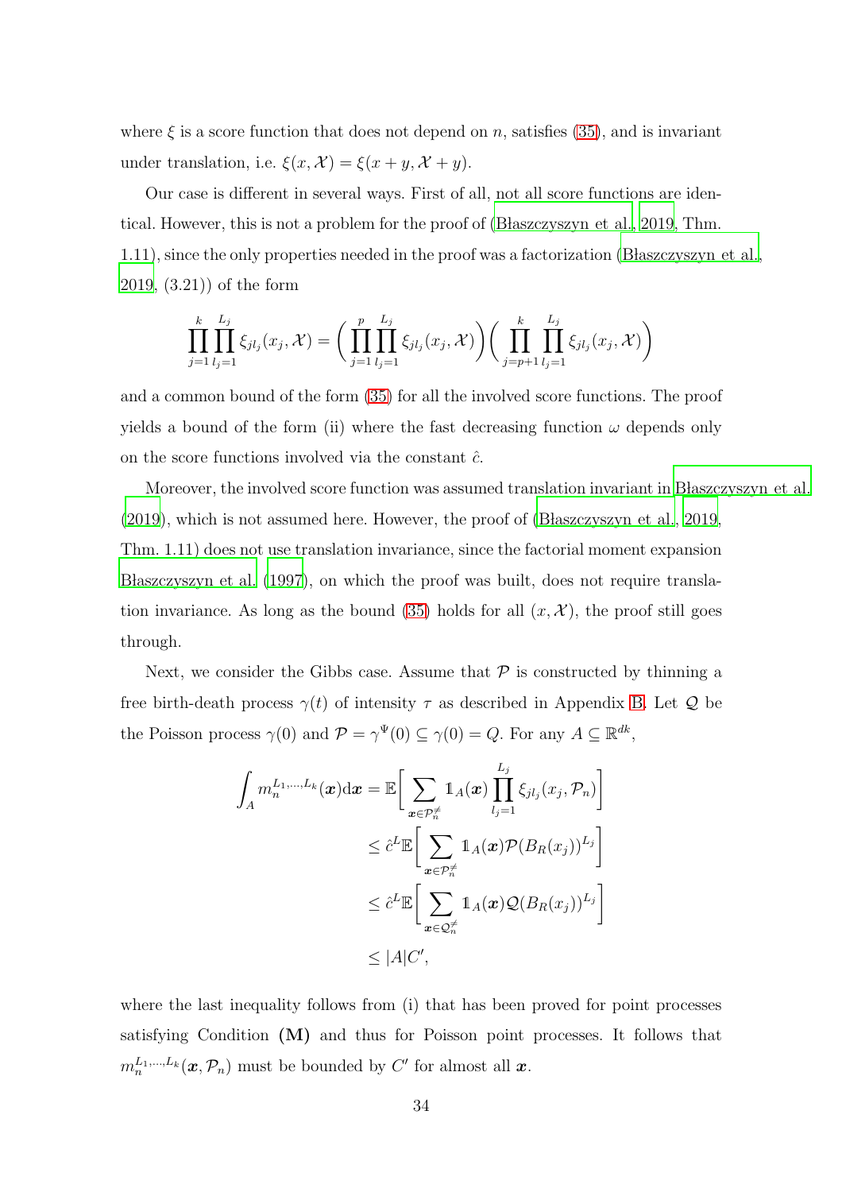where $\xi$ is a score function that does not depend on $n$, satisfies (35), and is invariant under translation, i.e. $\xi(x, \mathcal{X}) = \xi(x + y, \mathcal{X} + y)$.

Our case is different in several ways. First of all, not all score functions are identical. However, this is not a problem for the proof of (Błaszczyszyn et al., 2019, Thm. 1.11), since the only properties needed in the proof was a factorization (Błaszczyszyn et al., 2019, (3.21)) of the form

$$\prod_{j=1}^{k} \prod_{l_j=1}^{L_j} \xi_{jl_j}(x_j, \mathcal{X}) = \Big( \prod_{j=1}^{p} \prod_{l_j=1}^{L_j} \xi_{jl_j}(x_j, \mathcal{X}) \Big) \Big( \prod_{j=p+1}^{k} \prod_{l_j=1}^{L_j} \xi_{jl_j}(x_j, \mathcal{X}) \Big)$$

and a common bound of the form (35) for all the involved score functions. The proof yields a bound of the form (ii) where the fast decreasing function $\omega$ depends only on the score functions involved via the constant $\hat{c}$.

Moreover, the involved score function was assumed translation invariant in Błaszczyszyn et al. (2019), which is not assumed here. However, the proof of (Błaszczyszyn et al., 2019, Thm. 1.11) does not use translation invariance, since the factorial moment expansion Błaszczyszyn et al. (1997), on which the proof was built, does not require translation invariance. As long as the bound (35) holds for all $(x, \mathcal{X})$, the proof still goes through.

Next, we consider the Gibbs case. Assume that $\mathcal{P}$ is constructed by thinning a free birth-death process $\gamma(t)$ of intensity $\tau$ as described in Appendix B. Let $\mathcal{Q}$ be the Poisson process $\gamma(0)$ and $\mathcal{P} = \gamma^{\Psi}(0) \subseteq \gamma(0) = Q$. For any $A \subseteq \mathbb{R}^{dk}$,

$$\begin{aligned}
\int_A m_n^{L_1,\dots,L_k}(\boldsymbol{x}) \mathrm{d}\boldsymbol{x} &= \mathbb{E}\Big[ \sum_{\boldsymbol{x} \in \mathcal{P}_n^{\neq}} \mathbb{1}_A(\boldsymbol{x}) \prod_{l_j=1}^{L_j} \xi_{jl_j}(x_j, \mathcal{P}_n) \Big] \\
&\leq \hat{c}^L \mathbb{E}\Big[ \sum_{\boldsymbol{x} \in \mathcal{P}_n^{\neq}} \mathbb{1}_A(\boldsymbol{x}) \mathcal{P}(B_R(x_j))^{L_j} \Big] \\
&\leq \hat{c}^L \mathbb{E}\Big[ \sum_{\boldsymbol{x} \in \mathcal{Q}_n^{\neq}} \mathbb{1}_A(\boldsymbol{x}) \mathcal{Q}(B_R(x_j))^{L_j} \Big] \\
&\leq |A| C',
\end{aligned}$$

where the last inequality follows from (i) that has been proved for point processes satisfying Condition **(M)** and thus for Poisson point processes. It follows that $m_n^{L_1,\dots,L_k}(\boldsymbol{x}, \mathcal{P}_n)$ must be bounded by $C'$ for almost all $\boldsymbol{x}$.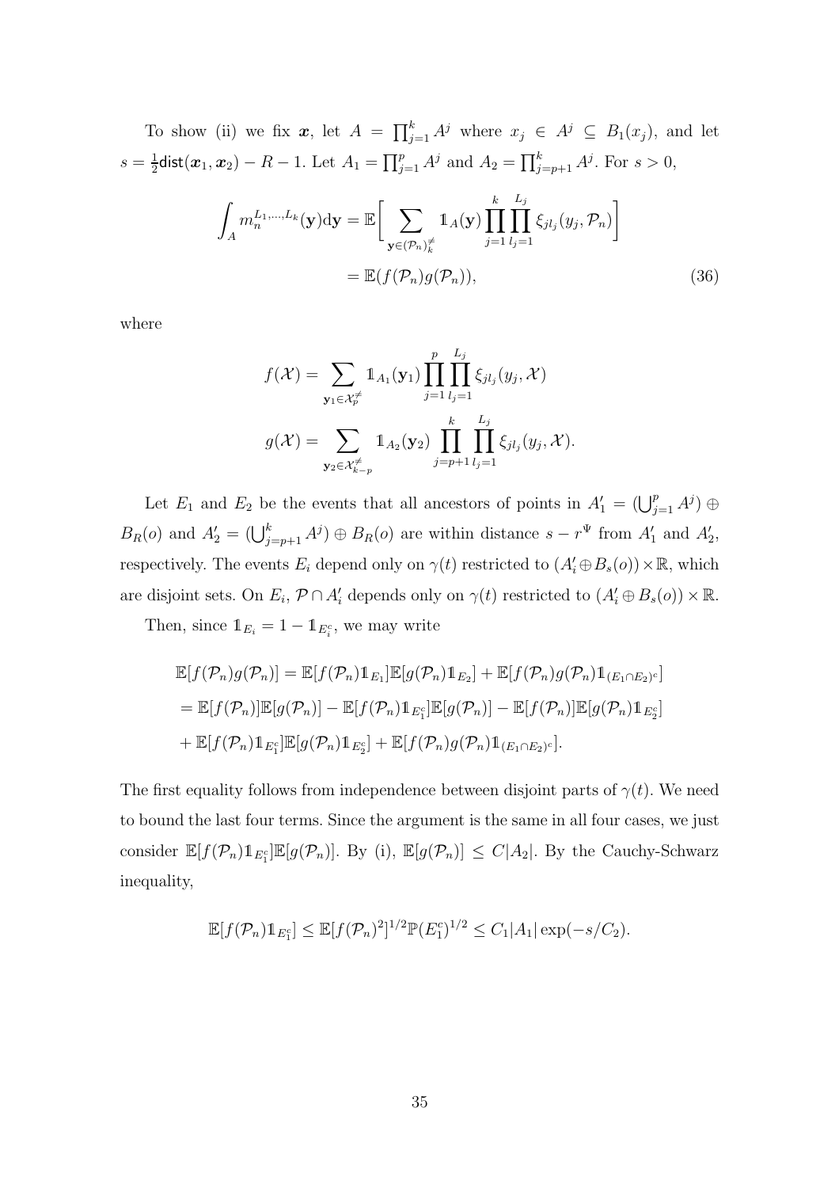To show (ii) we fix $\boldsymbol{x}$, let $A = \prod_{j=1}^k A^j$ where $x_j \in A^j \subseteq B_1(x_j)$, and let $s = \frac{1}{2}\mathsf{dist}(\boldsymbol{x}_1, \boldsymbol{x}_2) - R - 1$. Let $A_1 = \prod_{j=1}^p A^j$ and $A_2 = \prod_{j=p+1}^k A^j$. For $s > 0$,

$$\int_A m_n^{L_1,\ldots,L_k}(\mathbf{y})\mathrm{d}\mathbf{y} = \mathbb{E}\Big[\sum_{\mathbf{y}\in(\mathcal{P}_n)_k^{\neq}} \mathbb{1}_A(\mathbf{y}) \prod_{j=1}^k \prod_{l_j=1}^{L_j} \xi_{jl_j}(y_j, \mathcal{P}_n)\Big]$$
$$= \mathbb{E}(f(\mathcal{P}_n)g(\mathcal{P}_n)), \tag{36}$$

where

$$f(\mathcal{X}) = \sum_{\mathbf{y}_1\in\mathcal{X}_p^{\neq}} \mathbb{1}_{A_1}(\mathbf{y}_1) \prod_{j=1}^p \prod_{l_j=1}^{L_j} \xi_{jl_j}(y_j, \mathcal{X})$$
$$g(\mathcal{X}) = \sum_{\mathbf{y}_2\in\mathcal{X}_{k-p}^{\neq}} \mathbb{1}_{A_2}(\mathbf{y}_2) \prod_{j=p+1}^k \prod_{l_j=1}^{L_j} \xi_{jl_j}(y_j, \mathcal{X}).$$

Let $E_1$ and $E_2$ be the events that all ancestors of points in $A_1' = (\bigcup_{j=1}^p A^j) \oplus B_R(o)$ and $A_2' = (\bigcup_{j=p+1}^k A^j) \oplus B_R(o)$ are within distance $s - r^\Psi$ from $A_1'$ and $A_2'$, respectively. The events $E_i$ depend only on $\gamma(t)$ restricted to $(A_i' \oplus B_s(o)) \times \mathbb{R}$, which are disjoint sets. On $E_i$, $\mathcal{P} \cap A_i'$ depends only on $\gamma(t)$ restricted to $(A_i' \oplus B_s(o)) \times \mathbb{R}$.

Then, since $\mathbb{1}_{E_i} = 1 - \mathbb{1}_{E_i^c}$, we may write

$$\mathbb{E}[f(\mathcal{P}_n)g(\mathcal{P}_n)] = \mathbb{E}[f(\mathcal{P}_n)\mathbb{1}_{E_1}]\mathbb{E}[g(\mathcal{P}_n)\mathbb{1}_{E_2}] + \mathbb{E}[f(\mathcal{P}_n)g(\mathcal{P}_n)\mathbb{1}_{(E_1\cap E_2)^c}]$$
$$= \mathbb{E}[f(\mathcal{P}_n)]\mathbb{E}[g(\mathcal{P}_n)] - \mathbb{E}[f(\mathcal{P}_n)\mathbb{1}_{E_1^c}]\mathbb{E}[g(\mathcal{P}_n)] - \mathbb{E}[f(\mathcal{P}_n)]\mathbb{E}[g(\mathcal{P}_n)\mathbb{1}_{E_2^c}]$$
$$+ \mathbb{E}[f(\mathcal{P}_n)\mathbb{1}_{E_1^c}]\mathbb{E}[g(\mathcal{P}_n)\mathbb{1}_{E_2^c}] + \mathbb{E}[f(\mathcal{P}_n)g(\mathcal{P}_n)\mathbb{1}_{(E_1\cap E_2)^c}].$$

The first equality follows from independence between disjoint parts of $\gamma(t)$. We need to bound the last four terms. Since the argument is the same in all four cases, we just consider $\mathbb{E}[f(\mathcal{P}_n)\mathbb{1}_{E_1^c}]\mathbb{E}[g(\mathcal{P}_n)]$. By (i), $\mathbb{E}[g(\mathcal{P}_n)] \leq C|A_2|$. By the Cauchy-Schwarz inequality,

$$\mathbb{E}[f(\mathcal{P}_n)\mathbb{1}_{E_1^c}] \leq \mathbb{E}[f(\mathcal{P}_n)^2]^{1/2}\mathbb{P}(E_1^c)^{1/2} \leq C_1|A_1|\exp(-s/C_2).$$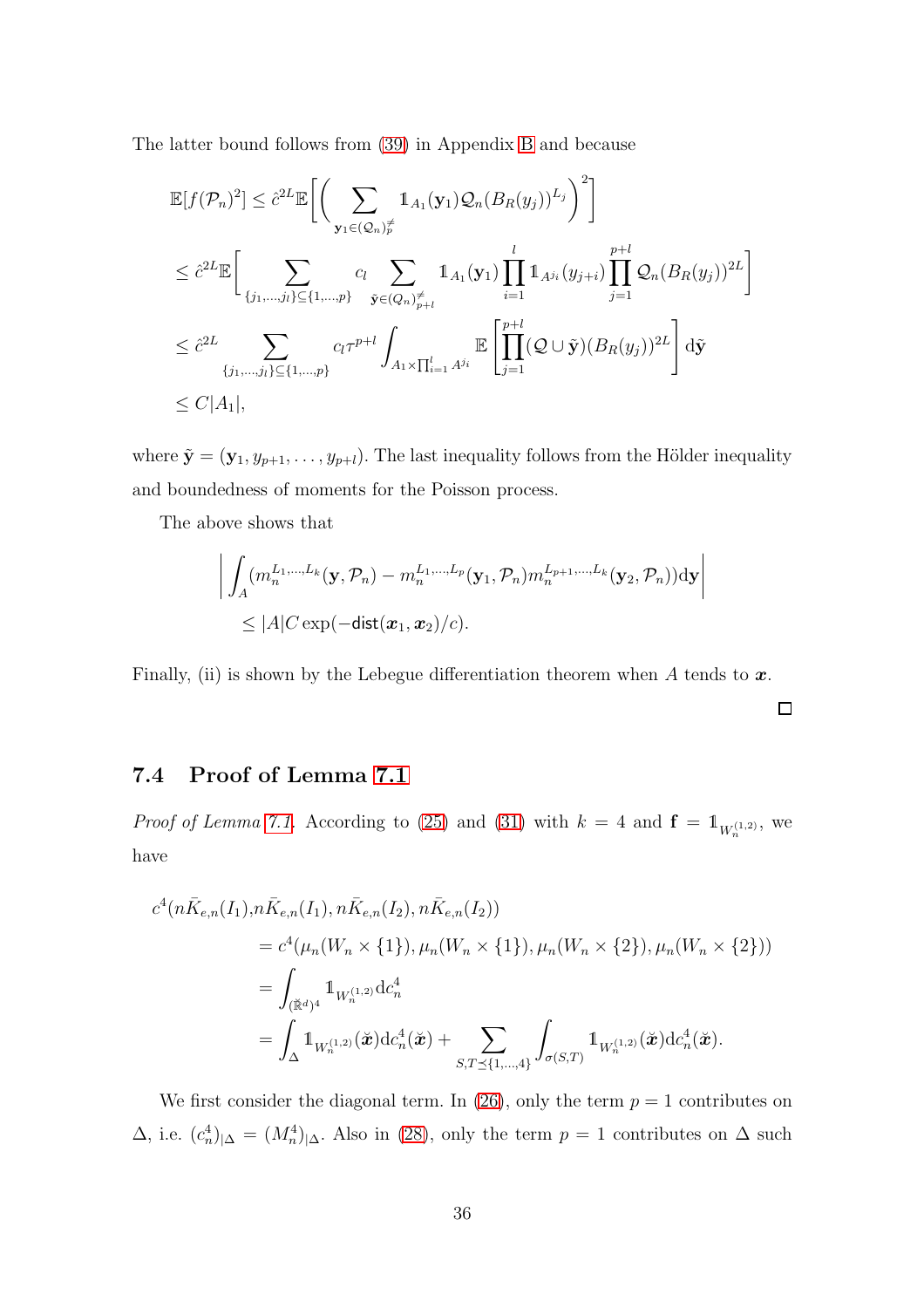The latter bound follows from (39) in Appendix B and because

$$
\begin{aligned}
\mathbb{E}[f(\mathcal{P}_n)^2] &\leq \hat{c}^{2L}\mathbb{E}\bigg[\bigg(\sum_{\mathbf{y}_1\in(\mathcal{Q}_n)^{\neq}_p} \mathbb{1}_{A_1}(\mathbf{y}_1)\mathcal{Q}_n(B_R(y_j))^{L_j}\bigg)^2\bigg] \\
&\leq \hat{c}^{2L}\mathbb{E}\bigg[\sum_{\{j_1,\dots,j_l\}\subseteq\{1,\dots,p\}} c_l \sum_{\tilde{\mathbf{y}}\in(Q_n)^{\neq}_{p+l}} \mathbb{1}_{A_1}(\mathbf{y}_1)\prod_{i=1}^{l}\mathbb{1}_{A^{j_i}}(y_{j+i})\prod_{j=1}^{p+l}\mathcal{Q}_n(B_R(y_j))^{2L}\bigg] \\
&\leq \hat{c}^{2L}\sum_{\{j_1,\dots,j_l\}\subseteq\{1,\dots,p\}} c_l\tau^{p+l}\int_{A_1\times\prod_{i=1}^{l}A^{j_i}} \mathbb{E}\left[\prod_{j=1}^{p+l}(\mathcal{Q}\cup\tilde{\mathbf{y}})(B_R(y_j))^{2L}\right]\mathrm{d}\tilde{\mathbf{y}} \\
&\leq C|A_1|,
\end{aligned}
$$

where $\tilde{\mathbf{y}} = (\mathbf{y}_1, y_{p+1}, \dots, y_{p+l})$. The last inequality follows from the Hölder inequality and boundedness of moments for the Poisson process.

The above shows that

$$
\begin{aligned}
&\left|\int_A (m_n^{L_1,\dots,L_k}(\mathbf{y},\mathcal{P}_n) - m_n^{L_1,\dots,L_p}(\mathbf{y}_1,\mathcal{P}_n)m_n^{L_{p+1},\dots,L_k}(\mathbf{y}_2,\mathcal{P}_n))\mathrm{d}\mathbf{y}\right| \\
&\quad\leq |A|C\exp(-\mathsf{dist}(\boldsymbol{x}_1,\boldsymbol{x}_2)/c).
\end{aligned}
$$

Finally, (ii) is shown by the Lebegue differentiation theorem when $A$ tends to $\boldsymbol{x}$.

□

## 7.4 Proof of Lemma 7.1

*Proof of Lemma 7.1.* According to (25) and (31) with $k = 4$ and $\mathbf{f} = \mathbb{1}_{W_n^{(1,2)}}$, we have

$$
\begin{aligned}
c^4(n\bar{K}_{e,n}(I_1), &n\bar{K}_{e,n}(I_1), n\bar{K}_{e,n}(I_2), n\bar{K}_{e,n}(I_2)) \\
&= c^4(\mu_n(W_n\times\{1\}), \mu_n(W_n\times\{1\}), \mu_n(W_n\times\{2\}), \mu_n(W_n\times\{2\})) \\
&= \int_{(\breve{\mathbb{R}}^d)^4} \mathbb{1}_{W_n^{(1,2)}}\mathrm{d}c_n^4 \\
&= \int_\Delta \mathbb{1}_{W_n^{(1,2)}}(\breve{\boldsymbol{x}})\mathrm{d}c_n^4(\breve{\boldsymbol{x}}) + \sum_{S,T\preceq\{1,\dots,4\}}\int_{\sigma(S,T)}\mathbb{1}_{W_n^{(1,2)}}(\breve{\boldsymbol{x}})\mathrm{d}c_n^4(\breve{\boldsymbol{x}}).
\end{aligned}
$$

We first consider the diagonal term. In (26), only the term $p = 1$ contributes on $\Delta$, i.e. $(c_n^4)_{|\Delta} = (M_n^4)_{|\Delta}$. Also in (28), only the term $p = 1$ contributes on $\Delta$ such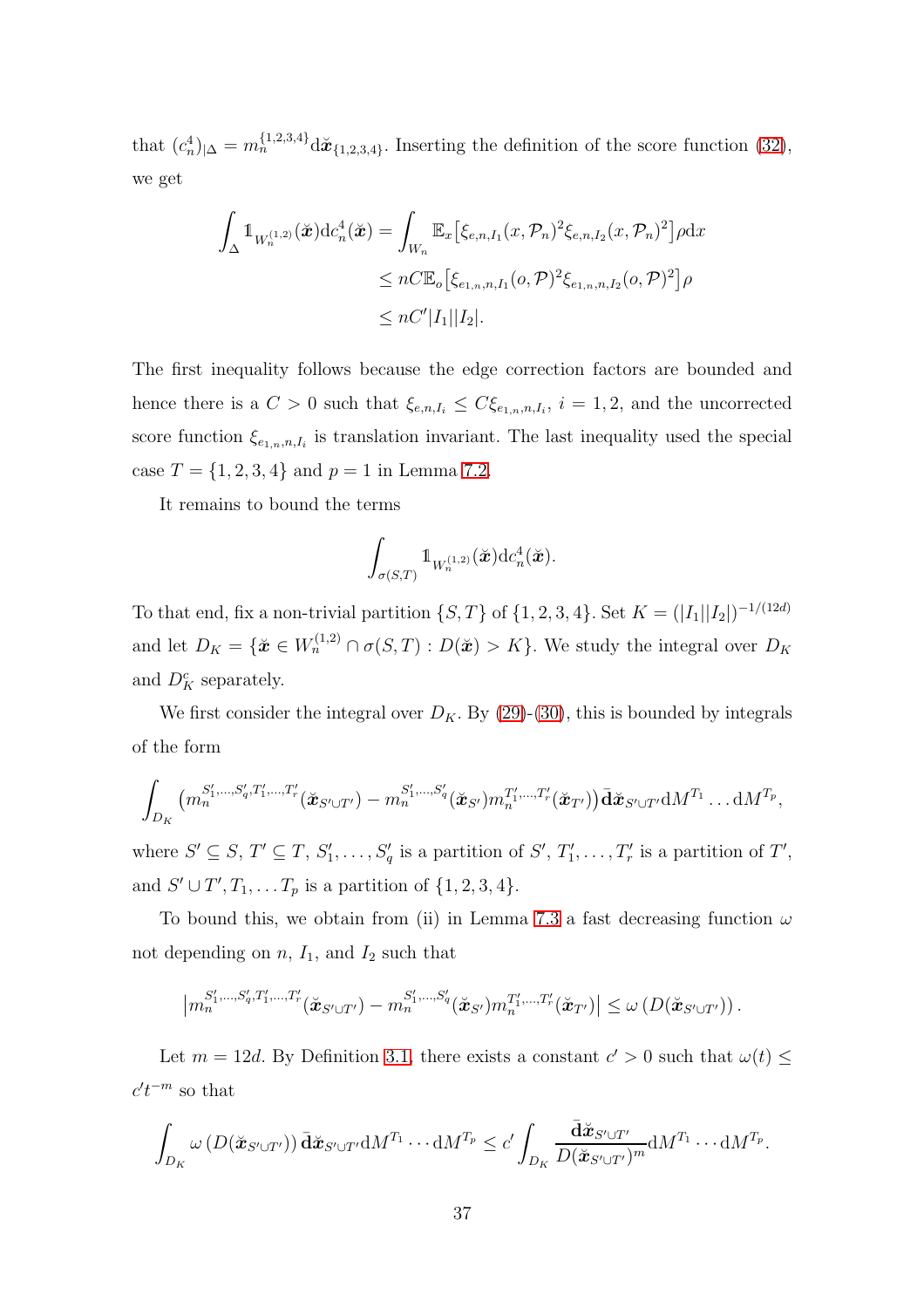that $(c_n^4)_{|\Delta} = m_n^{\{1,2,3,4\}} \mathrm{d}\breve{\boldsymbol{x}}_{\{1,2,3,4\}}$. Inserting the definition of the score function (32), we get

$$\begin{aligned}
\int_\Delta \mathbb{1}_{W_n^{(1,2)}}(\breve{\boldsymbol{x}}) \mathrm{d}c_n^4(\breve{\boldsymbol{x}}) &= \int_{W_n} \mathbb{E}_x\big[\xi_{e,n,I_1}(x,\mathcal{P}_n)^2 \xi_{e,n,I_2}(x,\mathcal{P}_n)^2\big]\rho \mathrm{d}x \\
&\leq nC\mathbb{E}_o\big[\xi_{e_{1,n},n,I_1}(o,\mathcal{P})^2 \xi_{e_{1,n},n,I_2}(o,\mathcal{P})^2\big]\rho \\
&\leq nC'|I_1||I_2|.
\end{aligned}$$

The first inequality follows because the edge correction factors are bounded and hence there is a $C > 0$ such that $\xi_{e,n,I_i} \leq C\xi_{e_{1,n},n,I_i}$, $i = 1, 2$, and the uncorrected score function $\xi_{e_{1,n},n,I_i}$ is translation invariant. The last inequality used the special case $T = \{1, 2, 3, 4\}$ and $p = 1$ in Lemma 7.2.

It remains to bound the terms

$$\int_{\sigma(S,T)} \mathbb{1}_{W_n^{(1,2)}}(\breve{\boldsymbol{x}}) \mathrm{d}c_n^4(\breve{\boldsymbol{x}}).$$

To that end, fix a non-trivial partition $\{S, T\}$ of $\{1, 2, 3, 4\}$. Set $K = (|I_1||I_2|)^{-1/(12d)}$ and let $D_K = \{\breve{\boldsymbol{x}} \in W_n^{(1,2)} \cap \sigma(S,T) : D(\breve{\boldsymbol{x}}) > K\}$. We study the integral over $D_K$ and $D_K^c$ separately.

We first consider the integral over $D_K$. By (29)-(30), this is bounded by integrals of the form

$$\int_{D_K} \big(m_n^{S'_1,\ldots,S'_q,T'_1,\ldots,T'_r}(\breve{\boldsymbol{x}}_{S'\cup T'}) - m_n^{S'_1,\ldots,S'_q}(\breve{\boldsymbol{x}}_{S'}) m_n^{T'_1,\ldots,T'_r}(\breve{\boldsymbol{x}}_{T'})\big) \bar{\mathbf{d}}\breve{\boldsymbol{x}}_{S'\cup T'} \mathrm{d}M^{T_1} \ldots \mathrm{d}M^{T_p},$$

where $S' \subseteq S$, $T' \subseteq T$, $S'_1, \ldots, S'_q$ is a partition of $S'$, $T'_1, \ldots, T'_r$ is a partition of $T'$, and $S' \cup T', T_1, \ldots T_p$ is a partition of $\{1, 2, 3, 4\}$.

To bound this, we obtain from (ii) in Lemma 7.3 a fast decreasing function $\omega$ not depending on $n$, $I_1$, and $I_2$ such that

$$\big|m_n^{S'_1,\ldots,S'_q,T'_1,\ldots,T'_r}(\breve{\boldsymbol{x}}_{S'\cup T'}) - m_n^{S'_1,\ldots,S'_q}(\breve{\boldsymbol{x}}_{S'}) m_n^{T'_1,\ldots,T'_r}(\breve{\boldsymbol{x}}_{T'})\big| \leq \omega\left(D(\breve{\boldsymbol{x}}_{S'\cup T'})\right).$$

Let $m = 12d$. By Definition 3.1, there exists a constant $c' > 0$ such that $\omega(t) \leq c't^{-m}$ so that

$$\int_{D_K} \omega\left(D(\breve{\boldsymbol{x}}_{S'\cup T'})\right) \bar{\mathbf{d}}\breve{\boldsymbol{x}}_{S'\cup T'} \mathrm{d}M^{T_1} \cdots \mathrm{d}M^{T_p} \leq c' \int_{D_K} \frac{\bar{\mathbf{d}}\breve{\boldsymbol{x}}_{S'\cup T'}}{D(\breve{\boldsymbol{x}}_{S'\cup T'})^m} \mathrm{d}M^{T_1} \cdots \mathrm{d}M^{T_p}.$$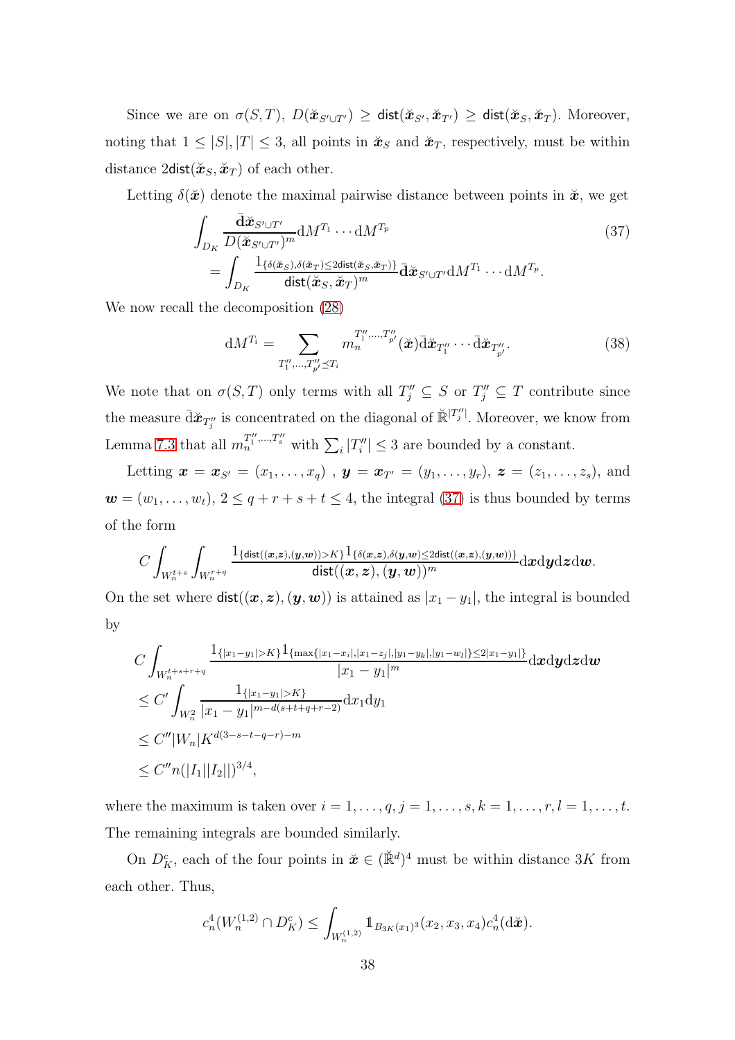Since we are on $\sigma(S,T)$, $D(\breve{\boldsymbol{x}}_{S'\cup T'}) \geq \mathsf{dist}(\breve{\boldsymbol{x}}_{S'}, \breve{\boldsymbol{x}}_{T'}) \geq \mathsf{dist}(\breve{\boldsymbol{x}}_S, \breve{\boldsymbol{x}}_T)$. Moreover, noting that $1 \leq |S|, |T| \leq 3$, all points in $\breve{\boldsymbol{x}}_S$ and $\breve{\boldsymbol{x}}_T$, respectively, must be within distance $2\mathsf{dist}(\breve{\boldsymbol{x}}_S, \breve{\boldsymbol{x}}_T)$ of each other.

Letting $\delta(\breve{\boldsymbol{x}})$ denote the maximal pairwise distance between points in $\breve{\boldsymbol{x}}$, we get

$$
\begin{aligned}
&\int_{D_K} \frac{\bar{\mathrm{d}}\breve{\boldsymbol{x}}_{S'\cup T'}}{D(\breve{\boldsymbol{x}}_{S'\cup T'})^m} \mathrm{d}M^{T_1} \cdots \mathrm{d}M^{T_p} \\
&\quad = \int_{D_K} \frac{1_{\{\delta(\breve{\boldsymbol{x}}_S),\delta(\breve{\boldsymbol{x}}_T)\leq 2\mathsf{dist}(\breve{\boldsymbol{x}}_S,\breve{\boldsymbol{x}}_T)\}}}{\mathsf{dist}(\breve{\boldsymbol{x}}_S,\breve{\boldsymbol{x}}_T)^m} \bar{\mathrm{d}}\breve{\boldsymbol{x}}_{S'\cup T'} \mathrm{d}M^{T_1} \cdots \mathrm{d}M^{T_p}.
\end{aligned}
\tag{37}
$$

We now recall the decomposition (28)

$$
\mathrm{d}M^{T_i} = \sum_{T_1'',\ldots,T_{p'}'' \preceq T_i} m_n^{T_1'',\ldots,T_{p'}''}(\breve{\boldsymbol{x}}) \bar{\mathrm{d}}\breve{\boldsymbol{x}}_{T_1''} \cdots \bar{\mathrm{d}}\breve{\boldsymbol{x}}_{T_{p'}''}. \tag{38}
$$

We note that on $\sigma(S,T)$ only terms with all $T_j'' \subseteq S$ or $T_j'' \subseteq T$ contribute since the measure $\bar{\mathrm{d}}\breve{\boldsymbol{x}}_{T_j''}$ is concentrated on the diagonal of $\breve{\mathbb{R}}^{|T_j''|}$. Moreover, we know from Lemma 7.3 that all $m_n^{T_1'',\ldots,T_s''}$ with $\sum_i |T_i''| \leq 3$ are bounded by a constant.

Letting $\boldsymbol{x} = \boldsymbol{x}_{S'} = (x_1,\ldots,x_q)$ , $\boldsymbol{y} = \boldsymbol{x}_{T'} = (y_1,\ldots,y_r)$, $\boldsymbol{z} = (z_1,\ldots,z_s)$, and $\boldsymbol{w} = (w_1,\ldots,w_t)$, $2 \leq q+r+s+t \leq 4$, the integral (37) is thus bounded by terms of the form

$$
C \int_{W_n^{t+s}} \int_{W_n^{r+q}} \frac{1_{\{\mathsf{dist}((\boldsymbol{x},\boldsymbol{z}),(\boldsymbol{y},\boldsymbol{w}))>K\}} 1_{\{\delta(\boldsymbol{x},\boldsymbol{z}),\delta(\boldsymbol{y},\boldsymbol{w})\leq 2\mathsf{dist}((\boldsymbol{x},\boldsymbol{z}),(\boldsymbol{y},\boldsymbol{w}))\}}}{\mathsf{dist}((\boldsymbol{x},\boldsymbol{z}),(\boldsymbol{y},\boldsymbol{w}))^m} \mathrm{d}\boldsymbol{x}\mathrm{d}\boldsymbol{y}\mathrm{d}\boldsymbol{z}\mathrm{d}\boldsymbol{w}.
$$

On the set where $\mathsf{dist}((\boldsymbol{x},\boldsymbol{z}),(\boldsymbol{y},\boldsymbol{w}))$ is attained as $|x_1 - y_1|$, the integral is bounded by

$$
\begin{aligned}
&C \int_{W_n^{t+s+r+q}} \frac{1_{\{|x_1-y_1|>K\}} 1_{\{\max\{|x_1-x_i|,|x_1-z_j|,|y_1-y_k|,|y_1-w_l|\}\leq 2|x_1-y_1|\}}}{|x_1-y_1|^m} \mathrm{d}\boldsymbol{x}\mathrm{d}\boldsymbol{y}\mathrm{d}\boldsymbol{z}\mathrm{d}\boldsymbol{w} \\
&\leq C' \int_{W_n^2} \frac{1_{\{|x_1-y_1|>K\}}}{|x_1-y_1|^{m-d(s+t+q+r-2)}} \mathrm{d}x_1\mathrm{d}y_1 \\
&\leq C'' |W_n| K^{d(3-s-t-q-r)-m} \\
&\leq C'' n(|I_1||I_2||)^{3/4},
\end{aligned}
$$

where the maximum is taken over $i = 1,\ldots,q$, $j = 1,\ldots,s$, $k = 1,\ldots,r$, $l = 1,\ldots,t$. The remaining integrals are bounded similarly.

On $D_K^c$, each of the four points in $\breve{\boldsymbol{x}} \in (\breve{\mathbb{R}}^d)^4$ must be within distance $3K$ from each other. Thus,

$$
c_n^4(W_n^{(1,2)} \cap D_K^c) \leq \int_{W_n^{(1,2)}} \mathbb{1}_{B_{3K}(x_1)^3}(x_2,x_3,x_4) c_n^4(\mathrm{d}\breve{\boldsymbol{x}}).
$$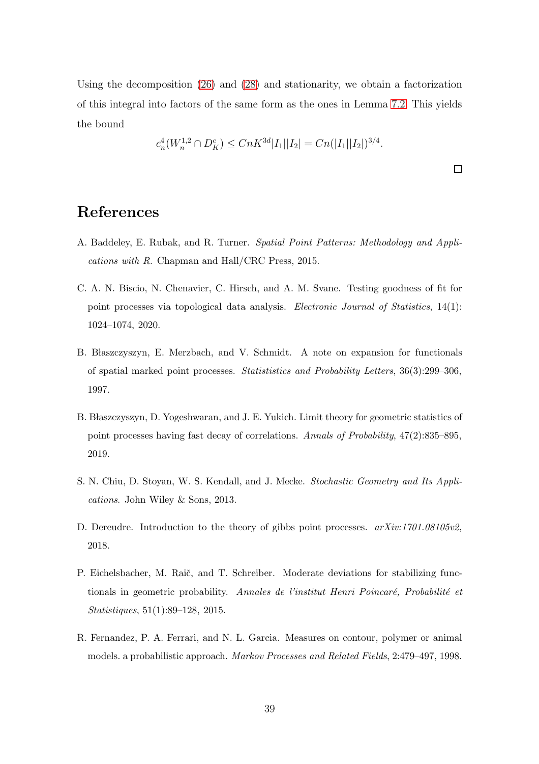Using the decomposition (26) and (28) and stationarity, we obtain a factorization of this integral into factors of the same form as the ones in Lemma 7.2. This yields the bound

$$c_n^4(W_n^{1,2} \cap D_K^c) \leq CnK^{3d}|I_1||I_2| = Cn(|I_1||I_2|)^{3/4}.$$

□

# References

A. Baddeley, E. Rubak, and R. Turner. *Spatial Point Patterns: Methodology and Applications with R.* Chapman and Hall/CRC Press, 2015.

C. A. N. Biscio, N. Chenavier, C. Hirsch, and A. M. Svane. Testing goodness of fit for point processes via topological data analysis. *Electronic Journal of Statistics*, 14(1): 1024–1074, 2020.

B. Błaszczyszyn, E. Merzbach, and V. Schmidt. A note on expansion for functionals of spatial marked point processes. *Statististics and Probability Letters*, 36(3):299–306, 1997.

B. Błaszczyszyn, D. Yogeshwaran, and J. E. Yukich. Limit theory for geometric statistics of point processes having fast decay of correlations. *Annals of Probability*, 47(2):835–895, 2019.

S. N. Chiu, D. Stoyan, W. S. Kendall, and J. Mecke. *Stochastic Geometry and Its Applications*. John Wiley & Sons, 2013.

D. Dereudre. Introduction to the theory of gibbs point processes. *arXiv:1701.08105v2*, 2018.

P. Eichelsbacher, M. Raič, and T. Schreiber. Moderate deviations for stabilizing functionals in geometric probability. *Annales de l'institut Henri Poincaré, Probabilité et Statistiques*, 51(1):89–128, 2015.

R. Fernandez, P. A. Ferrari, and N. L. Garcia. Measures on contour, polymer or animal models. a probabilistic approach. *Markov Processes and Related Fields*, 2:479–497, 1998.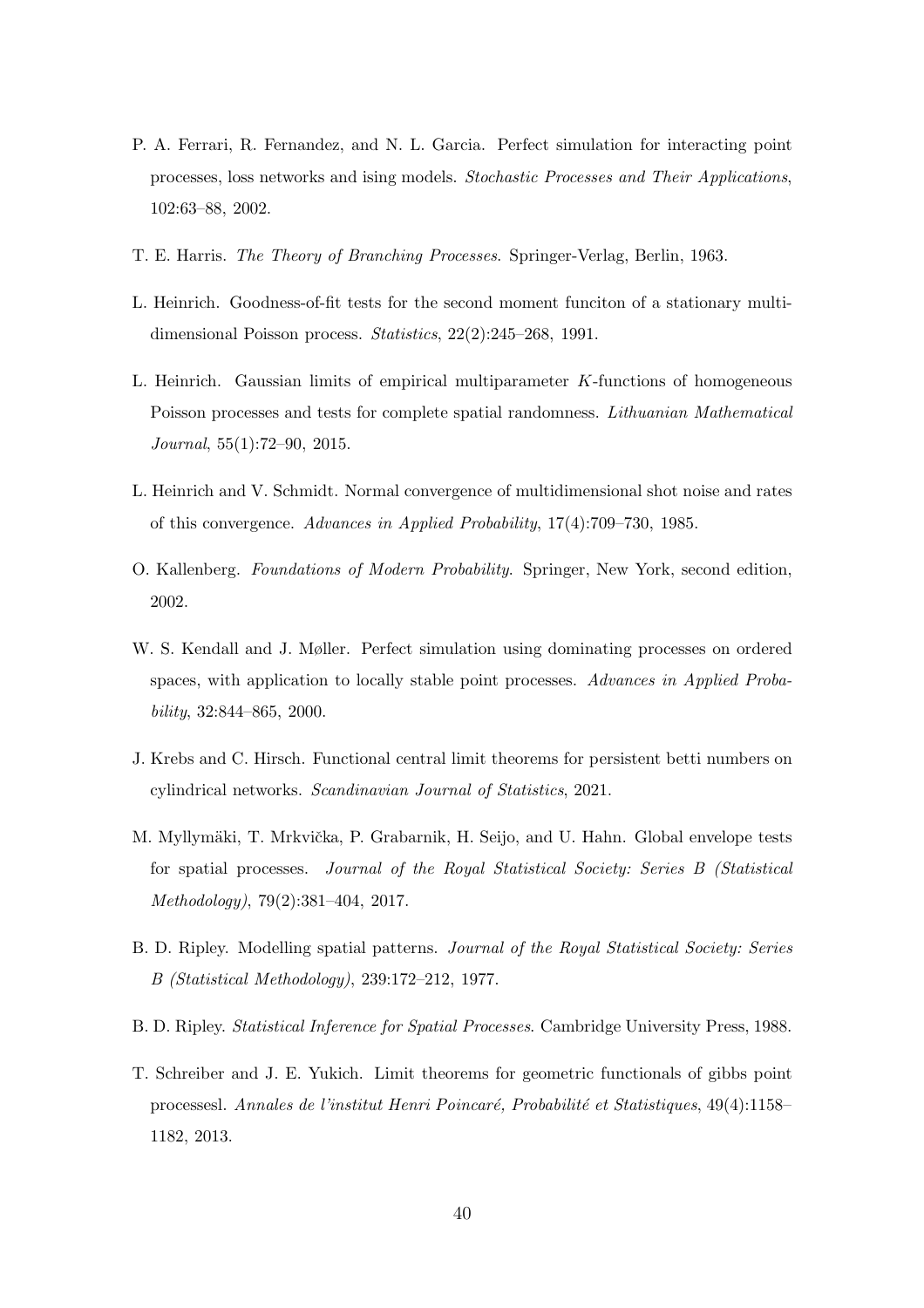P. A. Ferrari, R. Fernandez, and N. L. Garcia. Perfect simulation for interacting point processes, loss networks and ising models. *Stochastic Processes and Their Applications*, 102:63–88, 2002.

T. E. Harris. *The Theory of Branching Processes*. Springer-Verlag, Berlin, 1963.

L. Heinrich. Goodness-of-fit tests for the second moment funciton of a stationary multidimensional Poisson process. *Statistics*, 22(2):245–268, 1991.

L. Heinrich. Gaussian limits of empirical multiparameter $K$-functions of homogeneous Poisson processes and tests for complete spatial randomness. *Lithuanian Mathematical Journal*, 55(1):72–90, 2015.

L. Heinrich and V. Schmidt. Normal convergence of multidimensional shot noise and rates of this convergence. *Advances in Applied Probability*, 17(4):709–730, 1985.

O. Kallenberg. *Foundations of Modern Probability*. Springer, New York, second edition, 2002.

W. S. Kendall and J. Møller. Perfect simulation using dominating processes on ordered spaces, with application to locally stable point processes. *Advances in Applied Probability*, 32:844–865, 2000.

J. Krebs and C. Hirsch. Functional central limit theorems for persistent betti numbers on cylindrical networks. *Scandinavian Journal of Statistics*, 2021.

M. Myllymäki, T. Mrkvička, P. Grabarnik, H. Seijo, and U. Hahn. Global envelope tests for spatial processes. *Journal of the Royal Statistical Society: Series B (Statistical Methodology)*, 79(2):381–404, 2017.

B. D. Ripley. Modelling spatial patterns. *Journal of the Royal Statistical Society: Series B (Statistical Methodology)*, 239:172–212, 1977.

B. D. Ripley. *Statistical Inference for Spatial Processes*. Cambridge University Press, 1988.

T. Schreiber and J. E. Yukich. Limit theorems for geometric functionals of gibbs point processesl. *Annales de l'institut Henri Poincaré, Probabilité et Statistiques*, 49(4):1158–1182, 2013.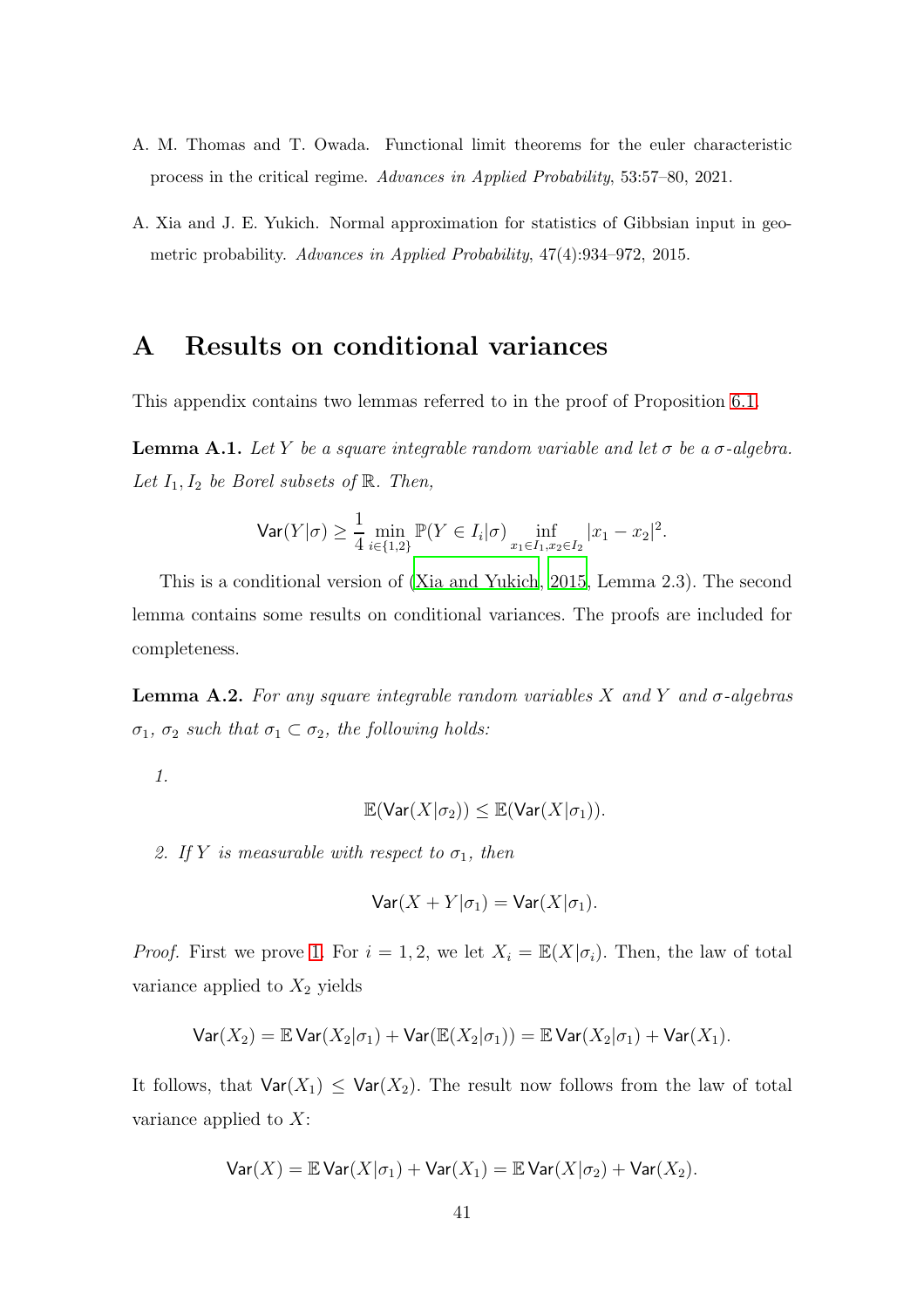A. M. Thomas and T. Owada. Functional limit theorems for the euler characteristic process in the critical regime. *Advances in Applied Probability*, 53:57–80, 2021.

A. Xia and J. E. Yukich. Normal approximation for statistics of Gibbsian input in geometric probability. *Advances in Applied Probability*, 47(4):934–972, 2015.

# A Results on conditional variances

This appendix contains two lemmas referred to in the proof of Proposition 6.1.

**Lemma A.1.** *Let $Y$ be a square integrable random variable and let $\sigma$ be a $\sigma$-algebra. Let $I_1, I_2$ be Borel subsets of $\mathbb{R}$. Then,*

$$\mathsf{Var}(Y|\sigma) \geq \frac{1}{4} \min_{i \in \{1,2\}} \mathbb{P}(Y \in I_i|\sigma) \inf_{x_1 \in I_1, x_2 \in I_2} |x_1 - x_2|^2.$$

This is a conditional version of (Xia and Yukich, 2015, Lemma 2.3). The second lemma contains some results on conditional variances. The proofs are included for completeness.

**Lemma A.2.** *For any square integrable random variables $X$ and $Y$ and $\sigma$-algebras $\sigma_1$, $\sigma_2$ such that $\sigma_1 \subset \sigma_2$, the following holds:*

1. 
$$\mathbb{E}(\mathsf{Var}(X|\sigma_2)) \leq \mathbb{E}(\mathsf{Var}(X|\sigma_1)).$$

2. *If $Y$ is measurable with respect to $\sigma_1$, then*
$$\mathsf{Var}(X + Y|\sigma_1) = \mathsf{Var}(X|\sigma_1).$$

*Proof.* First we prove 1. For $i = 1, 2$, we let $X_i = \mathbb{E}(X|\sigma_i)$. Then, the law of total variance applied to $X_2$ yields

$$\mathsf{Var}(X_2) = \mathbb{E}\,\mathsf{Var}(X_2|\sigma_1) + \mathsf{Var}(\mathbb{E}(X_2|\sigma_1)) = \mathbb{E}\,\mathsf{Var}(X_2|\sigma_1) + \mathsf{Var}(X_1).$$

It follows, that $\mathsf{Var}(X_1) \leq \mathsf{Var}(X_2)$. The result now follows from the law of total variance applied to $X$:

$$\mathsf{Var}(X) = \mathbb{E}\,\mathsf{Var}(X|\sigma_1) + \mathsf{Var}(X_1) = \mathbb{E}\,\mathsf{Var}(X|\sigma_2) + \mathsf{Var}(X_2).$$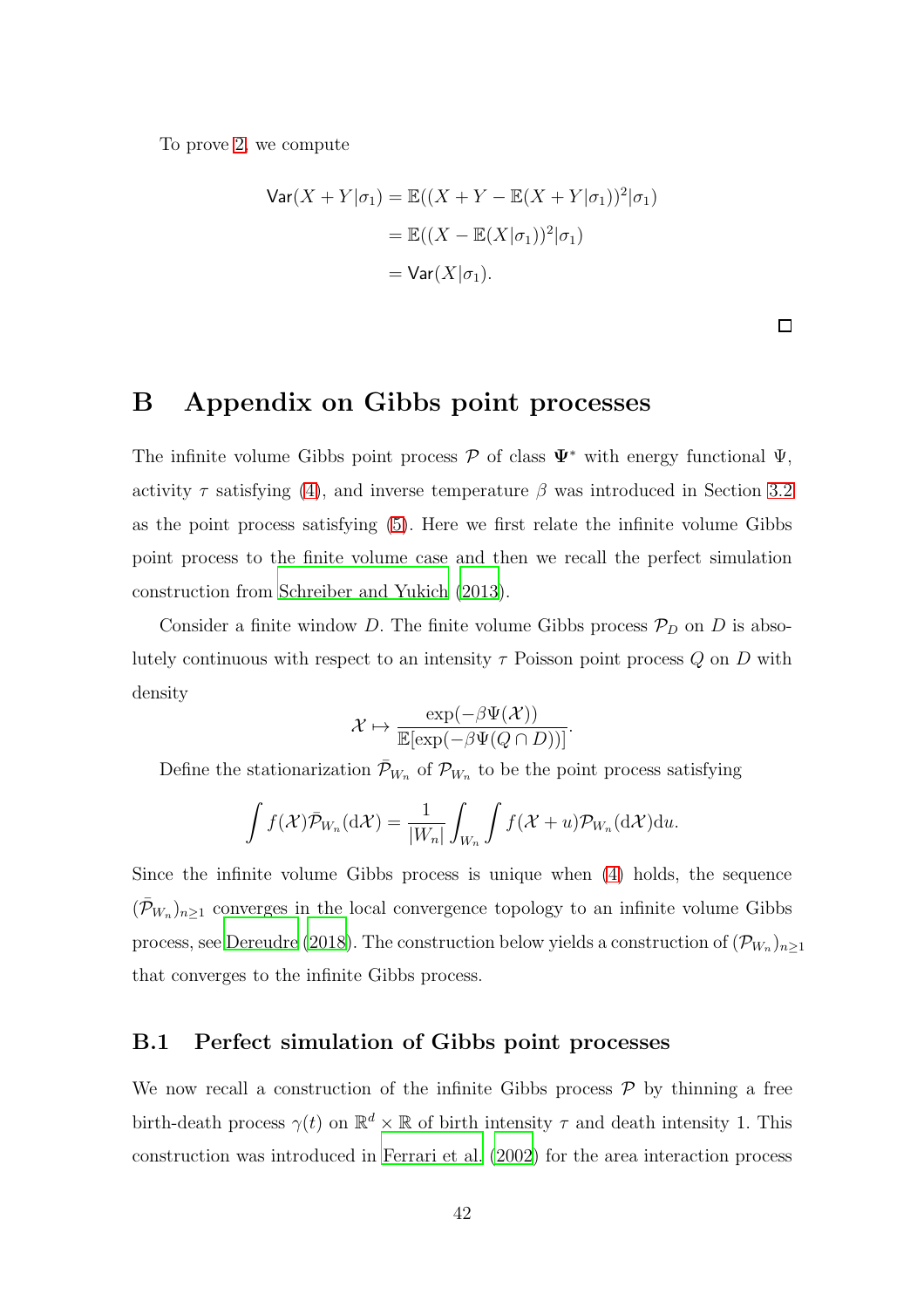To prove 2, we compute

$$
\begin{aligned}
\mathsf{Var}(X+Y|\sigma_1) &= \mathbb{E}((X+Y-\mathbb{E}(X+Y|\sigma_1))^2|\sigma_1) \\
&= \mathbb{E}((X-\mathbb{E}(X|\sigma_1))^2|\sigma_1) \\
&= \mathsf{Var}(X|\sigma_1).
\end{aligned}
$$

□

# B Appendix on Gibbs point processes

The infinite volume Gibbs point process $\mathcal{P}$ of class $\mathbf{\Psi}^*$ with energy functional $\Psi$, activity $\tau$ satisfying (4), and inverse temperature $\beta$ was introduced in Section 3.2 as the point process satisfying (5). Here we first relate the infinite volume Gibbs point process to the finite volume case and then we recall the perfect simulation construction from Schreiber and Yukich (2013).

Consider a finite window $D$. The finite volume Gibbs process $\mathcal{P}_D$ on $D$ is absolutely continuous with respect to an intensity $\tau$ Poisson point process $Q$ on $D$ with density

$$
\mathcal{X} \mapsto \frac{\exp(-\beta\Psi(\mathcal{X}))}{\mathbb{E}[\exp(-\beta\Psi(Q\cap D))]}.
$$

Define the stationarization $\bar{\mathcal{P}}_{W_n}$ of $\mathcal{P}_{W_n}$ to be the point process satisfying

$$
\int f(\mathcal{X})\bar{\mathcal{P}}_{W_n}(\mathrm{d}\mathcal{X}) = \frac{1}{|W_n|}\int_{W_n}\int f(\mathcal{X}+u)\mathcal{P}_{W_n}(\mathrm{d}\mathcal{X})\mathrm{d}u.
$$

Since the infinite volume Gibbs process is unique when (4) holds, the sequence $(\bar{\mathcal{P}}_{W_n})_{n\geq 1}$ converges in the local convergence topology to an infinite volume Gibbs process, see Dereudre (2018). The construction below yields a construction of $(\mathcal{P}_{W_n})_{n\geq 1}$ that converges to the infinite Gibbs process.

## B.1 Perfect simulation of Gibbs point processes

We now recall a construction of the infinite Gibbs process $\mathcal{P}$ by thinning a free birth-death process $\gamma(t)$ on $\mathbb{R}^d \times \mathbb{R}$ of birth intensity $\tau$ and death intensity 1. This construction was introduced in Ferrari et al. (2002) for the area interaction process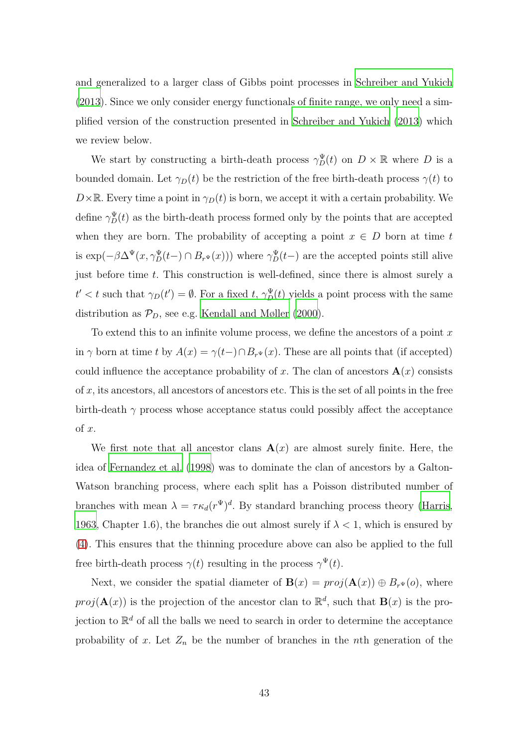and generalized to a larger class of Gibbs point processes in Schreiber and Yukich (2013). Since we only consider energy functionals of finite range, we only need a simplified version of the construction presented in Schreiber and Yukich (2013) which we review below.

We start by constructing a birth-death process $\gamma_D^\Psi(t)$ on $D \times \mathbb{R}$ where $D$ is a bounded domain. Let $\gamma_D(t)$ be the restriction of the free birth-death process $\gamma(t)$ to $D \times \mathbb{R}$. Every time a point in $\gamma_D(t)$ is born, we accept it with a certain probability. We define $\gamma_D^\Psi(t)$ as the birth-death process formed only by the points that are accepted when they are born. The probability of accepting a point $x \in D$ born at time $t$ is $\exp(-\beta \Delta^\Psi(x, \gamma_D^\Psi(t-) \cap B_{r^\Psi}(x)))$ where $\gamma_D^\Psi(t-)$ are the accepted points still alive just before time $t$. This construction is well-defined, since there is almost surely a $t' < t$ such that $\gamma_D(t') = \emptyset$. For a fixed $t$, $\gamma_D^\Psi(t)$ yields a point process with the same distribution as $\mathcal{P}_D$, see e.g. Kendall and Møller (2000).

To extend this to an infinite volume process, we define the ancestors of a point $x$ in $\gamma$ born at time $t$ by $A(x) = \gamma(t-) \cap B_{r^\Psi}(x)$. These are all points that (if accepted) could influence the acceptance probability of $x$. The clan of ancestors $\mathbf{A}(x)$ consists of $x$, its ancestors, all ancestors of ancestors etc. This is the set of all points in the free birth-death $\gamma$ process whose acceptance status could possibly affect the acceptance of $x$.

We first note that all ancestor clans $\mathbf{A}(x)$ are almost surely finite. Here, the idea of Fernandez et al. (1998) was to dominate the clan of ancestors by a Galton-Watson branching process, where each split has a Poisson distributed number of branches with mean $\lambda = \tau \kappa_d (r^\Psi)^d$. By standard branching process theory (Harris, 1963, Chapter 1.6), the branches die out almost surely if $\lambda < 1$, which is ensured by (4). This ensures that the thinning procedure above can also be applied to the full free birth-death process $\gamma(t)$ resulting in the process $\gamma^\Psi(t)$.

Next, we consider the spatial diameter of $\mathbf{B}(x) = proj(\mathbf{A}(x)) \oplus B_{r^\Psi}(o)$, where $proj(\mathbf{A}(x))$ is the projection of the ancestor clan to $\mathbb{R}^d$, such that $\mathbf{B}(x)$ is the projection to $\mathbb{R}^d$ of all the balls we need to search in order to determine the acceptance probability of $x$. Let $Z_n$ be the number of branches in the $n$th generation of the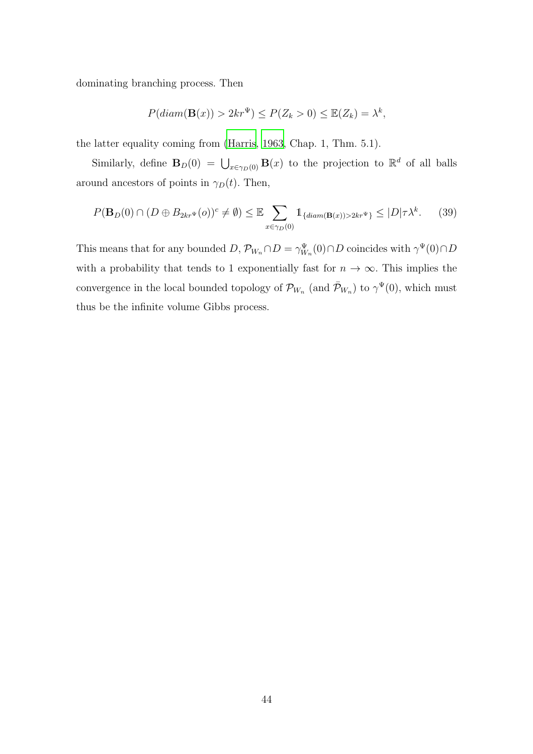dominating branching process. Then

$$P(diam(\mathbf{B}(x)) > 2kr^{\Psi}) \leq P(Z_k > 0) \leq \mathbb{E}(Z_k) = \lambda^k,$$

the latter equality coming from (Harris, 1963, Chap. 1, Thm. 5.1).

Similarly, define $\mathbf{B}_D(0) = \bigcup_{x \in \gamma_D(0)} \mathbf{B}(x)$ to the projection to $\mathbb{R}^d$ of all balls around ancestors of points in $\gamma_D(t)$. Then,

$$P(\mathbf{B}_D(0) \cap (D \oplus B_{2kr^{\Psi}}(o))^c \neq \emptyset) \leq \mathbb{E} \sum_{x \in \gamma_D(0)} \mathbb{1}_{\{diam(\mathbf{B}(x)) > 2kr^{\Psi}\}} \leq |D|\tau\lambda^k. \tag{39}$$

This means that for any bounded $D$, $\mathcal{P}_{W_n} \cap D = \gamma^{\Psi}_{W_n}(0) \cap D$ coincides with $\gamma^{\Psi}(0) \cap D$ with a probability that tends to 1 exponentially fast for $n \to \infty$. This implies the convergence in the local bounded topology of $\mathcal{P}_{W_n}$ (and $\bar{\mathcal{P}}_{W_n}$) to $\gamma^{\Psi}(0)$, which must thus be the infinite volume Gibbs process.